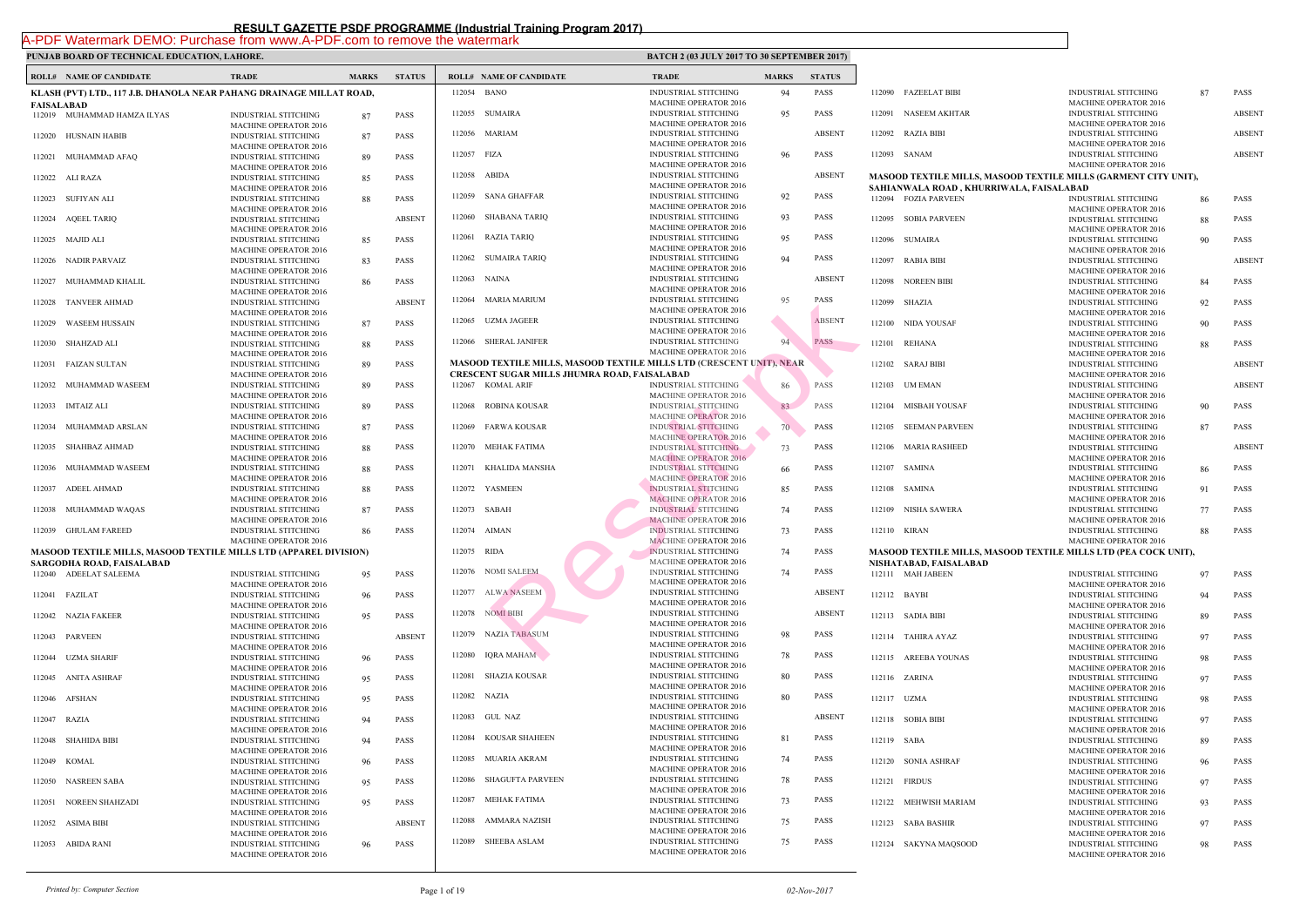# RESULT GAZETTE PSDF PROGRAMME (Industrial Training Program 2017)

A-PDF Watermark DEMO: Purchase from www.A-PDF.com to remove the watermark

**PUNJAB BOARD OF TECHNICAL EDUCATION, LAHORE.** | **BATCH 2 (03 JULY 2017 TO 30 SEPTEMBER 2017)**

| ROLL# | NAME OF CANDIDATE | TRADE | MARKS | STATUS |
|---|---|---|---|---|
| **KLASH (PVT) LTD., 117 J.B. DHANOLA NEAR PAHANG DRAINAGE MILLAT ROAD, FAISALABAD** | | | | |
| 112019 | MUHAMMAD HAMZA ILYAS | INDUSTRIAL STITCHING MACHINE OPERATOR 2016 | 87 | PASS |
| 112020 | HUSNAIN HABIB | INDUSTRIAL STITCHING MACHINE OPERATOR 2016 | 87 | PASS |
| 112021 | MUHAMMAD AFAQ | INDUSTRIAL STITCHING MACHINE OPERATOR 2016 | 89 | PASS |
| 112022 | ALI RAZA | INDUSTRIAL STITCHING MACHINE OPERATOR 2016 | 85 | PASS |
| 112023 | SUFIYAN ALI | INDUSTRIAL STITCHING MACHINE OPERATOR 2016 | 88 | PASS |
| 112024 | AQEEL TARIQ | INDUSTRIAL STITCHING MACHINE OPERATOR 2016 | | ABSENT |
| 112025 | MAJID ALI | INDUSTRIAL STITCHING MACHINE OPERATOR 2016 | 85 | PASS |
| 112026 | NADIR PARVAIZ | INDUSTRIAL STITCHING MACHINE OPERATOR 2016 | 83 | PASS |
| 112027 | MUHAMMAD KHALIL | INDUSTRIAL STITCHING MACHINE OPERATOR 2016 | 86 | PASS |
| 112028 | TANVEER AHMAD | INDUSTRIAL STITCHING MACHINE OPERATOR 2016 | | ABSENT |
| 112029 | WASEEM HUSSAIN | INDUSTRIAL STITCHING MACHINE OPERATOR 2016 | 87 | PASS |
| 112030 | SHAHZAD ALI | INDUSTRIAL STITCHING MACHINE OPERATOR 2016 | 88 | PASS |
| 112031 | FAIZAN SULTAN | INDUSTRIAL STITCHING MACHINE OPERATOR 2016 | 89 | PASS |
| 112032 | MUHAMMAD WASEEM | INDUSTRIAL STITCHING MACHINE OPERATOR 2016 | 89 | PASS |
| 112033 | IMTAIZ ALI | INDUSTRIAL STITCHING MACHINE OPERATOR 2016 | 89 | PASS |
| 112034 | MUHAMMAD ARSLAN | INDUSTRIAL STITCHING MACHINE OPERATOR 2016 | 87 | PASS |
| 112035 | SHAHBAZ AHMAD | INDUSTRIAL STITCHING MACHINE OPERATOR 2016 | 88 | PASS |
| 112036 | MUHAMMAD WASEEM | INDUSTRIAL STITCHING MACHINE OPERATOR 2016 | 88 | PASS |
| 112037 | ADEEL AHMAD | INDUSTRIAL STITCHING MACHINE OPERATOR 2016 | 88 | PASS |
| 112038 | MUHAMMAD WAQAS | INDUSTRIAL STITCHING MACHINE OPERATOR 2016 | 87 | PASS |
| 112039 | GHULAM FAREED | INDUSTRIAL STITCHING MACHINE OPERATOR 2016 | 86 | PASS |
| **MASOOD TEXTILE MILLS, MASOOD TEXTILE MILLS LTD (APPAREL DIVISION) SARGODHA ROAD, FAISALABAD** | | | | |
| 112040 | ADEELAT SALEEMA | INDUSTRIAL STITCHING MACHINE OPERATOR 2016 | 95 | PASS |
| 112041 | FAZILAT | INDUSTRIAL STITCHING MACHINE OPERATOR 2016 | 96 | PASS |
| 112042 | NAZIA FAKEER | INDUSTRIAL STITCHING MACHINE OPERATOR 2016 | 95 | PASS |
| 112043 | PARVEEN | INDUSTRIAL STITCHING MACHINE OPERATOR 2016 | | ABSENT |
| 112044 | UZMA SHARIF | INDUSTRIAL STITCHING MACHINE OPERATOR 2016 | 96 | PASS |
| 112045 | ANITA ASHRAF | INDUSTRIAL STITCHING MACHINE OPERATOR 2016 | 95 | PASS |
| 112046 | AFSHAN | INDUSTRIAL STITCHING MACHINE OPERATOR 2016 | 95 | PASS |
| 112047 | RAZIA | INDUSTRIAL STITCHING MACHINE OPERATOR 2016 | 94 | PASS |
| 112048 | SHAHIDA BIBI | INDUSTRIAL STITCHING MACHINE OPERATOR 2016 | 94 | PASS |
| 112049 | KOMAL | INDUSTRIAL STITCHING MACHINE OPERATOR 2016 | 96 | PASS |
| 112050 | NASREEN SABA | INDUSTRIAL STITCHING MACHINE OPERATOR 2016 | 95 | PASS |
| 112051 | NOREEN SHAHZADI | INDUSTRIAL STITCHING MACHINE OPERATOR 2016 | 95 | PASS |
| 112052 | ASIMA BIBI | INDUSTRIAL STITCHING MACHINE OPERATOR 2016 | | ABSENT |
| 112053 | ABIDA RANI | INDUSTRIAL STITCHING MACHINE OPERATOR 2016 | 96 | PASS |
| 112054 | BANO | INDUSTRIAL STITCHING MACHINE OPERATOR 2016 | 94 | PASS |
| 112055 | SUMAIRA | INDUSTRIAL STITCHING MACHINE OPERATOR 2016 | 95 | PASS |
| 112056 | MARIAM | INDUSTRIAL STITCHING MACHINE OPERATOR 2016 | | ABSENT |
| 112057 | FIZA | INDUSTRIAL STITCHING MACHINE OPERATOR 2016 | 96 | PASS |
| 112058 | ABIDA | INDUSTRIAL STITCHING MACHINE OPERATOR 2016 | | ABSENT |
| 112059 | SANA GHAFFAR | INDUSTRIAL STITCHING MACHINE OPERATOR 2016 | 92 | PASS |
| 112060 | SHABANA TARIQ | INDUSTRIAL STITCHING MACHINE OPERATOR 2016 | 93 | PASS |
| 112061 | RAZIA TARIQ | INDUSTRIAL STITCHING MACHINE OPERATOR 2016 | 95 | PASS |
| 112062 | SUMAIRA TARIQ | INDUSTRIAL STITCHING MACHINE OPERATOR 2016 | 94 | PASS |
| 112063 | NAINA | INDUSTRIAL STITCHING MACHINE OPERATOR 2016 | | ABSENT |
| 112064 | MARIA MARIUM | INDUSTRIAL STITCHING MACHINE OPERATOR 2016 | 95 | PASS |
| 112065 | UZMA JAGEER | INDUSTRIAL STITCHING MACHINE OPERATOR 2016 | | ABSENT |
| 112066 | SHERAL JANIFER | INDUSTRIAL STITCHING MACHINE OPERATOR 2016 | 94 | PASS |
| **MASOOD TEXTILE MILLS, MASOOD TEXTILE MILLS LTD (CRESCENT UNIT), NEAR CRESCENT SUGAR MILLS JHUMRA ROAD, FAISALABAD** | | | | |
| 112067 | KOMAL ARIF | INDUSTRIAL STITCHING MACHINE OPERATOR 2016 | 86 | PASS |
| 112068 | ROBINA KOUSAR | INDUSTRIAL STITCHING MACHINE OPERATOR 2016 | 83 | PASS |
| 112069 | FARWA KOUSAR | INDUSTRIAL STITCHING MACHINE OPERATOR 2016 | 70 | PASS |
| 112070 | MEHAK FATIMA | INDUSTRIAL STITCHING MACHINE OPERATOR 2016 | 73 | PASS |
| 112071 | KHALIDA MANSHA | INDUSTRIAL STITCHING MACHINE OPERATOR 2016 | 66 | PASS |
| 112072 | YASMEEN | INDUSTRIAL STITCHING MACHINE OPERATOR 2016 | 85 | PASS |
| 112073 | SABAH | INDUSTRIAL STITCHING MACHINE OPERATOR 2016 | 74 | PASS |
| 112074 | AIMAN | INDUSTRIAL STITCHING MACHINE OPERATOR 2016 | 73 | PASS |
| 112075 | RIDA | INDUSTRIAL STITCHING MACHINE OPERATOR 2016 | 74 | PASS |
| 112076 | NOMI SALEEM | INDUSTRIAL STITCHING MACHINE OPERATOR 2016 | 74 | PASS |
| 112077 | ALWA NASEEM | INDUSTRIAL STITCHING MACHINE OPERATOR 2016 | | ABSENT |
| 112078 | NOMI BIBI | INDUSTRIAL STITCHING MACHINE OPERATOR 2016 | | ABSENT |
| 112079 | NAZIA TABASUM | INDUSTRIAL STITCHING MACHINE OPERATOR 2016 | 98 | PASS |
| 112080 | IQRA MAHAM | INDUSTRIAL STITCHING MACHINE OPERATOR 2016 | 78 | PASS |
| 112081 | SHAZIA KOUSAR | INDUSTRIAL STITCHING MACHINE OPERATOR 2016 | 80 | PASS |
| 112082 | NAZIA | INDUSTRIAL STITCHING MACHINE OPERATOR 2016 | 80 | PASS |
| 112083 | GUL NAZ | INDUSTRIAL STITCHING MACHINE OPERATOR 2016 | | ABSENT |
| 112084 | KOUSAR SHAHEEN | INDUSTRIAL STITCHING MACHINE OPERATOR 2016 | 81 | PASS |
| 112085 | MUARIA AKRAM | INDUSTRIAL STITCHING MACHINE OPERATOR 2016 | 74 | PASS |
| 112086 | SHAGUFTA PARVEEN | INDUSTRIAL STITCHING MACHINE OPERATOR 2016 | 78 | PASS |
| 112087 | MEHAK FATIMA | INDUSTRIAL STITCHING MACHINE OPERATOR 2016 | 73 | PASS |
| 112088 | AMMARA NAZISH | INDUSTRIAL STITCHING MACHINE OPERATOR 2016 | 75 | PASS |
| 112089 | SHEEBA ASLAM | INDUSTRIAL STITCHING MACHINE OPERATOR 2016 | 75 | PASS |
| 112090 | FAZEELAT BIBI | INDUSTRIAL STITCHING MACHINE OPERATOR 2016 | 87 | PASS |
| 112091 | NASEEM AKHTAR | INDUSTRIAL STITCHING MACHINE OPERATOR 2016 | | ABSENT |
| 112092 | RAZIA BIBI | INDUSTRIAL STITCHING MACHINE OPERATOR 2016 | | ABSENT |
| 112093 | SANAM | INDUSTRIAL STITCHING MACHINE OPERATOR 2016 | | ABSENT |
| **MASOOD TEXTILE MILLS, MASOOD TEXTILE MILLS (GARMENT CITY UNIT), SAHIANWALA ROAD , KHURRIWALA, FAISALABAD** | | | | |
| 112094 | FOZIA PARVEEN | INDUSTRIAL STITCHING MACHINE OPERATOR 2016 | 86 | PASS |
| 112095 | SOBIA PARVEEN | INDUSTRIAL STITCHING MACHINE OPERATOR 2016 | 88 | PASS |
| 112096 | SUMAIRA | INDUSTRIAL STITCHING MACHINE OPERATOR 2016 | 90 | PASS |
| 112097 | RABIA BIBI | INDUSTRIAL STITCHING MACHINE OPERATOR 2016 | | ABSENT |
| 112098 | NOREEN BIBI | INDUSTRIAL STITCHING MACHINE OPERATOR 2016 | 84 | PASS |
| 112099 | SHAZIA | INDUSTRIAL STITCHING MACHINE OPERATOR 2016 | 92 | PASS |
| 112100 | NIDA YOUSAF | INDUSTRIAL STITCHING MACHINE OPERATOR 2016 | 90 | PASS |
| 112101 | REHANA | INDUSTRIAL STITCHING MACHINE OPERATOR 2016 | 88 | PASS |
| 112102 | SARAJ BIBI | INDUSTRIAL STITCHING MACHINE OPERATOR 2016 | | ABSENT |
| 112103 | UM EMAN | INDUSTRIAL STITCHING MACHINE OPERATOR 2016 | | ABSENT |
| 112104 | MISBAH YOUSAF | INDUSTRIAL STITCHING MACHINE OPERATOR 2016 | 90 | PASS |
| 112105 | SEEMAN PARVEEN | INDUSTRIAL STITCHING MACHINE OPERATOR 2016 | 87 | PASS |
| 112106 | MARIA RASHEED | INDUSTRIAL STITCHING MACHINE OPERATOR 2016 | | ABSENT |
| 112107 | SAMINA | INDUSTRIAL STITCHING MACHINE OPERATOR 2016 | 86 | PASS |
| 112108 | SAMINA | INDUSTRIAL STITCHING MACHINE OPERATOR 2016 | 91 | PASS |
| 112109 | NISHA SAWERA | INDUSTRIAL STITCHING MACHINE OPERATOR 2016 | 77 | PASS |
| 112110 | KIRAN | INDUSTRIAL STITCHING MACHINE OPERATOR 2016 | 88 | PASS |
| **MASOOD TEXTILE MILLS, MASOOD TEXTILE MILLS LTD (PEA COCK UNIT), NISHATABAD, FAISALABAD** | | | | |
| 112111 | MAH JABEEN | INDUSTRIAL STITCHING MACHINE OPERATOR 2016 | 97 | PASS |
| 112112 | BAYBI | INDUSTRIAL STITCHING MACHINE OPERATOR 2016 | 94 | PASS |
| 112113 | SADIA BIBI | INDUSTRIAL STITCHING MACHINE OPERATOR 2016 | 89 | PASS |
| 112114 | TAHIRA AYAZ | INDUSTRIAL STITCHING MACHINE OPERATOR 2016 | 97 | PASS |
| 112115 | AREEBA YOUNAS | INDUSTRIAL STITCHING MACHINE OPERATOR 2016 | 98 | PASS |
| 112116 | ZARINA | INDUSTRIAL STITCHING MACHINE OPERATOR 2016 | 97 | PASS |
| 112117 | UZMA | INDUSTRIAL STITCHING MACHINE OPERATOR 2016 | 98 | PASS |
| 112118 | SOBIA BIBI | INDUSTRIAL STITCHING MACHINE OPERATOR 2016 | 97 | PASS |
| 112119 | SABA | INDUSTRIAL STITCHING MACHINE OPERATOR 2016 | 89 | PASS |
| 112120 | SONIA ASHRAF | INDUSTRIAL STITCHING MACHINE OPERATOR 2016 | 96 | PASS |
| 112121 | FIRDUS | INDUSTRIAL STITCHING MACHINE OPERATOR 2016 | 97 | PASS |
| 112122 | MEHWISH MARIAM | INDUSTRIAL STITCHING MACHINE OPERATOR 2016 | 93 | PASS |
| 112123 | SABA BASHIR | INDUSTRIAL STITCHING MACHINE OPERATOR 2016 | 97 | PASS |
| 112124 | SAKYNA MAQSOOD | INDUSTRIAL STITCHING MACHINE OPERATOR 2016 | 98 | PASS |

*Printed by: Computer Section* | *02-Nov-2017*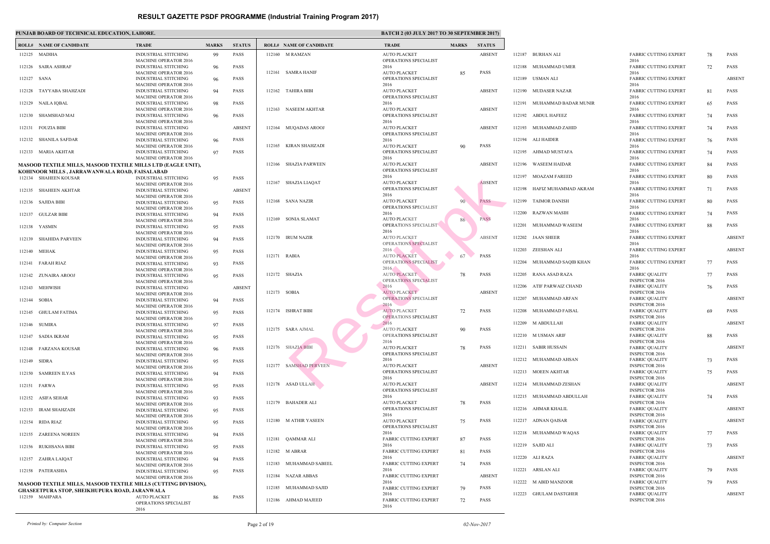# RESULT GAZETTE PSDF PROGRAMME (Industrial Training Program 2017)

**PUNJAB BOARD OF TECHNICAL EDUCATION, LAHORE.**

**BATCH 2 (03 JULY 2017 TO 30 SEPTEMBER 2017)**

| ROLL# | NAME OF CANDIDATE | TRADE | MARKS | STATUS |
|---|---|---|---|---|
| 112125 | MADIHA | INDUSTRIAL STITCHING MACHINE OPERATOR 2016 | 99 | PASS |
| 112126 | SAIRA ASHRAF | INDUSTRIAL STITCHING MACHINE OPERATOR 2016 | 96 | PASS |
| 112127 | SANA | INDUSTRIAL STITCHING MACHINE OPERATOR 2016 | 96 | PASS |
| 112128 | TAYYABA SHAHZADI | INDUSTRIAL STITCHING MACHINE OPERATOR 2016 | 94 | PASS |
| 112129 | NAILA IQBAL | INDUSTRIAL STITCHING MACHINE OPERATOR 2016 | 98 | PASS |
| 112130 | SHAMSHAD MAI | INDUSTRIAL STITCHING MACHINE OPERATOR 2016 | 96 | PASS |
| 112131 | FOUZIA BIBI | INDUSTRIAL STITCHING MACHINE OPERATOR 2016 | | ABSENT |
| 112132 | SHANILA SAFDAR | INDUSTRIAL STITCHING MACHINE OPERATOR 2016 | 96 | PASS |
| 112133 | MARIA AKHTAR | INDUSTRIAL STITCHING MACHINE OPERATOR 2016 | 97 | PASS |

**MASOOD TEXTILE MILLS, MASOOD TEXTILE MILLS LTD (EAGLE UNIT), KOHINOOR MILLS , JARRAWANWALA ROAD, FAISALABAD**

| ROLL# | NAME OF CANDIDATE | TRADE | MARKS | STATUS |
|---|---|---|---|---|
| 112134 | SHAHEEN KOUSAR | INDUSTRIAL STITCHING MACHINE OPERATOR 2016 | 95 | PASS |
| 112135 | SHAHEEN AKHTAR | INDUSTRIAL STITCHING MACHINE OPERATOR 2016 | | ABSENT |
| 112136 | SAJIDA BIBI | INDUSTRIAL STITCHING MACHINE OPERATOR 2016 | 95 | PASS |
| 112137 | GULZAR BIBI | INDUSTRIAL STITCHING MACHINE OPERATOR 2016 | 94 | PASS |
| 112138 | YASMIN | INDUSTRIAL STITCHING MACHINE OPERATOR 2016 | 95 | PASS |
| 112139 | SHAHIDA PARVEEN | INDUSTRIAL STITCHING MACHINE OPERATOR 2016 | 94 | PASS |
| 112140 | MEHAK | INDUSTRIAL STITCHING MACHINE OPERATOR 2016 | 95 | PASS |
| 112141 | FARAH RIAZ | INDUSTRIAL STITCHING MACHINE OPERATOR 2016 | 93 | PASS |
| 112142 | ZUNAIRA AROOJ | INDUSTRIAL STITCHING MACHINE OPERATOR 2016 | 95 | PASS |
| 112143 | MEHWISH | INDUSTRIAL STITCHING MACHINE OPERATOR 2016 | | ABSENT |
| 112144 | SOBIA | INDUSTRIAL STITCHING MACHINE OPERATOR 2016 | 94 | PASS |
| 112145 | GHULAM FATIMA | INDUSTRIAL STITCHING MACHINE OPERATOR 2016 | 95 | PASS |
| 112146 | SUMIRA | INDUSTRIAL STITCHING MACHINE OPERATOR 2016 | 97 | PASS |
| 112147 | SADIA IKRAM | INDUSTRIAL STITCHING MACHINE OPERATOR 2016 | 95 | PASS |
| 112148 | FARZANA KOUSAR | INDUSTRIAL STITCHING MACHINE OPERATOR 2016 | 96 | PASS |
| 112149 | SIDRA | INDUSTRIAL STITCHING MACHINE OPERATOR 2016 | 95 | PASS |
| 112150 | SAMREEN ILYAS | INDUSTRIAL STITCHING MACHINE OPERATOR 2016 | 94 | PASS |
| 112151 | FARWA | INDUSTRIAL STITCHING MACHINE OPERATOR 2016 | 95 | PASS |
| 112152 | ASIFA SEHAR | INDUSTRIAL STITCHING MACHINE OPERATOR 2016 | 93 | PASS |
| 112153 | IRAM SHAHZADI | INDUSTRIAL STITCHING MACHINE OPERATOR 2016 | 95 | PASS |
| 112154 | RIDA RIAZ | INDUSTRIAL STITCHING MACHINE OPERATOR 2016 | 95 | PASS |
| 112155 | ZAREENA NOREEN | INDUSTRIAL STITCHING MACHINE OPERATOR 2016 | 94 | PASS |
| 112156 | RUKHSANA BIBI | INDUSTRIAL STITCHING MACHINE OPERATOR 2016 | 95 | PASS |
| 112157 | ZAHRA LAIQAT | INDUSTRIAL STITCHING MACHINE OPERATOR 2016 | 94 | PASS |
| 112158 | PATERASHIA | INDUSTRIAL STITCHING MACHINE OPERATOR 2016 | 95 | PASS |

**MASOOD TEXTILE MILLS, MASOOD TEXTILE MILLS (CUTTING DIVISION), GHASEETPURA STOP, SHEIKHUPURA ROAD, JARANWALA**

| ROLL# | NAME OF CANDIDATE | TRADE | MARKS | STATUS |
|---|---|---|---|---|
| 112159 | MAHPARA | AUTO PLACKET OPERATIONS SPECIALIST 2016 | 86 | PASS |
| 112160 | M RAMZAN | AUTO PLACKET OPERATIONS SPECIALIST 2016 | | ABSENT |
| 112161 | SAMRA HANIF | AUTO PLACKET OPERATIONS SPECIALIST 2016 | 85 | PASS |
| 112162 | TAHIRA BIBI | AUTO PLACKET OPERATIONS SPECIALIST 2016 | | ABSENT |
| 112163 | NASEEM AKHTAR | AUTO PLACKET OPERATIONS SPECIALIST 2016 | | ABSENT |
| 112164 | MUQADAS AROOJ | AUTO PLACKET OPERATIONS SPECIALIST 2016 | | ABSENT |
| 112165 | KIRAN SHAHZADI | AUTO PLACKET OPERATIONS SPECIALIST 2016 | 90 | PASS |
| 112166 | SHAZIA PARWEEN | AUTO PLACKET OPERATIONS SPECIALIST 2016 | | ABSENT |
| 112167 | SHAZIA LIAQAT | AUTO PLACKET OPERATIONS SPECIALIST 2016 | | ABSENT |
| 112168 | SANA NAZIR | AUTO PLACKET OPERATIONS SPECIALIST 2016 | 90 | PASS |
| 112169 | SONIA SLAMAT | AUTO PLACKET OPERATIONS SPECIALIST 2016 | 86 | PASS |
| 112170 | IRUM NAZIR | AUTO PLACKET OPERATIONS SPECIALIST 2016 | | ABSENT |
| 112171 | RABIA | AUTO PLACKET OPERATIONS SPECIALIST 2016 | 67 | PASS |
| 112172 | SHAZIA | AUTO PLACKET OPERATIONS SPECIALIST 2016 | 78 | PASS |
| 112173 | SOBIA | AUTO PLACKET OPERATIONS SPECIALIST 2016 | | ABSENT |
| 112174 | ISHRAT BIBI | AUTO PLACKET OPERATIONS SPECIALIST 2016 | 72 | PASS |
| 112175 | SARA AJMAL | AUTO PLACKET OPERATIONS SPECIALIST 2016 | 90 | PASS |
| 112176 | SHAZIA BIBI | AUTO PLACKET OPERATIONS SPECIALIST 2016 | 78 | PASS |
| 112177 | SAMSHAD PERVEEN | AUTO PLACKET OPERATIONS SPECIALIST 2016 | | ABSENT |
| 112178 | ASAD ULLAH | AUTO PLACKET OPERATIONS SPECIALIST 2016 | | ABSENT |
| 112179 | BAHADER ALI | AUTO PLACKET OPERATIONS SPECIALIST 2016 | 78 | PASS |
| 112180 | M ATHIR YASEEN | AUTO PLACKET OPERATIONS SPECIALIST 2016 | 75 | PASS |
| 112181 | QAMMAR ALI | FABRIC CUTTING EXPERT 2016 | 87 | PASS |
| 112182 | M ABRAR | FABRIC CUTTING EXPERT 2016 | 81 | PASS |
| 112183 | MUHAMMAD SABEEL | FABRIC CUTTING EXPERT 2016 | 74 | PASS |
| 112184 | NAZAR ABBAS | FABRIC CUTTING EXPERT 2016 | | ABSENT |
| 112185 | MUHAMMAD SAJID | FABRIC CUTTING EXPERT 2016 | 79 | PASS |
| 112186 | AHMAD MAJEED | FABRIC CUTTING EXPERT 2016 | 72 | PASS |
| 112187 | BURHAN ALI | FABRIC CUTTING EXPERT 2016 | 78 | PASS |
| 112188 | MUHAMMAD UMER | FABRIC CUTTING EXPERT 2016 | 72 | PASS |
| 112189 | USMAN ALI | FABRIC CUTTING EXPERT 2016 | | ABSENT |
| 112190 | MUDASER NAZAR | FABRIC CUTTING EXPERT 2016 | 81 | PASS |
| 112191 | MUHAMMAD BADAR MUNIR | FABRIC CUTTING EXPERT 2016 | 65 | PASS |
| 112192 | ABDUL HAFEEZ | FABRIC CUTTING EXPERT 2016 | 74 | PASS |
| 112193 | MUHAMMAD ZAHID | FABRIC CUTTING EXPERT 2016 | 74 | PASS |
| 112194 | ALI HAIDER | FABRIC CUTTING EXPERT 2016 | 76 | PASS |
| 112195 | AHMAD MUSTAFA | FABRIC CUTTING EXPERT 2016 | 74 | PASS |
| 112196 | WASEEM HAIDAR | FABRIC CUTTING EXPERT 2016 | 84 | PASS |
| 112197 | MOAZAM FAREED | FABRIC CUTTING EXPERT 2016 | 80 | PASS |
| 112198 | HAFIZ MUHAMMAD AKRAM | FABRIC CUTTING EXPERT 2016 | 71 | PASS |
| 112199 | TAIMOR DANISH | FABRIC CUTTING EXPERT 2016 | 80 | PASS |
| 112200 | RAZWAN MASIH | FABRIC CUTTING EXPERT 2016 | 74 | PASS |
| 112201 | MUHAMMAD WASEEM | FABRIC CUTTING EXPERT 2016 | 88 | PASS |
| 112202 | JAAN SHEER | FABRIC CUTTING EXPERT 2016 | | ABSENT |
| 112203 | ZEESHAN ALI | FABRIC CUTTING EXPERT 2016 | | ABSENT |
| 112204 | MUHAMMAD SAQIB KHAN | FABRIC CUTTING EXPERT 2016 | 77 | PASS |
| 112205 | RANA ASAD RAZA | FABRIC QUALITY INSPECTOR 2016 | 77 | PASS |
| 112206 | ATIF PARWAIZ CHAND | FABRIC QUALITY INSPECTOR 2016 | 76 | PASS |
| 112207 | MUHAMMAD ARFAN | FABRIC QUALITY INSPECTOR 2016 | | ABSENT |
| 112208 | MUHAMMAD FAISAL | FABRIC QUALITY INSPECTOR 2016 | 69 | PASS |
| 112209 | M ABDULLAH | FABRIC QUALITY INSPECTOR 2016 | | ABSENT |
| 112210 | M USMAN ARIF | FABRIC QUALITY INSPECTOR 2016 | 88 | PASS |
| 112211 | SABIR HUSSAIN | FABRIC QUALITY INSPECTOR 2016 | | ABSENT |
| 112212 | MUHAMMAD AHSAN | FABRIC QUALITY INSPECTOR 2016 | 73 | PASS |
| 112213 | MOEEN AKHTAR | FABRIC QUALITY INSPECTOR 2016 | 75 | PASS |
| 112214 | MUHAMMAD ZESHAN | FABRIC QUALITY INSPECTOR 2016 | | ABSENT |
| 112215 | MUHAMMAD ABDULLAH | FABRIC QUALITY INSPECTOR 2016 | 74 | PASS |
| 112216 | AHMAR KHALIL | FABRIC QUALITY INSPECTOR 2016 | | ABSENT |
| 112217 | ADNAN QAISAR | FABRIC QUALITY INSPECTOR 2016 | | ABSENT |
| 112218 | MUHAMMAD WAQAS | FABRIC QUALITY INSPECTOR 2016 | 77 | PASS |
| 112219 | SAJID ALI | FABRIC QUALITY INSPECTOR 2016 | 73 | PASS |
| 112220 | ALI RAZA | FABRIC QUALITY INSPECTOR 2016 | | ABSENT |
| 112221 | ARSLAN ALI | FABRIC QUALITY INSPECTOR 2016 | 79 | PASS |
| 112222 | M ABID MANZOOR | FABRIC QUALITY INSPECTOR 2016 | 79 | PASS |
| 112223 | GHULAM DASTGHER | FABRIC QUALITY INSPECTOR 2016 | | ABSENT |

*Printed by: Computer Section* — *02-Nov-2017*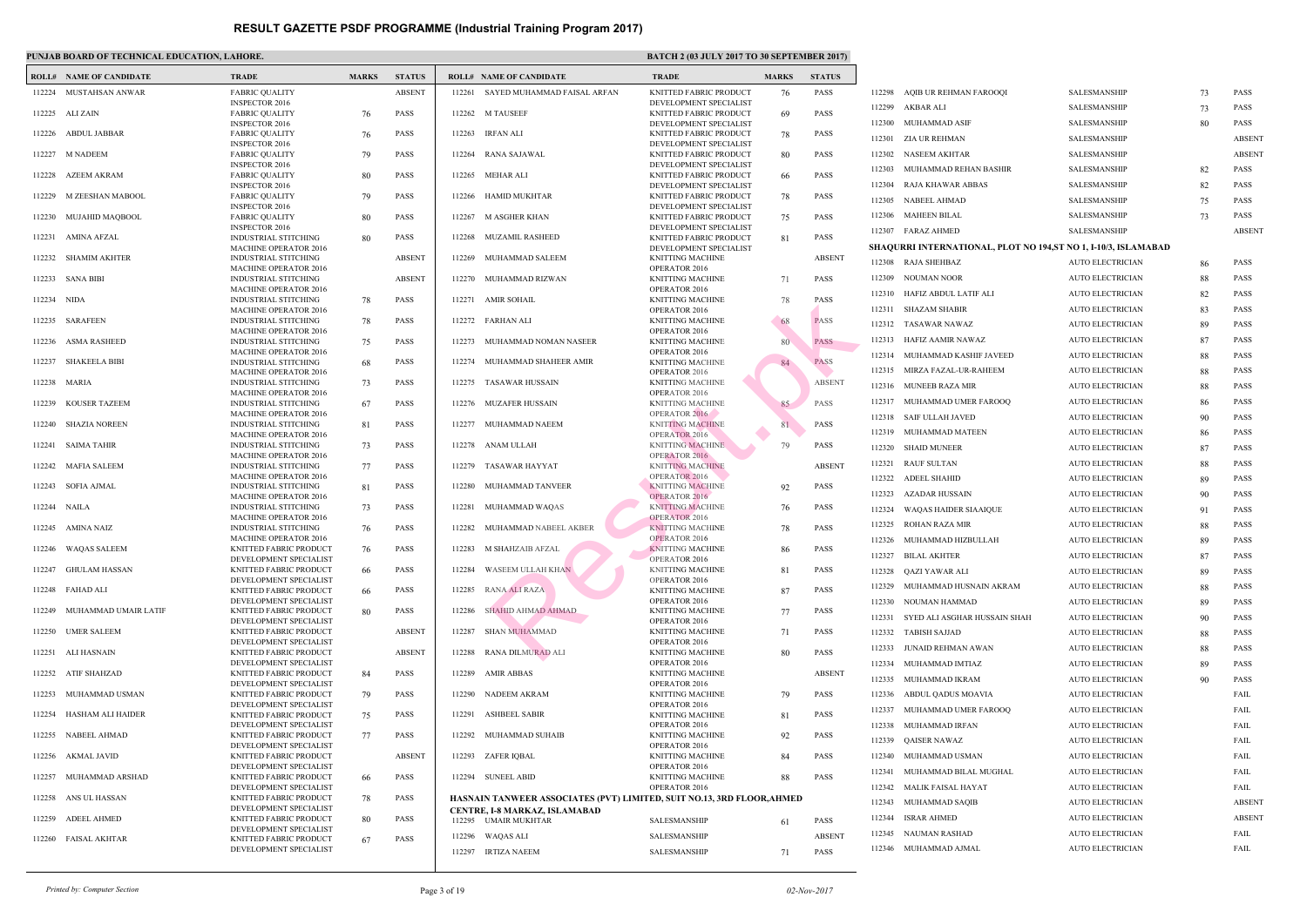# RESULT GAZETTE PSDF PROGRAMME (Industrial Training Program 2017)

**PUNJAB BOARD OF TECHNICAL EDUCATION, LAHORE.**

**BATCH 2 (03 JULY 2017 TO 30 SEPTEMBER 2017)**

| ROLL# | NAME OF CANDIDATE | TRADE | MARKS | STATUS |
|---|---|---|---|---|
| 112224 | MUSTAHSAN ANWAR | FABRIC QUALITY INSPECTOR 2016 | | ABSENT |
| 112225 | ALI ZAIN | FABRIC QUALITY INSPECTOR 2016 | 76 | PASS |
| 112226 | ABDUL JABBAR | FABRIC QUALITY INSPECTOR 2016 | 76 | PASS |
| 112227 | M NADEEM | FABRIC QUALITY INSPECTOR 2016 | 79 | PASS |
| 112228 | AZEEM AKRAM | FABRIC QUALITY INSPECTOR 2016 | 80 | PASS |
| 112229 | M ZEESHAN MABOOL | FABRIC QUALITY INSPECTOR 2016 | 79 | PASS |
| 112230 | MUJAHID MAQBOOL | FABRIC QUALITY INSPECTOR 2016 | 80 | PASS |
| 112231 | AMINA AFZAL | INDUSTRIAL STITCHING MACHINE OPERATOR 2016 | 80 | PASS |
| 112232 | SHAMIM AKHTER | INDUSTRIAL STITCHING MACHINE OPERATOR 2016 | | ABSENT |
| 112233 | SANA BIBI | INDUSTRIAL STITCHING MACHINE OPERATOR 2016 | | ABSENT |
| 112234 | NIDA | INDUSTRIAL STITCHING MACHINE OPERATOR 2016 | 78 | PASS |
| 112235 | SARAFEEN | INDUSTRIAL STITCHING MACHINE OPERATOR 2016 | 78 | PASS |
| 112236 | ASMA RASHEED | INDUSTRIAL STITCHING MACHINE OPERATOR 2016 | 75 | PASS |
| 112237 | SHAKEELA BIBI | INDUSTRIAL STITCHING MACHINE OPERATOR 2016 | 68 | PASS |
| 112238 | MARIA | INDUSTRIAL STITCHING MACHINE OPERATOR 2016 | 73 | PASS |
| 112239 | KOUSER TAZEEM | INDUSTRIAL STITCHING MACHINE OPERATOR 2016 | 67 | PASS |
| 112240 | SHAZIA NOREEN | INDUSTRIAL STITCHING MACHINE OPERATOR 2016 | 81 | PASS |
| 112241 | SAIMA TAHIR | INDUSTRIAL STITCHING MACHINE OPERATOR 2016 | 73 | PASS |
| 112242 | MAFIA SALEEM | INDUSTRIAL STITCHING MACHINE OPERATOR 2016 | 77 | PASS |
| 112243 | SOFIA AJMAL | INDUSTRIAL STITCHING MACHINE OPERATOR 2016 | 81 | PASS |
| 112244 | NAILA | INDUSTRIAL STITCHING MACHINE OPERATOR 2016 | 73 | PASS |
| 112245 | AMINA NAIZ | INDUSTRIAL STITCHING MACHINE OPERATOR 2016 | 76 | PASS |
| 112246 | WAQAS SALEEM | KNITTED FABRIC PRODUCT DEVELOPMENT SPECIALIST | 76 | PASS |
| 112247 | GHULAM HASSAN | KNITTED FABRIC PRODUCT DEVELOPMENT SPECIALIST | 66 | PASS |
| 112248 | FAHAD ALI | KNITTED FABRIC PRODUCT DEVELOPMENT SPECIALIST | 66 | PASS |
| 112249 | MUHAMMAD UMAIR LATIF | KNITTED FABRIC PRODUCT DEVELOPMENT SPECIALIST | 80 | PASS |
| 112250 | UMER SALEEM | KNITTED FABRIC PRODUCT DEVELOPMENT SPECIALIST | | ABSENT |
| 112251 | ALI HASNAIN | KNITTED FABRIC PRODUCT DEVELOPMENT SPECIALIST | | ABSENT |
| 112252 | ATIF SHAHZAD | KNITTED FABRIC PRODUCT DEVELOPMENT SPECIALIST | 84 | PASS |
| 112253 | MUHAMMAD USMAN | KNITTED FABRIC PRODUCT DEVELOPMENT SPECIALIST | 79 | PASS |
| 112254 | HASHAM ALI HAIDER | KNITTED FABRIC PRODUCT DEVELOPMENT SPECIALIST | 75 | PASS |
| 112255 | NABEEL AHMAD | KNITTED FABRIC PRODUCT DEVELOPMENT SPECIALIST | 77 | PASS |
| 112256 | AKMAL JAVID | KNITTED FABRIC PRODUCT DEVELOPMENT SPECIALIST | | ABSENT |
| 112257 | MUHAMMAD ARSHAD | KNITTED FABRIC PRODUCT DEVELOPMENT SPECIALIST | 66 | PASS |
| 112258 | ANS UL HASSAN | KNITTED FABRIC PRODUCT DEVELOPMENT SPECIALIST | 78 | PASS |
| 112259 | ADEEL AHMED | KNITTED FABRIC PRODUCT DEVELOPMENT SPECIALIST | 80 | PASS |
| 112260 | FAISAL AKHTAR | KNITTED FABRIC PRODUCT DEVELOPMENT SPECIALIST | 67 | PASS |
| 112261 | SAYED MUHAMMAD FAISAL ARFAN | KNITTED FABRIC PRODUCT DEVELOPMENT SPECIALIST | 76 | PASS |
| 112262 | M TAUSEEF | KNITTED FABRIC PRODUCT DEVELOPMENT SPECIALIST | 69 | PASS |
| 112263 | IRFAN ALI | KNITTED FABRIC PRODUCT DEVELOPMENT SPECIALIST | 78 | PASS |
| 112264 | RANA SAJAWAL | KNITTED FABRIC PRODUCT DEVELOPMENT SPECIALIST | 80 | PASS |
| 112265 | MEHAR ALI | KNITTED FABRIC PRODUCT DEVELOPMENT SPECIALIST | 66 | PASS |
| 112266 | HAMID MUKHTAR | KNITTED FABRIC PRODUCT DEVELOPMENT SPECIALIST | 78 | PASS |
| 112267 | M ASGHER KHAN | KNITTED FABRIC PRODUCT DEVELOPMENT SPECIALIST | 75 | PASS |
| 112268 | MUZAMIL RASHEED | KNITTED FABRIC PRODUCT DEVELOPMENT SPECIALIST | 81 | PASS |
| 112269 | MUHAMMAD SALEEM | KNITTING MACHINE OPERATOR 2016 | | ABSENT |
| 112270 | MUHAMMAD RIZWAN | KNITTING MACHINE OPERATOR 2016 | 71 | PASS |
| 112271 | AMIR SOHAIL | KNITTING MACHINE OPERATOR 2016 | 78 | PASS |
| 112272 | FARHAN ALI | KNITTING MACHINE OPERATOR 2016 | 68 | PASS |
| 112273 | MUHAMMAD NOMAN NASEER | KNITTING MACHINE OPERATOR 2016 | 80 | PASS |
| 112274 | MUHAMMAD SHAHEER AMIR | KNITTING MACHINE OPERATOR 2016 | 84 | PASS |
| 112275 | TASAWAR HUSSAIN | KNITTING MACHINE OPERATOR 2016 | | ABSENT |
| 112276 | MUZAFER HUSSAIN | KNITTING MACHINE OPERATOR 2016 | 85 | PASS |
| 112277 | MUHAMMAD NAEEM | KNITTING MACHINE OPERATOR 2016 | 81 | PASS |
| 112278 | ANAM ULLAH | KNITTING MACHINE OPERATOR 2016 | 79 | PASS |
| 112279 | TASAWAR HAYYAT | KNITTING MACHINE OPERATOR 2016 | | ABSENT |
| 112280 | MUHAMMAD TANVEER | KNITTING MACHINE OPERATOR 2016 | 92 | PASS |
| 112281 | MUHAMMAD WAQAS | KNITTING MACHINE OPERATOR 2016 | 76 | PASS |
| 112282 | MUHAMMAD NABEEL AKBER | KNITTING MACHINE OPERATOR 2016 | 78 | PASS |
| 112283 | M SHAHZAIB AFZAL | KNITTING MACHINE OPERATOR 2016 | 86 | PASS |
| 112284 | WASEEM ULLAH KHAN | KNITTING MACHINE OPERATOR 2016 | 81 | PASS |
| 112285 | RANA ALI RAZA | KNITTING MACHINE OPERATOR 2016 | 87 | PASS |
| 112286 | SHAHID AHMAD AHMAD | KNITTING MACHINE OPERATOR 2016 | 77 | PASS |
| 112287 | SHAN MUHAMMAD | KNITTING MACHINE OPERATOR 2016 | 71 | PASS |
| 112288 | RANA DILMURAD ALI | KNITTING MACHINE OPERATOR 2016 | 80 | PASS |
| 112289 | AMIR ABBAS | KNITTING MACHINE OPERATOR 2016 | | ABSENT |
| 112290 | NADEEM AKRAM | KNITTING MACHINE OPERATOR 2016 | 79 | PASS |
| 112291 | ASHBEEL SABIR | KNITTING MACHINE OPERATOR 2016 | 81 | PASS |
| 112292 | MUHAMMAD SUHAIB | KNITTING MACHINE OPERATOR 2016 | 92 | PASS |
| 112293 | ZAFER IQBAL | KNITTING MACHINE OPERATOR 2016 | 84 | PASS |
| 112294 | SUNEEL ABID | KNITTING MACHINE OPERATOR 2016 | 88 | PASS |

**HASNAIN TANWEER ASSOCIATES (PVT) LIMITED, SUIT NO.13, 3RD FLOOR,AHMED CENTRE, I-8 MARKAZ, ISLAMABAD**

| ROLL# | NAME OF CANDIDATE | TRADE | MARKS | STATUS |
|---|---|---|---|---|
| 112295 | UMAIR MUKHTAR | SALESMANSHIP | 61 | PASS |
| 112296 | WAQAS ALI | SALESMANSHIP | | ABSENT |
| 112297 | IRTIZA NAEEM | SALESMANSHIP | 71 | PASS |
| 112298 | AQIB UR REHMAN FAROOQI | SALESMANSHIP | 73 | PASS |
| 112299 | AKBAR ALI | SALESMANSHIP | 73 | PASS |
| 112300 | MUHAMMAD ASIF | SALESMANSHIP | 80 | PASS |
| 112301 | ZIA UR REHMAN | SALESMANSHIP | | ABSENT |
| 112302 | NASEEM AKHTAR | SALESMANSHIP | | ABSENT |
| 112303 | MUHAMMAD REHAN BASHIR | SALESMANSHIP | 82 | PASS |
| 112304 | RAJA KHAWAR ABBAS | SALESMANSHIP | 82 | PASS |
| 112305 | NABEEL AHMAD | SALESMANSHIP | 75 | PASS |
| 112306 | MAHEEN BILAL | SALESMANSHIP | 73 | PASS |
| 112307 | FARAZ AHMED | SALESMANSHIP | | ABSENT |

**SHAQURRI INTERNATIONAL, PLOT NO 194,ST NO 1, I-10/3, ISLAMABAD**

| ROLL# | NAME OF CANDIDATE | TRADE | MARKS | STATUS |
|---|---|---|---|---|
| 112308 | RAJA SHEHBAZ | AUTO ELECTRICIAN | 86 | PASS |
| 112309 | NOUMAN NOOR | AUTO ELECTRICIAN | 88 | PASS |
| 112310 | HAFIZ ABDUL LATIF ALI | AUTO ELECTRICIAN | 82 | PASS |
| 112311 | SHAZAM SHABIR | AUTO ELECTRICIAN | 83 | PASS |
| 112312 | TASAWAR NAWAZ | AUTO ELECTRICIAN | 89 | PASS |
| 112313 | HAFIZ AAMIR NAWAZ | AUTO ELECTRICIAN | 87 | PASS |
| 112314 | MUHAMMAD KASHIF JAVEED | AUTO ELECTRICIAN | 88 | PASS |
| 112315 | MIRZA FAZAL-UR-RAHEEM | AUTO ELECTRICIAN | 88 | PASS |
| 112316 | MUNEEB RAZA MIR | AUTO ELECTRICIAN | 88 | PASS |
| 112317 | MUHAMMAD UMER FAROOQ | AUTO ELECTRICIAN | 86 | PASS |
| 112318 | SAIF ULLAH JAVED | AUTO ELECTRICIAN | 90 | PASS |
| 112319 | MUHAMMAD MATEEN | AUTO ELECTRICIAN | 86 | PASS |
| 112320 | SHAID MUNEER | AUTO ELECTRICIAN | 87 | PASS |
| 112321 | RAUF SULTAN | AUTO ELECTRICIAN | 88 | PASS |
| 112322 | ADEEL SHAHID | AUTO ELECTRICIAN | 89 | PASS |
| 112323 | AZADAR HUSSAIN | AUTO ELECTRICIAN | 90 | PASS |
| 112324 | WAQAS HAIDER SIAAIQUE | AUTO ELECTRICIAN | 91 | PASS |
| 112325 | ROHAN RAZA MIR | AUTO ELECTRICIAN | 88 | PASS |
| 112326 | MUHAMMAD HIZBULLAH | AUTO ELECTRICIAN | 89 | PASS |
| 112327 | BILAL AKHTER | AUTO ELECTRICIAN | 87 | PASS |
| 112328 | QAZI YAWAR ALI | AUTO ELECTRICIAN | 89 | PASS |
| 112329 | MUHAMMAD HUSNAIN AKRAM | AUTO ELECTRICIAN | 88 | PASS |
| 112330 | NOUMAN HAMMAD | AUTO ELECTRICIAN | 89 | PASS |
| 112331 | SYED ALI ASGHAR HUSSAIN SHAH | AUTO ELECTRICIAN | 90 | PASS |
| 112332 | TABISH SAJJAD | AUTO ELECTRICIAN | 88 | PASS |
| 112333 | JUNAID REHMAN AWAN | AUTO ELECTRICIAN | 88 | PASS |
| 112334 | MUHAMMAD IMTIAZ | AUTO ELECTRICIAN | 89 | PASS |
| 112335 | MUHAMMAD IKRAM | AUTO ELECTRICIAN | 90 | PASS |
| 112336 | ABDUL QADUS MOAVIA | AUTO ELECTRICIAN | | FAIL |
| 112337 | MUHAMMAD UMER FAROOQ | AUTO ELECTRICIAN | | FAIL |
| 112338 | MUHAMMAD IRFAN | AUTO ELECTRICIAN | | FAIL |
| 112339 | QAISER NAWAZ | AUTO ELECTRICIAN | | FAIL |
| 112340 | MUHAMMAD USMAN | AUTO ELECTRICIAN | | FAIL |
| 112341 | MUHAMMAD BILAL MUGHAL | AUTO ELECTRICIAN | | FAIL |
| 112342 | MALIK FAISAL HAYAT | AUTO ELECTRICIAN | | FAIL |
| 112343 | MUHAMMAD SAQIB | AUTO ELECTRICIAN | | ABSENT |
| 112344 | ISRAR AHMED | AUTO ELECTRICIAN | | ABSENT |
| 112345 | NAUMAN RASHAD | AUTO ELECTRICIAN | | FAIL |
| 112346 | MUHAMMAD AJMAL | AUTO ELECTRICIAN | | FAIL |

*Printed by: Computer Section* *02-Nov-2017*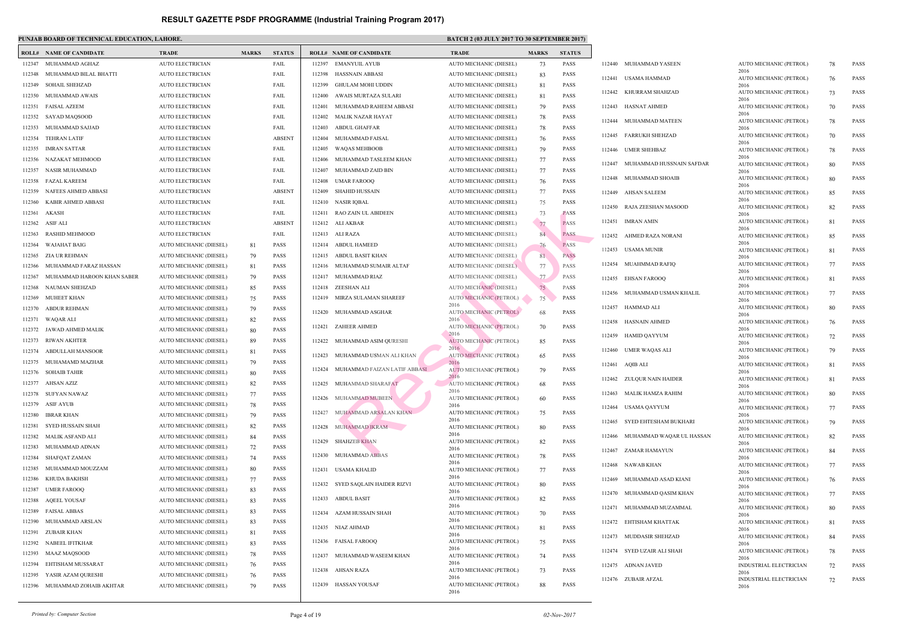# RESULT GAZETTE PSDF PROGRAMME (Industrial Training Program 2017)

**PUNJAB BOARD OF TECHNICAL EDUCATION, LAHORE.**

**BATCH 2 (03 JULY 2017 TO 30 SEPTEMBER 2017)**

| ROLL# | NAME OF CANDIDATE | TRADE | MARKS | STATUS |
|---|---|---|---|---|
| 112347 | MUHAMMAD AGHAZ | AUTO ELECTRICIAN | | FAIL |
| 112348 | MUHAMMAD BILAL BHATTI | AUTO ELECTRICIAN | | FAIL |
| 112349 | SOHAIL SHEHZAD | AUTO ELECTRICIAN | | FAIL |
| 112350 | MUHAMMAD AWAIS | AUTO ELECTRICIAN | | FAIL |
| 112351 | FAISAL AZEEM | AUTO ELECTRICIAN | | FAIL |
| 112352 | SAYAD MAQSOOD | AUTO ELECTRICIAN | | FAIL |
| 112353 | MUHAMMAD SAJJAD | AUTO ELECTRICIAN | | FAIL |
| 112354 | TEHRAN LATIF | AUTO ELECTRICIAN | | ABSENT |
| 112355 | IMRAN SATTAR | AUTO ELECTRICIAN | | FAIL |
| 112356 | NAZAKAT MEHMOOD | AUTO ELECTRICIAN | | FAIL |
| 112357 | NASIR MUHAMMAD | AUTO ELECTRICIAN | | FAIL |
| 112358 | FAZAL KAREEM | AUTO ELECTRICIAN | | FAIL |
| 112359 | NAFEES AHMED ABBASI | AUTO ELECTRICIAN | | ABSENT |
| 112360 | KABIR AHMED ABBASI | AUTO ELECTRICIAN | | FAIL |
| 112361 | AKASH | AUTO ELECTRICIAN | | FAIL |
| 112362 | ASIF ALI | AUTO ELECTRICIAN | | ABSENT |
| 112363 | RASHID MEHMOOD | AUTO ELECTRICIAN | | FAIL |
| 112364 | WAJAHAT BAIG | AUTO MECHANIC (DIESEL) | 81 | PASS |
| 112365 | ZIA UR REHMAN | AUTO MECHANIC (DIESEL) | 79 | PASS |
| 112366 | MUHAMMAD FARAZ HASSAN | AUTO MECHANIC (DIESEL) | 81 | PASS |
| 112367 | MUHAMMAD HAROON KHAN SABER | AUTO MECHANIC (DIESEL) | 79 | PASS |
| 112368 | NAUMAN SHEHZAD | AUTO MECHANIC (DIESEL) | 85 | PASS |
| 112369 | MUHEET KHAN | AUTO MECHANIC (DIESEL) | 75 | PASS |
| 112370 | ABDUR REHMAN | AUTO MECHANIC (DIESEL) | 79 | PASS |
| 112371 | WAQAR ALI | AUTO MECHANIC (DIESEL) | 82 | PASS |
| 112372 | JAWAD AHMED MALIK | AUTO MECHANIC (DIESEL) | 80 | PASS |
| 112373 | RIWAN AKHTER | AUTO MECHANIC (DIESEL) | 89 | PASS |
| 112374 | ABDULLAH MANSOOR | AUTO MECHANIC (DIESEL) | 81 | PASS |
| 112375 | MUHAMAMD MAZHAR | AUTO MECHANIC (DIESEL) | 79 | PASS |
| 112376 | SOHAIB TAHIR | AUTO MECHANIC (DIESEL) | 80 | PASS |
| 112377 | AHSAN AZIZ | AUTO MECHANIC (DIESEL) | 82 | PASS |
| 112378 | SUFYAN NAWAZ | AUTO MECHANIC (DIESEL) | 77 | PASS |
| 112379 | ASIF AYUB | AUTO MECHANIC (DIESEL) | 78 | PASS |
| 112380 | IBRAR KHAN | AUTO MECHANIC (DIESEL) | 79 | PASS |
| 112381 | SYED HUSSAIN SHAH | AUTO MECHANIC (DIESEL) | 82 | PASS |
| 112382 | MALIK ASFAND ALI | AUTO MECHANIC (DIESEL) | 84 | PASS |
| 112383 | MUHAMMAD ADNAN | AUTO MECHANIC (DIESEL) | 72 | PASS |
| 112384 | SHAFQAT ZAMAN | AUTO MECHANIC (DIESEL) | 74 | PASS |
| 112385 | MUHAMMAD MOUZZAM | AUTO MECHANIC (DIESEL) | 80 | PASS |
| 112386 | KHUDA BAKHSH | AUTO MECHANIC (DIESEL) | 77 | PASS |
| 112387 | UMER FAROOQ | AUTO MECHANIC (DIESEL) | 83 | PASS |
| 112388 | AQEEL YOUSAF | AUTO MECHANIC (DIESEL) | 83 | PASS |
| 112389 | FAISAL ABBAS | AUTO MECHANIC (DIESEL) | 83 | PASS |
| 112390 | MUHAMMAD ARSLAN | AUTO MECHANIC (DIESEL) | 83 | PASS |
| 112391 | ZUBAIR KHAN | AUTO MECHANIC (DIESEL) | 81 | PASS |
| 112392 | NABEEL IFITKHAR | AUTO MECHANIC (DIESEL) | 83 | PASS |
| 112393 | MAAZ MAQSOOD | AUTO MECHANIC (DIESEL) | 78 | PASS |
| 112394 | EHTISHAM MUSSARAT | AUTO MECHANIC (DIESEL) | 76 | PASS |
| 112395 | YASIR AZAM QURESHI | AUTO MECHANIC (DIESEL) | 76 | PASS |
| 112396 | MUHAMMAD ZOHAIB AKHTAR | AUTO MECHANIC (DIESEL) | 79 | PASS |
| 112397 | EMANYUIL AYUB | AUTO MECHANIC (DIESEL) | 73 | PASS |
| 112398 | HASSNAIN ABBASI | AUTO MECHANIC (DIESEL) | 83 | PASS |
| 112399 | GHULAM MOHI UDDIN | AUTO MECHANIC (DIESEL) | 81 | PASS |
| 112400 | AWAIS MURTAZA SULARI | AUTO MECHANIC (DIESEL) | 81 | PASS |
| 112401 | MUHAMMAD RAHEEM ABBASI | AUTO MECHANIC (DIESEL) | 79 | PASS |
| 112402 | MALIK NAZAR HAYAT | AUTO MECHANIC (DIESEL) | 78 | PASS |
| 112403 | ABDUL GHAFFAR | AUTO MECHANIC (DIESEL) | 78 | PASS |
| 112404 | MUHAMMAD FAISAL | AUTO MECHANIC (DIESEL) | 76 | PASS |
| 112405 | WAQAS MEHBOOB | AUTO MECHANIC (DIESEL) | 79 | PASS |
| 112406 | MUHAMMAD TASLEEM KHAN | AUTO MECHANIC (DIESEL) | 77 | PASS |
| 112407 | MUHAMMAD ZAID BIN | AUTO MECHANIC (DIESEL) | 77 | PASS |
| 112408 | UMAR FAROOQ | AUTO MECHANIC (DIESEL) | 76 | PASS |
| 112409 | SHAHID HUSSAIN | AUTO MECHANIC (DIESEL) | 77 | PASS |
| 112410 | NASIR IQBAL | AUTO MECHANIC (DIESEL) | 75 | PASS |
| 112411 | RAO ZAIN UL ABIDEEN | AUTO MECHANIC (DIESEL) | 73 | PASS |
| 112412 | ALI AKBAR | AUTO MECHANIC (DIESEL) | 77 | PASS |
| 112413 | ALI RAZA | AUTO MECHANIC (DIESEL) | 84 | PASS |
| 112414 | ABDUL HAMEED | AUTO MECHANIC (DIESEL) | 76 | PASS |
| 112415 | ABDUL BASIT KHAN | AUTO MECHANIC (DIESEL) | 81 | PASS |
| 112416 | MUHAMMAD SUMAIR ALTAF | AUTO MECHANIC (DIESEL) | 77 | PASS |
| 112417 | MUHAMMAD RIAZ | AUTO MECHANIC (DIESEL) | 77 | PASS |
| 112418 | ZEESHAN ALI | AUTO MECHANIC (DIESEL) | 75 | PASS |
| 112419 | MIRZA SULAMAN SHAREEF | AUTO MECHANIC (PETROL) 2016 | 75 | PASS |
| 112420 | MUHAMMAD ASGHAR | AUTO MECHANIC (PETROL) 2016 | 68 | PASS |
| 112421 | ZAHEER AHMED | AUTO MECHANIC (PETROL) 2016 | 70 | PASS |
| 112422 | MUHAMMAD ASIM QURESHI | AUTO MECHANIC (PETROL) 2016 | 85 | PASS |
| 112423 | MUHAMMAD USMAN ALI KHAN | AUTO MECHANIC (PETROL) 2016 | 65 | PASS |
| 112424 | MUHAMMAD FAIZAN LATIF ABBASI | AUTO MECHANIC (PETROL) 2016 | 79 | PASS |
| 112425 | MUHAMMAD SHARAFAT | AUTO MECHANIC (PETROL) 2016 | 68 | PASS |
| 112426 | MUHAMMAD MUBEEN | AUTO MECHANIC (PETROL) 2016 | 60 | PASS |
| 112427 | MUHAMMAD ARSALAN KHAN | AUTO MECHANIC (PETROL) 2016 | 75 | PASS |
| 112428 | MUHAMMAD IKRAM | AUTO MECHANIC (PETROL) 2016 | 80 | PASS |
| 112429 | SHAHZEB KHAN | AUTO MECHANIC (PETROL) 2016 | 82 | PASS |
| 112430 | MUHAMMAD ABBAS | AUTO MECHANIC (PETROL) 2016 | 78 | PASS |
| 112431 | USAMA KHALID | AUTO MECHANIC (PETROL) 2016 | 77 | PASS |
| 112432 | SYED SAQLAIN HAIDER RIZVI | AUTO MECHANIC (PETROL) 2016 | 80 | PASS |
| 112433 | ABDUL BASIT | AUTO MECHANIC (PETROL) 2016 | 82 | PASS |
| 112434 | AZAM HUSSAIN SHAH | AUTO MECHANIC (PETROL) 2016 | 70 | PASS |
| 112435 | NIAZ AHMAD | AUTO MECHANIC (PETROL) 2016 | 81 | PASS |
| 112436 | FAISAL FAROOQ | AUTO MECHANIC (PETROL) 2016 | 75 | PASS |
| 112437 | MUHAMMAD WASEEM KHAN | AUTO MECHANIC (PETROL) 2016 | 74 | PASS |
| 112438 | AHSAN RAZA | AUTO MECHANIC (PETROL) 2016 | 73 | PASS |
| 112439 | HASSAN YOUSAF | AUTO MECHANIC (PETROL) 2016 | 88 | PASS |
| 112440 | MUHAMMAD YASEEN | AUTO MECHANIC (PETROL) 2016 | 78 | PASS |
| 112441 | USAMA HAMMAD | AUTO MECHANIC (PETROL) 2016 | 76 | PASS |
| 112442 | KHURRAM SHAHZAD | AUTO MECHANIC (PETROL) 2016 | 73 | PASS |
| 112443 | HASNAT AHMED | AUTO MECHANIC (PETROL) 2016 | 70 | PASS |
| 112444 | MUHAMMAD MATEEN | AUTO MECHANIC (PETROL) 2016 | 78 | PASS |
| 112445 | FARRUKH SHEHZAD | AUTO MECHANIC (PETROL) 2016 | 70 | PASS |
| 112446 | UMER SHEHBAZ | AUTO MECHANIC (PETROL) 2016 | 78 | PASS |
| 112447 | MUHAMMAD HUSSNAIN SAFDAR | AUTO MECHANIC (PETROL) 2016 | 80 | PASS |
| 112448 | MUHAMMAD SHOAIB | AUTO MECHANIC (PETROL) 2016 | 80 | PASS |
| 112449 | AHSAN SALEEM | AUTO MECHANIC (PETROL) 2016 | 85 | PASS |
| 112450 | RAJA ZEESHAN MASOOD | AUTO MECHANIC (PETROL) 2016 | 82 | PASS |
| 112451 | IMRAN AMIN | AUTO MECHANIC (PETROL) 2016 | 81 | PASS |
| 112452 | AHMED RAZA NORANI | AUTO MECHANIC (PETROL) 2016 | 85 | PASS |
| 112453 | USAMA MUNIR | AUTO MECHANIC (PETROL) 2016 | 81 | PASS |
| 112454 | MUAHMMAD RAFIQ | AUTO MECHANIC (PETROL) 2016 | 77 | PASS |
| 112455 | EHSAN FAROOQ | AUTO MECHANIC (PETROL) 2016 | 81 | PASS |
| 112456 | MUHAMMAD USMAN KHALIL | AUTO MECHANIC (PETROL) 2016 | 77 | PASS |
| 112457 | HAMMAD ALI | AUTO MECHANIC (PETROL) 2016 | 80 | PASS |
| 112458 | HASNAIN AHMED | AUTO MECHANIC (PETROL) 2016 | 76 | PASS |
| 112459 | HAMID QAYYUM | AUTO MECHANIC (PETROL) 2016 | 72 | PASS |
| 112460 | UMER WAQAS ALI | AUTO MECHANIC (PETROL) 2016 | 79 | PASS |
| 112461 | AQIB ALI | AUTO MECHANIC (PETROL) 2016 | 81 | PASS |
| 112462 | ZULQUR NAIN HAIDER | AUTO MECHANIC (PETROL) 2016 | 81 | PASS |
| 112463 | MALIK HAMZA RAHIM | AUTO MECHANIC (PETROL) 2016 | 80 | PASS |
| 112464 | USAMA QAYYUM | AUTO MECHANIC (PETROL) 2016 | 77 | PASS |
| 112465 | SYED EHTESHAM BUKHARI | AUTO MECHANIC (PETROL) 2016 | 79 | PASS |
| 112466 | MUHAMMAD WAQAR UL HASSAN | AUTO MECHANIC (PETROL) 2016 | 82 | PASS |
| 112467 | ZAMAR HAMAYUN | AUTO MECHANIC (PETROL) 2016 | 84 | PASS |
| 112468 | NAWAB KHAN | AUTO MECHANIC (PETROL) 2016 | 77 | PASS |
| 112469 | MUHAMMAD ASAD KIANI | AUTO MECHANIC (PETROL) 2016 | 76 | PASS |
| 112470 | MUHAMMAD QASIM KHAN | AUTO MECHANIC (PETROL) 2016 | 77 | PASS |
| 112471 | MUHAMMAD MUZAMMAL | AUTO MECHANIC (PETROL) 2016 | 80 | PASS |
| 112472 | EHTISHAM KHATTAK | AUTO MECHANIC (PETROL) 2016 | 81 | PASS |
| 112473 | MUDDASIR SHEHZAD | AUTO MECHANIC (PETROL) 2016 | 84 | PASS |
| 112474 | SYED UZAIR ALI SHAH | AUTO MECHANIC (PETROL) 2016 | 78 | PASS |
| 112475 | ADNAN JAVED | INDUSTRIAL ELECTRICIAN 2016 | 72 | PASS |
| 112476 | ZUBAIR AFZAL | INDUSTRIAL ELECTRICIAN 2016 | 72 | PASS |

*Printed by: Computer Section* *02-Nov-2017*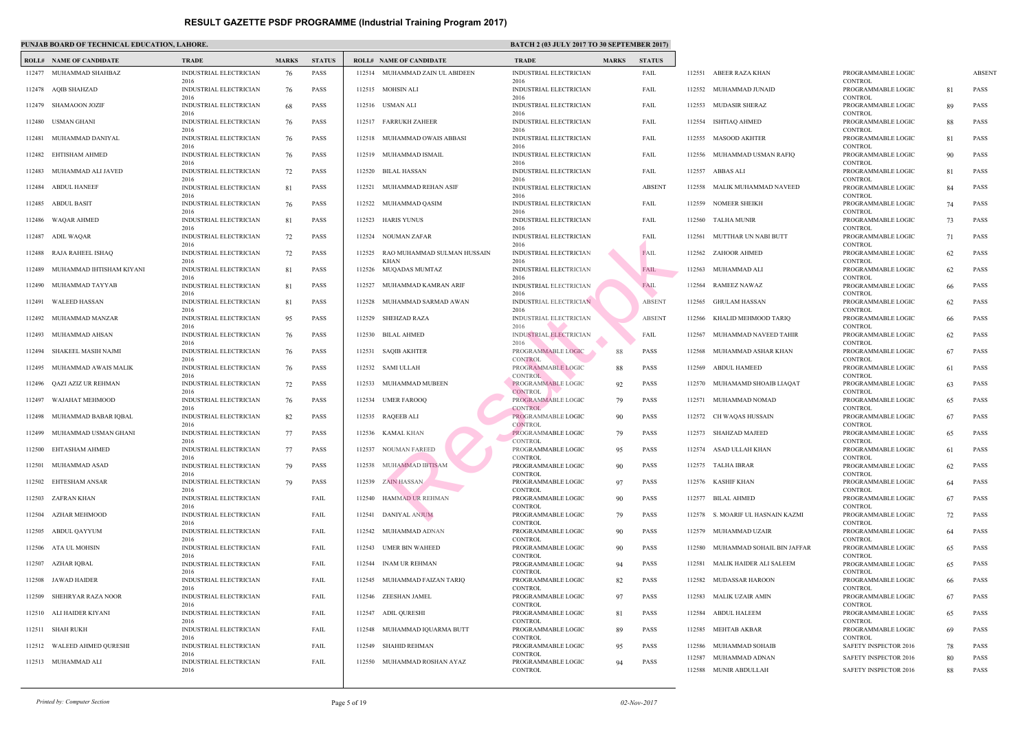# RESULT GAZETTE PSDF PROGRAMME (Industrial Training Program 2017)

**PUNJAB BOARD OF TECHNICAL EDUCATION, LAHORE.**

**BATCH 2 (03 JULY 2017 TO 30 SEPTEMBER 2017)**

| ROLL# | NAME OF CANDIDATE | TRADE | MARKS | STATUS |
|---|---|---|---|---|
| 112477 | MUHAMMAD SHAHBAZ | INDUSTRIAL ELECTRICIAN 2016 | 76 | PASS |
| 112478 | AQIB SHAHZAD | INDUSTRIAL ELECTRICIAN 2016 | 76 | PASS |
| 112479 | SHAMAOON JOZIF | INDUSTRIAL ELECTRICIAN 2016 | 68 | PASS |
| 112480 | USMAN GHANI | INDUSTRIAL ELECTRICIAN 2016 | 76 | PASS |
| 112481 | MUHAMMAD DANIYAL | INDUSTRIAL ELECTRICIAN 2016 | 76 | PASS |
| 112482 | EHTISHAM AHMED | INDUSTRIAL ELECTRICIAN 2016 | 76 | PASS |
| 112483 | MUHAMMAD ALI JAVED | INDUSTRIAL ELECTRICIAN 2016 | 72 | PASS |
| 112484 | ABDUL HANEEF | INDUSTRIAL ELECTRICIAN 2016 | 81 | PASS |
| 112485 | ABDUL BASIT | INDUSTRIAL ELECTRICIAN 2016 | 76 | PASS |
| 112486 | WAQAR AHMED | INDUSTRIAL ELECTRICIAN 2016 | 81 | PASS |
| 112487 | ADIL WAQAR | INDUSTRIAL ELECTRICIAN 2016 | 72 | PASS |
| 112488 | RAJA RAHEEL ISHAQ | INDUSTRIAL ELECTRICIAN 2016 | 72 | PASS |
| 112489 | MUHAMMAD IHTISHAM KIYANI | INDUSTRIAL ELECTRICIAN 2016 | 81 | PASS |
| 112490 | MUHAMMAD TAYYAB | INDUSTRIAL ELECTRICIAN 2016 | 81 | PASS |
| 112491 | WALEED HASSAN | INDUSTRIAL ELECTRICIAN 2016 | 81 | PASS |
| 112492 | MUHAMMAD MANZAR | INDUSTRIAL ELECTRICIAN 2016 | 95 | PASS |
| 112493 | MUHAMMAD AHSAN | INDUSTRIAL ELECTRICIAN 2016 | 76 | PASS |
| 112494 | SHAKEEL MASIH NAJMI | INDUSTRIAL ELECTRICIAN 2016 | 76 | PASS |
| 112495 | MUHAMMAD AWAIS MALIK | INDUSTRIAL ELECTRICIAN 2016 | 76 | PASS |
| 112496 | QAZI AZIZ UR REHMAN | INDUSTRIAL ELECTRICIAN 2016 | 72 | PASS |
| 112497 | WAJAHAT MEHMOOD | INDUSTRIAL ELECTRICIAN 2016 | 76 | PASS |
| 112498 | MUHAMMAD BABAR IQBAL | INDUSTRIAL ELECTRICIAN 2016 | 82 | PASS |
| 112499 | MUHAMMAD USMAN GHANI | INDUSTRIAL ELECTRICIAN 2016 | 77 | PASS |
| 112500 | EHTASHAM AHMED | INDUSTRIAL ELECTRICIAN 2016 | 77 | PASS |
| 112501 | MUHAMMAD ASAD | INDUSTRIAL ELECTRICIAN 2016 | 79 | PASS |
| 112502 | EHTESHAM ANSAR | INDUSTRIAL ELECTRICIAN 2016 | 79 | PASS |
| 112503 | ZAFRAN KHAN | INDUSTRIAL ELECTRICIAN 2016 | | FAIL |
| 112504 | AZHAR MEHMOOD | INDUSTRIAL ELECTRICIAN 2016 | | FAIL |
| 112505 | ABDUL QAYYUM | INDUSTRIAL ELECTRICIAN 2016 | | FAIL |
| 112506 | ATA UL MOHSIN | INDUSTRIAL ELECTRICIAN 2016 | | FAIL |
| 112507 | AZHAR IQBAL | INDUSTRIAL ELECTRICIAN 2016 | | FAIL |
| 112508 | JAWAD HAIDER | INDUSTRIAL ELECTRICIAN 2016 | | FAIL |
| 112509 | SHEHRYAR RAZA NOOR | INDUSTRIAL ELECTRICIAN 2016 | | FAIL |
| 112510 | ALI HAIDER KIYANI | INDUSTRIAL ELECTRICIAN 2016 | | FAIL |
| 112511 | SHAH RUKH | INDUSTRIAL ELECTRICIAN 2016 | | FAIL |
| 112512 | WALEED AHMED QURESHI | INDUSTRIAL ELECTRICIAN 2016 | | FAIL |
| 112513 | MUHAMMAD ALI | INDUSTRIAL ELECTRICIAN 2016 | | FAIL |
| 112514 | MUHAMMAD ZAIN UL ABIDEEN | INDUSTRIAL ELECTRICIAN 2016 | | FAIL |
| 112515 | MOHSIN ALI | INDUSTRIAL ELECTRICIAN 2016 | | FAIL |
| 112516 | USMAN ALI | INDUSTRIAL ELECTRICIAN 2016 | | FAIL |
| 112517 | FARRUKH ZAHEER | INDUSTRIAL ELECTRICIAN 2016 | | FAIL |
| 112518 | MUHAMMAD OWAIS ABBASI | INDUSTRIAL ELECTRICIAN 2016 | | FAIL |
| 112519 | MUHAMMAD ISMAIL | INDUSTRIAL ELECTRICIAN 2016 | | FAIL |
| 112520 | BILAL HASSAN | INDUSTRIAL ELECTRICIAN 2016 | | FAIL |
| 112521 | MUHAMMAD REHAN ASIF | INDUSTRIAL ELECTRICIAN 2016 | | ABSENT |
| 112522 | MUHAMMAD QASIM | INDUSTRIAL ELECTRICIAN 2016 | | FAIL |
| 112523 | HARIS YUNUS | INDUSTRIAL ELECTRICIAN 2016 | | FAIL |
| 112524 | NOUMAN ZAFAR | INDUSTRIAL ELECTRICIAN 2016 | | FAIL |
| 112525 | RAO MUHAMMAD SULMAN HUSSAIN KHAN | INDUSTRIAL ELECTRICIAN 2016 | | FAIL |
| 112526 | MUQADAS MUMTAZ | INDUSTRIAL ELECTRICIAN 2016 | | FAIL |
| 112527 | MUHAMMAD KAMRAN ARIF | INDUSTRIAL ELECTRICIAN 2016 | | FAIL |
| 112528 | MUHAMMAD SARMAD AWAN | INDUSTRIAL ELECTRICIAN 2016 | | ABSENT |
| 112529 | SHEHZAD RAZA | INDUSTRIAL ELECTRICIAN 2016 | | ABSENT |
| 112530 | BILAL AHMED | INDUSTRIAL ELECTRICIAN 2016 | | FAIL |
| 112531 | SAQIB AKHTER | PROGRAMMABLE LOGIC CONTROL | 88 | PASS |
| 112532 | SAMI ULLAH | PROGRAMMABLE LOGIC CONTROL | 88 | PASS |
| 112533 | MUHAMMAD MUBEEN | PROGRAMMABLE LOGIC CONTROL | 92 | PASS |
| 112534 | UMER FAROOQ | PROGRAMMABLE LOGIC CONTROL | 79 | PASS |
| 112535 | RAQEEB ALI | PROGRAMMABLE LOGIC CONTROL | 90 | PASS |
| 112536 | KAMAL KHAN | PROGRAMMABLE LOGIC CONTROL | 79 | PASS |
| 112537 | NOUMAN FAREED | PROGRAMMABLE LOGIC CONTROL | 95 | PASS |
| 112538 | MUHAMMAD IBTISAM | PROGRAMMABLE LOGIC CONTROL | 90 | PASS |
| 112539 | ZAIN HASSAN | PROGRAMMABLE LOGIC CONTROL | 97 | PASS |
| 112540 | HAMMAD UR REHMAN | PROGRAMMABLE LOGIC CONTROL | 90 | PASS |
| 112541 | DANIYAL ANJUM | PROGRAMMABLE LOGIC CONTROL | 79 | PASS |
| 112542 | MUHAMMAD ADNAN | PROGRAMMABLE LOGIC CONTROL | 90 | PASS |
| 112543 | UMER BIN WAHEED | PROGRAMMABLE LOGIC CONTROL | 90 | PASS |
| 112544 | INAM UR REHMAN | PROGRAMMABLE LOGIC CONTROL | 94 | PASS |
| 112545 | MUHAMMAD FAIZAN TARIQ | PROGRAMMABLE LOGIC CONTROL | 82 | PASS |
| 112546 | ZEESHAN JAMEL | PROGRAMMABLE LOGIC CONTROL | 97 | PASS |
| 112547 | ADIL QURESHI | PROGRAMMABLE LOGIC CONTROL | 81 | PASS |
| 112548 | MUHAMMAD IQUARMA BUTT | PROGRAMMABLE LOGIC CONTROL | 89 | PASS |
| 112549 | SHAHID REHMAN | PROGRAMMABLE LOGIC CONTROL | 95 | PASS |
| 112550 | MUHAMMAD ROSHAN AYAZ | PROGRAMMABLE LOGIC CONTROL | 94 | PASS |
| 112551 | ABEER RAZA KHAN | PROGRAMMABLE LOGIC CONTROL | | ABSENT |
| 112552 | MUHAMMAD JUNAID | PROGRAMMABLE LOGIC CONTROL | 81 | PASS |
| 112553 | MUDASIR SHERAZ | PROGRAMMABLE LOGIC CONTROL | 89 | PASS |
| 112554 | ISHTIAQ AHMED | PROGRAMMABLE LOGIC CONTROL | 88 | PASS |
| 112555 | MASOOD AKHTER | PROGRAMMABLE LOGIC CONTROL | 81 | PASS |
| 112556 | MUHAMMAD USMAN RAFIQ | PROGRAMMABLE LOGIC CONTROL | 90 | PASS |
| 112557 | ABBAS ALI | PROGRAMMABLE LOGIC CONTROL | 81 | PASS |
| 112558 | MALIK MUHAMMAD NAVEED | PROGRAMMABLE LOGIC CONTROL | 84 | PASS |
| 112559 | NOMEER SHEIKH | PROGRAMMABLE LOGIC CONTROL | 74 | PASS |
| 112560 | TALHA MUNIR | PROGRAMMABLE LOGIC CONTROL | 73 | PASS |
| 112561 | MUTTHAR UN NABI BUTT | PROGRAMMABLE LOGIC CONTROL | 71 | PASS |
| 112562 | ZAHOOR AHMED | PROGRAMMABLE LOGIC CONTROL | 62 | PASS |
| 112563 | MUHAMMAD ALI | PROGRAMMABLE LOGIC CONTROL | 62 | PASS |
| 112564 | RAMEEZ NAWAZ | PROGRAMMABLE LOGIC CONTROL | 66 | PASS |
| 112565 | GHULAM HASSAN | PROGRAMMABLE LOGIC CONTROL | 62 | PASS |
| 112566 | KHALID MEHMOOD TARIQ | PROGRAMMABLE LOGIC CONTROL | 66 | PASS |
| 112567 | MUHAMMAD NAVEED TAHIR | PROGRAMMABLE LOGIC CONTROL | 62 | PASS |
| 112568 | MUHAMMAD ASHAR KHAN | PROGRAMMABLE LOGIC CONTROL | 67 | PASS |
| 112569 | ABDUL HAMEED | PROGRAMMABLE LOGIC CONTROL | 61 | PASS |
| 112570 | MUHAMAMD SHOAIB LIAQAT | PROGRAMMABLE LOGIC CONTROL | 63 | PASS |
| 112571 | MUHAMMAD NOMAD | PROGRAMMABLE LOGIC CONTROL | 65 | PASS |
| 112572 | CH WAQAS HUSSAIN | PROGRAMMABLE LOGIC CONTROL | 67 | PASS |
| 112573 | SHAHZAD MAJEED | PROGRAMMABLE LOGIC CONTROL | 65 | PASS |
| 112574 | ASAD ULLAH KHAN | PROGRAMMABLE LOGIC CONTROL | 61 | PASS |
| 112575 | TALHA IBRAR | PROGRAMMABLE LOGIC CONTROL | 62 | PASS |
| 112576 | KASHIF KHAN | PROGRAMMABLE LOGIC CONTROL | 64 | PASS |
| 112577 | BILAL AHMED | PROGRAMMABLE LOGIC CONTROL | 67 | PASS |
| 112578 | S. MOARIF UL HASNAIN KAZMI | PROGRAMMABLE LOGIC CONTROL | 72 | PASS |
| 112579 | MUHAMMAD UZAIR | PROGRAMMABLE LOGIC CONTROL | 64 | PASS |
| 112580 | MUHAMMAD SOHAIL BIN JAFFAR | PROGRAMMABLE LOGIC CONTROL | 65 | PASS |
| 112581 | MALIK HAIDER ALI SALEEM | PROGRAMMABLE LOGIC CONTROL | 65 | PASS |
| 112582 | MUDASSAR HAROON | PROGRAMMABLE LOGIC CONTROL | 66 | PASS |
| 112583 | MALIK UZAIR AMIN | PROGRAMMABLE LOGIC CONTROL | 67 | PASS |
| 112584 | ABDUL HALEEM | PROGRAMMABLE LOGIC CONTROL | 65 | PASS |
| 112585 | MEHTAB AKBAR | PROGRAMMABLE LOGIC CONTROL | 69 | PASS |
| 112586 | MUHAMMAD SOHAIB | SAFETY INSPECTOR 2016 | 78 | PASS |
| 112587 | MUHAMMAD ADNAN | SAFETY INSPECTOR 2016 | 80 | PASS |
| 112588 | MUNIR ABDULLAH | SAFETY INSPECTOR 2016 | 88 | PASS |

*Printed by: Computer Section*

*02-Nov-2017*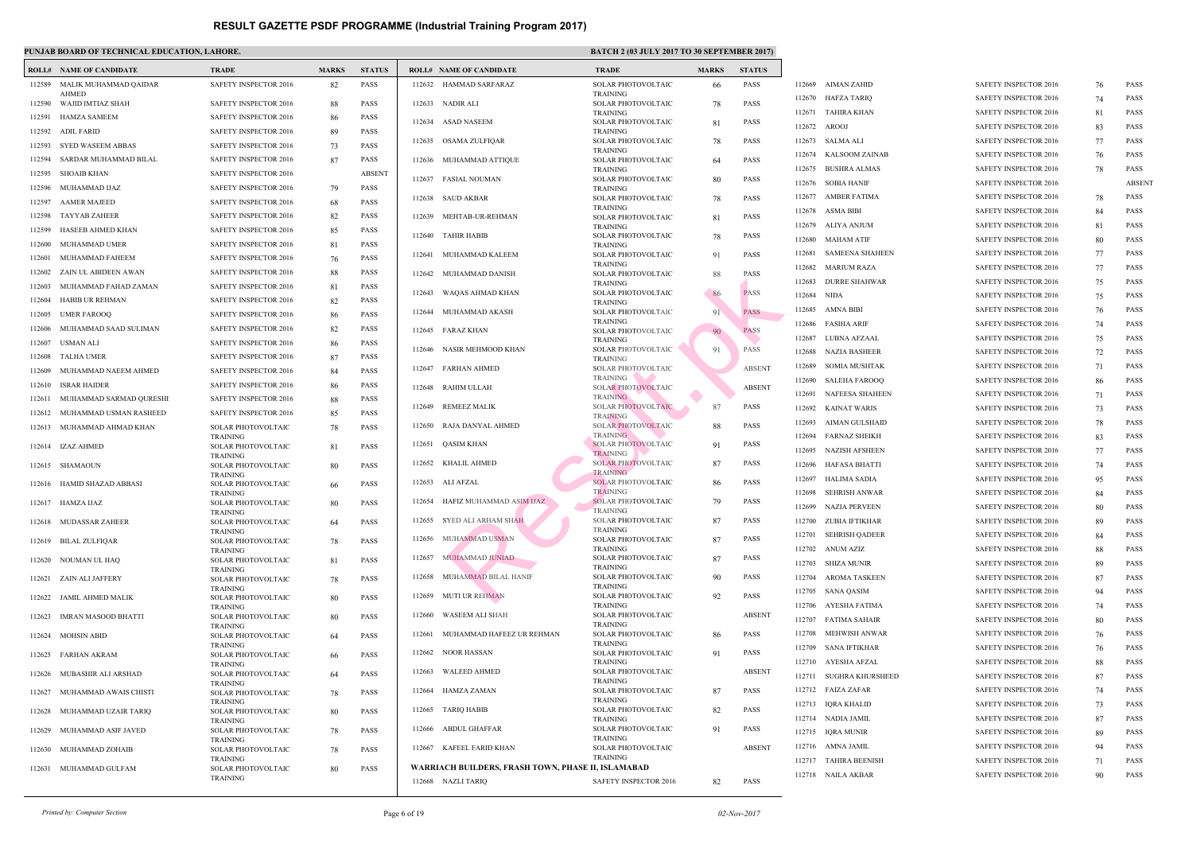# RESULT GAZETTE PSDF PROGRAMME (Industrial Training Program 2017)

**PUNJAB BOARD OF TECHNICAL EDUCATION, LAHORE.**

**BATCH 2 (03 JULY 2017 TO 30 SEPTEMBER 2017)**

| ROLL# | NAME OF CANDIDATE | TRADE | MARKS | STATUS |
|---|---|---|---|---|
| 112589 | MALIK MUHAMMAD QAIDAR AHMED | SAFETY INSPECTOR 2016 | 82 | PASS |
| 112590 | WAJID IMTIAZ SHAH | SAFETY INSPECTOR 2016 | 88 | PASS |
| 112591 | HAMZA SAMEEM | SAFETY INSPECTOR 2016 | 86 | PASS |
| 112592 | ADIL FARID | SAFETY INSPECTOR 2016 | 89 | PASS |
| 112593 | SYED WASEEM ABBAS | SAFETY INSPECTOR 2016 | 73 | PASS |
| 112594 | SARDAR MUHAMMAD BILAL | SAFETY INSPECTOR 2016 | 87 | PASS |
| 112595 | SHOAIB KHAN | SAFETY INSPECTOR 2016 | | ABSENT |
| 112596 | MUHAMMAD IJAZ | SAFETY INSPECTOR 2016 | 79 | PASS |
| 112597 | AAMER MAJEED | SAFETY INSPECTOR 2016 | 68 | PASS |
| 112598 | TAYYAB ZAHEER | SAFETY INSPECTOR 2016 | 82 | PASS |
| 112599 | HASEEB AHMED KHAN | SAFETY INSPECTOR 2016 | 85 | PASS |
| 112600 | MUHAMMAD UMER | SAFETY INSPECTOR 2016 | 81 | PASS |
| 112601 | MUHAMMAD FAHEEM | SAFETY INSPECTOR 2016 | 76 | PASS |
| 112602 | ZAIN UL ABIDEEN AWAN | SAFETY INSPECTOR 2016 | 88 | PASS |
| 112603 | MUHAMMAD FAHAD ZAMAN | SAFETY INSPECTOR 2016 | 81 | PASS |
| 112604 | HABIB UR REHMAN | SAFETY INSPECTOR 2016 | 82 | PASS |
| 112605 | UMER FAROOQ | SAFETY INSPECTOR 2016 | 86 | PASS |
| 112606 | MUHAMMAD SAAD SULIMAN | SAFETY INSPECTOR 2016 | 82 | PASS |
| 112607 | USMAN ALI | SAFETY INSPECTOR 2016 | 86 | PASS |
| 112608 | TALHA UMER | SAFETY INSPECTOR 2016 | 87 | PASS |
| 112609 | MUHAMMAD NAEEM AHMED | SAFETY INSPECTOR 2016 | 84 | PASS |
| 112610 | ISRAR HAIDER | SAFETY INSPECTOR 2016 | 86 | PASS |
| 112611 | MUHAMMAD SARMAD QURESHI | SAFETY INSPECTOR 2016 | 88 | PASS |
| 112612 | MUHAMMAD USMAN RASHEED | SAFETY INSPECTOR 2016 | 85 | PASS |
| 112613 | MUHAMMAD AHMAD KHAN | SOLAR PHOTOVOLTAIC TRAINING | 78 | PASS |
| 112614 | IZAZ AHMED | SOLAR PHOTOVOLTAIC TRAINING | 81 | PASS |
| 112615 | SHAMAOUN | SOLAR PHOTOVOLTAIC TRAINING | 80 | PASS |
| 112616 | HAMID SHAZAD ABBASI | SOLAR PHOTOVOLTAIC TRAINING | 66 | PASS |
| 112617 | HAMZA IJAZ | SOLAR PHOTOVOLTAIC TRAINING | 80 | PASS |
| 112618 | MUDASSAR ZAHEER | SOLAR PHOTOVOLTAIC TRAINING | 64 | PASS |
| 112619 | BILAL ZULFIQAR | SOLAR PHOTOVOLTAIC TRAINING | 78 | PASS |
| 112620 | NOUMAN UL HAQ | SOLAR PHOTOVOLTAIC TRAINING | 81 | PASS |
| 112621 | ZAIN ALI JAFFERY | SOLAR PHOTOVOLTAIC TRAINING | 78 | PASS |
| 112622 | JAMIL AHMED MALIK | SOLAR PHOTOVOLTAIC TRAINING | 80 | PASS |
| 112623 | IMRAN MASOOD BHATTI | SOLAR PHOTOVOLTAIC TRAINING | 80 | PASS |
| 112624 | MOHSIN ABID | SOLAR PHOTOVOLTAIC TRAINING | 64 | PASS |
| 112625 | FARHAN AKRAM | SOLAR PHOTOVOLTAIC TRAINING | 66 | PASS |
| 112626 | MUBASHIR ALI ARSHAD | SOLAR PHOTOVOLTAIC TRAINING | 64 | PASS |
| 112627 | MUHAMMAD AWAIS CHISTI | SOLAR PHOTOVOLTAIC TRAINING | 78 | PASS |
| 112628 | MUHAMMAD UZAIR TARIQ | SOLAR PHOTOVOLTAIC TRAINING | 80 | PASS |
| 112629 | MUHAMMAD ASIF JAVED | SOLAR PHOTOVOLTAIC TRAINING | 78 | PASS |
| 112630 | MUHAMMAD ZOHAIB | SOLAR PHOTOVOLTAIC TRAINING | 78 | PASS |
| 112631 | MUHAMMAD GULFAM | SOLAR PHOTOVOLTAIC TRAINING | 80 | PASS |
| 112632 | HAMMAD SARFARAZ | SOLAR PHOTOVOLTAIC TRAINING | 66 | PASS |
| 112633 | NADIR ALI | SOLAR PHOTOVOLTAIC TRAINING | 78 | PASS |
| 112634 | ASAD NASEEM | SOLAR PHOTOVOLTAIC TRAINING | 81 | PASS |
| 112635 | OSAMA ZULFIQAR | SOLAR PHOTOVOLTAIC TRAINING | 78 | PASS |
| 112636 | MUHAMMAD ATTIQUE | SOLAR PHOTOVOLTAIC TRAINING | 64 | PASS |
| 112637 | FASIAL NOUMAN | SOLAR PHOTOVOLTAIC TRAINING | 80 | PASS |
| 112638 | SAUD AKBAR | SOLAR PHOTOVOLTAIC TRAINING | 78 | PASS |
| 112639 | MEHTAB-UR-REHMAN | SOLAR PHOTOVOLTAIC TRAINING | 81 | PASS |
| 112640 | TAHIR HABIB | SOLAR PHOTOVOLTAIC TRAINING | 78 | PASS |
| 112641 | MUHAMMAD KALEEM | SOLAR PHOTOVOLTAIC TRAINING | 91 | PASS |
| 112642 | MUHAMMAD DANISH | SOLAR PHOTOVOLTAIC TRAINING | 88 | PASS |
| 112643 | WAQAS AHMAD KHAN | SOLAR PHOTOVOLTAIC TRAINING | 86 | PASS |
| 112644 | MUHAMMAD AKASH | SOLAR PHOTOVOLTAIC TRAINING | 91 | PASS |
| 112645 | FARAZ KHAN | SOLAR PHOTOVOLTAIC TRAINING | 90 | PASS |
| 112646 | NASIR MEHMOOD KHAN | SOLAR PHOTOVOLTAIC TRAINING | 91 | PASS |
| 112647 | FARHAN AHMED | SOLAR PHOTOVOLTAIC TRAINING | | ABSENT |
| 112648 | RAHIM ULLAH | SOLAR PHOTOVOLTAIC TRAINING | | ABSENT |
| 112649 | REMEEZ MALIK | SOLAR PHOTOVOLTAIC TRAINING | 87 | PASS |
| 112650 | RAJA DANYAL AHMED | SOLAR PHOTOVOLTAIC TRAINING | 88 | PASS |
| 112651 | QASIM KHAN | SOLAR PHOTOVOLTAIC TRAINING | 91 | PASS |
| 112652 | KHALIL AHMED | SOLAR PHOTOVOLTAIC TRAINING | 87 | PASS |
| 112653 | ALI AFZAL | SOLAR PHOTOVOLTAIC TRAINING | 86 | PASS |
| 112654 | HAFIZ MUHAMMAD ASIM IJAZ | SOLAR PHOTOVOLTAIC TRAINING | 79 | PASS |
| 112655 | SYED ALI ARHAM SHAH | SOLAR PHOTOVOLTAIC TRAINING | 87 | PASS |
| 112656 | MUHAMMAD USMAN | SOLAR PHOTOVOLTAIC TRAINING | 87 | PASS |
| 112657 | MUHAMMAD JUNIAD | SOLAR PHOTOVOLTAIC TRAINING | 87 | PASS |
| 112658 | MUHAMMAD BILAL HANIF | SOLAR PHOTOVOLTAIC TRAINING | 90 | PASS |
| 112659 | MUTI UR REHMAN | SOLAR PHOTOVOLTAIC TRAINING | 92 | PASS |
| 112660 | WASEEM ALI SHAH | SOLAR PHOTOVOLTAIC TRAINING | | ABSENT |
| 112661 | MUHAMMAD HAFEEZ UR REHMAN | SOLAR PHOTOVOLTAIC TRAINING | 86 | PASS |
| 112662 | NOOR HASSAN | SOLAR PHOTOVOLTAIC TRAINING | 91 | PASS |
| 112663 | WALEED AHMED | SOLAR PHOTOVOLTAIC TRAINING | | ABSENT |
| 112664 | HAMZA ZAMAN | SOLAR PHOTOVOLTAIC TRAINING | 87 | PASS |
| 112665 | TARIQ HABIB | SOLAR PHOTOVOLTAIC TRAINING | 82 | PASS |
| 112666 | ABDUL GHAFFAR | SOLAR PHOTOVOLTAIC TRAINING | 91 | PASS |
| 112667 | KAFEEL FARID KHAN | SOLAR PHOTOVOLTAIC TRAINING | | ABSENT |

**WARRIACH BUILDERS, FRASH TOWN, PHASE II, ISLAMABAD**

| ROLL# | NAME OF CANDIDATE | TRADE | MARKS | STATUS |
|---|---|---|---|---|
| 112668 | NAZLI TARIQ | SAFETY INSPECTOR 2016 | 82 | PASS |
| 112669 | AIMAN ZAHID | SAFETY INSPECTOR 2016 | 76 | PASS |
| 112670 | HAFZA TARIQ | SAFETY INSPECTOR 2016 | 74 | PASS |
| 112671 | TAHIRA KHAN | SAFETY INSPECTOR 2016 | 81 | PASS |
| 112672 | AROOJ | SAFETY INSPECTOR 2016 | 83 | PASS |
| 112673 | SALMA ALI | SAFETY INSPECTOR 2016 | 77 | PASS |
| 112674 | KALSOOM ZAINAB | SAFETY INSPECTOR 2016 | 76 | PASS |
| 112675 | BUSHRA ALMAS | SAFETY INSPECTOR 2016 | 78 | PASS |
| 112676 | SOBIA HANIF | SAFETY INSPECTOR 2016 | | ABSENT |
| 112677 | AMBER FATIMA | SAFETY INSPECTOR 2016 | 78 | PASS |
| 112678 | ASMA BIBI | SAFETY INSPECTOR 2016 | 84 | PASS |
| 112679 | ALIYA ANJUM | SAFETY INSPECTOR 2016 | 81 | PASS |
| 112680 | MAHAM ATIF | SAFETY INSPECTOR 2016 | 80 | PASS |
| 112681 | SAMEENA SHAHEEN | SAFETY INSPECTOR 2016 | 77 | PASS |
| 112682 | MARIUM RAZA | SAFETY INSPECTOR 2016 | 77 | PASS |
| 112683 | DURRE SHAHWAR | SAFETY INSPECTOR 2016 | 75 | PASS |
| 112684 | NIDA | SAFETY INSPECTOR 2016 | 75 | PASS |
| 112685 | AMNA BIBI | SAFETY INSPECTOR 2016 | 76 | PASS |
| 112686 | FASIHA ARIF | SAFETY INSPECTOR 2016 | 74 | PASS |
| 112687 | LUBNA AFZAAL | SAFETY INSPECTOR 2016 | 75 | PASS |
| 112688 | NAZIA BASHEER | SAFETY INSPECTOR 2016 | 72 | PASS |
| 112689 | SOMIA MUSHTAK | SAFETY INSPECTOR 2016 | 71 | PASS |
| 112690 | SALEHA FAROOQ | SAFETY INSPECTOR 2016 | 86 | PASS |
| 112691 | NAFEESA SHAHEEN | SAFETY INSPECTOR 2016 | 71 | PASS |
| 112692 | KAINAT WARIS | SAFETY INSPECTOR 2016 | 73 | PASS |
| 112693 | AIMAN GULSHAID | SAFETY INSPECTOR 2016 | 78 | PASS |
| 112694 | FARNAZ SHEIKH | SAFETY INSPECTOR 2016 | 83 | PASS |
| 112695 | NAZISH AFSHEEN | SAFETY INSPECTOR 2016 | 77 | PASS |
| 112696 | HAFASA BHATTI | SAFETY INSPECTOR 2016 | 74 | PASS |
| 112697 | HALIMA SADIA | SAFETY INSPECTOR 2016 | 95 | PASS |
| 112698 | SEHRISH ANWAR | SAFETY INSPECTOR 2016 | 84 | PASS |
| 112699 | NAZIA PERVEEN | SAFETY INSPECTOR 2016 | 80 | PASS |
| 112700 | ZUBIA IFTIKHAR | SAFETY INSPECTOR 2016 | 89 | PASS |
| 112701 | SEHRISH QADEER | SAFETY INSPECTOR 2016 | 84 | PASS |
| 112702 | ANUM AZIZ | SAFETY INSPECTOR 2016 | 88 | PASS |
| 112703 | SHIZA MUNIR | SAFETY INSPECTOR 2016 | 89 | PASS |
| 112704 | AROMA TASKEEN | SAFETY INSPECTOR 2016 | 87 | PASS |
| 112705 | SANA QASIM | SAFETY INSPECTOR 2016 | 94 | PASS |
| 112706 | AYESHA FATIMA | SAFETY INSPECTOR 2016 | 74 | PASS |
| 112707 | FATIMA SAHAIR | SAFETY INSPECTOR 2016 | 80 | PASS |
| 112708 | MEHWISH ANWAR | SAFETY INSPECTOR 2016 | 76 | PASS |
| 112709 | SANA IFTIKHAR | SAFETY INSPECTOR 2016 | 76 | PASS |
| 112710 | AYESHA AFZAL | SAFETY INSPECTOR 2016 | 88 | PASS |
| 112711 | SUGHRA KHURSHEED | SAFETY INSPECTOR 2016 | 87 | PASS |
| 112712 | FAIZA ZAFAR | SAFETY INSPECTOR 2016 | 74 | PASS |
| 112713 | IQRA KHALID | SAFETY INSPECTOR 2016 | 73 | PASS |
| 112714 | NADIA JAMIL | SAFETY INSPECTOR 2016 | 87 | PASS |
| 112715 | IQRA MUNIR | SAFETY INSPECTOR 2016 | 89 | PASS |
| 112716 | AMNA JAMIL | SAFETY INSPECTOR 2016 | 94 | PASS |
| 112717 | TAHIRA BEENISH | SAFETY INSPECTOR 2016 | 71 | PASS |
| 112718 | NAILA AKBAR | SAFETY INSPECTOR 2016 | 90 | PASS |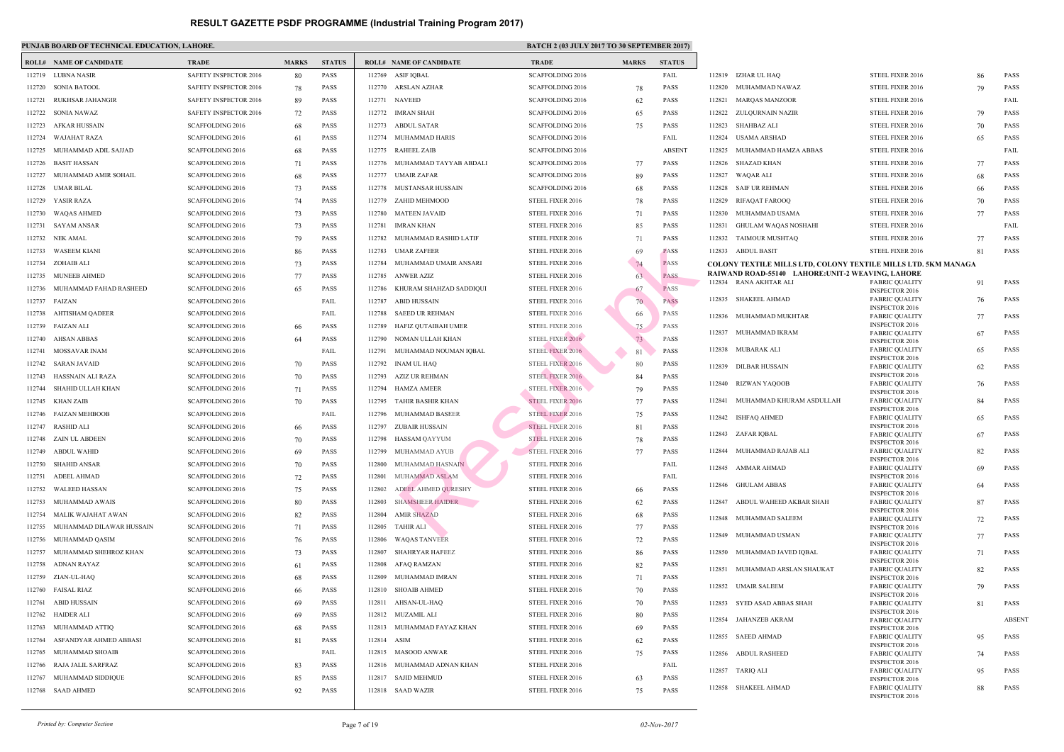# RESULT GAZETTE PSDF PROGRAMME (Industrial Training Program 2017)

**PUNJAB BOARD OF TECHNICAL EDUCATION, LAHORE.**

**BATCH 2 (03 JULY 2017 TO 30 SEPTEMBER 2017)**

| ROLL# | NAME OF CANDIDATE | TRADE | MARKS | STATUS |
|---|---|---|---|---|
| 112719 | LUBNA NASIR | SAFETY INSPECTOR 2016 | 80 | PASS |
| 112720 | SONIA BATOOL | SAFETY INSPECTOR 2016 | 78 | PASS |
| 112721 | RUKHSAR JAHANGIR | SAFETY INSPECTOR 2016 | 89 | PASS |
| 112722 | SONIA NAWAZ | SAFETY INSPECTOR 2016 | 72 | PASS |
| 112723 | AFKAR HUSSAIN | SCAFFOLDING 2016 | 68 | PASS |
| 112724 | WAJAHAT RAZA | SCAFFOLDING 2016 | 61 | PASS |
| 112725 | MUHAMMAD ADIL SAJJAD | SCAFFOLDING 2016 | 68 | PASS |
| 112726 | BASIT HASSAN | SCAFFOLDING 2016 | 71 | PASS |
| 112727 | MUHAMMAD AMIR SOHAIL | SCAFFOLDING 2016 | 68 | PASS |
| 112728 | UMAR BILAL | SCAFFOLDING 2016 | 73 | PASS |
| 112729 | YASIR RAZA | SCAFFOLDING 2016 | 74 | PASS |
| 112730 | WAQAS AHMED | SCAFFOLDING 2016 | 73 | PASS |
| 112731 | SAYAM ANSAR | SCAFFOLDING 2016 | 73 | PASS |
| 112732 | NEK AMAL | SCAFFOLDING 2016 | 79 | PASS |
| 112733 | WASEEM KIANI | SCAFFOLDING 2016 | 86 | PASS |
| 112734 | ZOHAIB ALI | SCAFFOLDING 2016 | 73 | PASS |
| 112735 | MUNEEB AHMED | SCAFFOLDING 2016 | 77 | PASS |
| 112736 | MUHAMMAD FAHAD RASHEED | SCAFFOLDING 2016 | 65 | PASS |
| 112737 | FAIZAN | SCAFFOLDING 2016 | | FAIL |
| 112738 | AHTISHAM QADEER | SCAFFOLDING 2016 | | FAIL |
| 112739 | FAIZAN ALI | SCAFFOLDING 2016 | 66 | PASS |
| 112740 | AHSAN ABBAS | SCAFFOLDING 2016 | 64 | PASS |
| 112741 | MOSSAVAR INAM | SCAFFOLDING 2016 | | FAIL |
| 112742 | SARAN JAVAID | SCAFFOLDING 2016 | 70 | PASS |
| 112743 | HASSNAIN ALI RAZA | SCAFFOLDING 2016 | 70 | PASS |
| 112744 | SHAHID ULLAH KHAN | SCAFFOLDING 2016 | 71 | PASS |
| 112745 | KHAN ZAIB | SCAFFOLDING 2016 | 70 | PASS |
| 112746 | FAIZAN MEHBOOB | SCAFFOLDING 2016 | | FAIL |
| 112747 | RASHID ALI | SCAFFOLDING 2016 | 66 | PASS |
| 112748 | ZAIN UL ABDEEN | SCAFFOLDING 2016 | 70 | PASS |
| 112749 | ABDUL WAHID | SCAFFOLDING 2016 | 69 | PASS |
| 112750 | SHAHID ANSAR | SCAFFOLDING 2016 | 70 | PASS |
| 112751 | ADEEL AHMAD | SCAFFOLDING 2016 | 72 | PASS |
| 112752 | WALEED HASSAN | SCAFFOLDING 2016 | 75 | PASS |
| 112753 | MUHAMMAD AWAIS | SCAFFOLDING 2016 | 80 | PASS |
| 112754 | MALIK WAJAHAT AWAN | SCAFFOLDING 2016 | 82 | PASS |
| 112755 | MUHAMMAD DILAWAR HUSSAIN | SCAFFOLDING 2016 | 71 | PASS |
| 112756 | MUHAMMAD QASIM | SCAFFOLDING 2016 | 76 | PASS |
| 112757 | MUHAMMAD SHEHROZ KHAN | SCAFFOLDING 2016 | 73 | PASS |
| 112758 | ADNAN RAYAZ | SCAFFOLDING 2016 | 61 | PASS |
| 112759 | ZIAN-UL-HAQ | SCAFFOLDING 2016 | 68 | PASS |
| 112760 | FAISAL RIAZ | SCAFFOLDING 2016 | 66 | PASS |
| 112761 | ABID HUSSAIN | SCAFFOLDING 2016 | 69 | PASS |
| 112762 | HAIDER ALI | SCAFFOLDING 2016 | 69 | PASS |
| 112763 | MUHAMMAD ATTIQ | SCAFFOLDING 2016 | 68 | PASS |
| 112764 | ASFANDYAR AHMED ABBASI | SCAFFOLDING 2016 | 81 | PASS |
| 112765 | MUHAMMAD SHOAIB | SCAFFOLDING 2016 | | FAIL |
| 112766 | RAJA JALIL SARFRAZ | SCAFFOLDING 2016 | 83 | PASS |
| 112767 | MUHAMMAD SIDDIQUE | SCAFFOLDING 2016 | 85 | PASS |
| 112768 | SAAD AHMED | SCAFFOLDING 2016 | 92 | PASS |
| 112769 | ASIF IQBAL | SCAFFOLDING 2016 | | FAIL |
| 112770 | ARSLAN AZHAR | SCAFFOLDING 2016 | 78 | PASS |
| 112771 | NAVEED | SCAFFOLDING 2016 | 62 | PASS |
| 112772 | IMRAN SHAH | SCAFFOLDING 2016 | 65 | PASS |
| 112773 | ABDUL SATAR | SCAFFOLDING 2016 | 75 | PASS |
| 112774 | MUHAMMAD HARIS | SCAFFOLDING 2016 | | FAIL |
| 112775 | RAHEEL ZAIB | SCAFFOLDING 2016 | | ABSENT |
| 112776 | MUHAMMAD TAYYAB ABDALI | SCAFFOLDING 2016 | 77 | PASS |
| 112777 | UMAIR ZAFAR | SCAFFOLDING 2016 | 89 | PASS |
| 112778 | MUSTANSAR HUSSAIN | SCAFFOLDING 2016 | 68 | PASS |
| 112779 | ZAHID MEHMOOD | STEEL FIXER 2016 | 78 | PASS |
| 112780 | MATEEN JAVAID | STEEL FIXER 2016 | 71 | PASS |
| 112781 | IMRAN KHAN | STEEL FIXER 2016 | 85 | PASS |
| 112782 | MUHAMMAD RASHID LATIF | STEEL FIXER 2016 | 71 | PASS |
| 112783 | UMAR ZAFEER | STEEL FIXER 2016 | 69 | PASS |
| 112784 | MUHAMMAD UMAIR ANSARI | STEEL FIXER 2016 | 74 | PASS |
| 112785 | ANWER AZIZ | STEEL FIXER 2016 | 63 | PASS |
| 112786 | KHURAM SHAHZAD SADDIQUI | STEEL FIXER 2016 | 67 | PASS |
| 112787 | ABID HUSSAIN | STEEL FIXER 2016 | 70 | PASS |
| 112788 | SAEED UR REHMAN | STEEL FIXER 2016 | 66 | PASS |
| 112789 | HAFIZ QUTAIBAH UMER | STEEL FIXER 2016 | 75 | PASS |
| 112790 | NOMAN ULLAH KHAN | STEEL FIXER 2016 | 73 | PASS |
| 112791 | MUHAMMAD NOUMAN IQBAL | STEEL FIXER 2016 | 81 | PASS |
| 112792 | INAM UL HAQ | STEEL FIXER 2016 | 80 | PASS |
| 112793 | AZIZ UR REHMAN | STEEL FIXER 2016 | 84 | PASS |
| 112794 | HAMZA AMEER | STEEL FIXER 2016 | 79 | PASS |
| 112795 | TAHIR BASHIR KHAN | STEEL FIXER 2016 | 77 | PASS |
| 112796 | MUHAMMAD BASEER | STEEL FIXER 2016 | 75 | PASS |
| 112797 | ZUBAIR HUSSAIN | STEEL FIXER 2016 | 81 | PASS |
| 112798 | HASSAM QAYYUM | STEEL FIXER 2016 | 78 | PASS |
| 112799 | MUHAMMAD AYUB | STEEL FIXER 2016 | 77 | PASS |
| 112800 | MUHAMMAD HASNAIN | STEEL FIXER 2016 | | FAIL |
| 112801 | MUHAMMAD ASLAM | STEEL FIXER 2016 | | FAIL |
| 112802 | ADEEL AHMED QURESHY | STEEL FIXER 2016 | 66 | PASS |
| 112803 | SHAMSHEER HAIDER | STEEL FIXER 2016 | 62 | PASS |
| 112804 | AMIR SHAZAD | STEEL FIXER 2016 | 68 | PASS |
| 112805 | TAHIR ALI | STEEL FIXER 2016 | 77 | PASS |
| 112806 | WAQAS TANVEER | STEEL FIXER 2016 | 72 | PASS |
| 112807 | SHAHRYAR HAFEEZ | STEEL FIXER 2016 | 86 | PASS |
| 112808 | AFAQ RAMZAN | STEEL FIXER 2016 | 82 | PASS |
| 112809 | MUHAMMAD IMRAN | STEEL FIXER 2016 | 71 | PASS |
| 112810 | SHOAIB AHMED | STEEL FIXER 2016 | 70 | PASS |
| 112811 | AHSAN-UL-HAQ | STEEL FIXER 2016 | 70 | PASS |
| 112812 | MUZAMIL ALI | STEEL FIXER 2016 | 80 | PASS |
| 112813 | MUHAMMAD FAYAZ KHAN | STEEL FIXER 2016 | 69 | PASS |
| 112814 | ASIM | STEEL FIXER 2016 | 62 | PASS |
| 112815 | MASOOD ANWAR | STEEL FIXER 2016 | 75 | PASS |
| 112816 | MUHAMMAD ADNAN KHAN | STEEL FIXER 2016 | | FAIL |
| 112817 | SAJID MEHMUD | STEEL FIXER 2016 | 63 | PASS |
| 112818 | SAAD WAZIR | STEEL FIXER 2016 | 75 | PASS |
| 112819 | IZHAR UL HAQ | STEEL FIXER 2016 | 86 | PASS |
| 112820 | MUHAMMAD NAWAZ | STEEL FIXER 2016 | 79 | PASS |
| 112821 | MARQAS MANZOOR | STEEL FIXER 2016 | | FAIL |
| 112822 | ZULQURNAIN NAZIR | STEEL FIXER 2016 | 79 | PASS |
| 112823 | SHAHBAZ ALI | STEEL FIXER 2016 | 70 | PASS |
| 112824 | USAMA ARSHAD | STEEL FIXER 2016 | 65 | PASS |
| 112825 | MUHAMMAD HAMZA ABBAS | STEEL FIXER 2016 | | FAIL |
| 112826 | SHAZAD KHAN | STEEL FIXER 2016 | 77 | PASS |
| 112827 | WAQAR ALI | STEEL FIXER 2016 | 68 | PASS |
| 112828 | SAIF UR REHMAN | STEEL FIXER 2016 | 66 | PASS |
| 112829 | RIFAQAT FAROOQ | STEEL FIXER 2016 | 70 | PASS |
| 112830 | MUHAMMAD USAMA | STEEL FIXER 2016 | 77 | PASS |
| 112831 | GHULAM WAQAS NOSHAHI | STEEL FIXER 2016 | | FAIL |
| 112832 | TAIMOUR MUSHTAQ | STEEL FIXER 2016 | 77 | PASS |
| 112833 | ABDUL BASIT | STEEL FIXER 2016 | 81 | PASS |

**COLONY TEXTILE MILLS LTD, COLONY TEXTILE MILLS LTD. 5KM MANAGA RAIWAND ROAD-55140 LAHORE:UNIT-2 WEAVING, LAHORE**

| ROLL# | NAME OF CANDIDATE | TRADE | MARKS | STATUS |
|---|---|---|---|---|
| 112834 | RANA AKHTAR ALI | FABRIC QUALITY INSPECTOR 2016 | 91 | PASS |
| 112835 | SHAKEEL AHMAD | FABRIC QUALITY INSPECTOR 2016 | 76 | PASS |
| 112836 | MUHAMMAD MUKHTAR | FABRIC QUALITY INSPECTOR 2016 | 77 | PASS |
| 112837 | MUHAMMAD IKRAM | FABRIC QUALITY INSPECTOR 2016 | 67 | PASS |
| 112838 | MUBARAK ALI | FABRIC QUALITY INSPECTOR 2016 | 65 | PASS |
| 112839 | DILBAR HUSSAIN | FABRIC QUALITY INSPECTOR 2016 | 62 | PASS |
| 112840 | RIZWAN YAQOOB | FABRIC QUALITY INSPECTOR 2016 | 76 | PASS |
| 112841 | MUHAMMAD KHURAM ASDULLAH | FABRIC QUALITY INSPECTOR 2016 | 84 | PASS |
| 112842 | ISHFAQ AHMED | FABRIC QUALITY INSPECTOR 2016 | 65 | PASS |
| 112843 | ZAFAR IQBAL | FABRIC QUALITY INSPECTOR 2016 | 67 | PASS |
| 112844 | MUHAMMAD RAJAB ALI | FABRIC QUALITY INSPECTOR 2016 | 82 | PASS |
| 112845 | AMMAR AHMAD | FABRIC QUALITY INSPECTOR 2016 | 69 | PASS |
| 112846 | GHULAM ABBAS | FABRIC QUALITY INSPECTOR 2016 | 64 | PASS |
| 112847 | ABDUL WAHEED AKBAR SHAH | FABRIC QUALITY INSPECTOR 2016 | 87 | PASS |
| 112848 | MUHAMMAD SALEEM | FABRIC QUALITY INSPECTOR 2016 | 72 | PASS |
| 112849 | MUHAMMAD USMAN | FABRIC QUALITY INSPECTOR 2016 | 77 | PASS |
| 112850 | MUHAMMAD JAVED IQBAL | FABRIC QUALITY INSPECTOR 2016 | 71 | PASS |
| 112851 | MUHAMMAD ARSLAN SHAUKAT | FABRIC QUALITY INSPECTOR 2016 | 82 | PASS |
| 112852 | UMAIR SALEEM | FABRIC QUALITY INSPECTOR 2016 | 79 | PASS |
| 112853 | SYED ASAD ABBAS SHAH | FABRIC QUALITY INSPECTOR 2016 | 81 | PASS |
| 112854 | JAHANZEB AKRAM | FABRIC QUALITY INSPECTOR 2016 | | ABSENT |
| 112855 | SAEED AHMAD | FABRIC QUALITY INSPECTOR 2016 | 95 | PASS |
| 112856 | ABDUL RASHEED | FABRIC QUALITY INSPECTOR 2016 | 74 | PASS |
| 112857 | TARIQ ALI | FABRIC QUALITY INSPECTOR 2016 | 95 | PASS |
| 112858 | SHAKEEL AHMAD | FABRIC QUALITY INSPECTOR 2016 | 88 | PASS |

*Printed by: Computer Section*

*02-Nov-2017*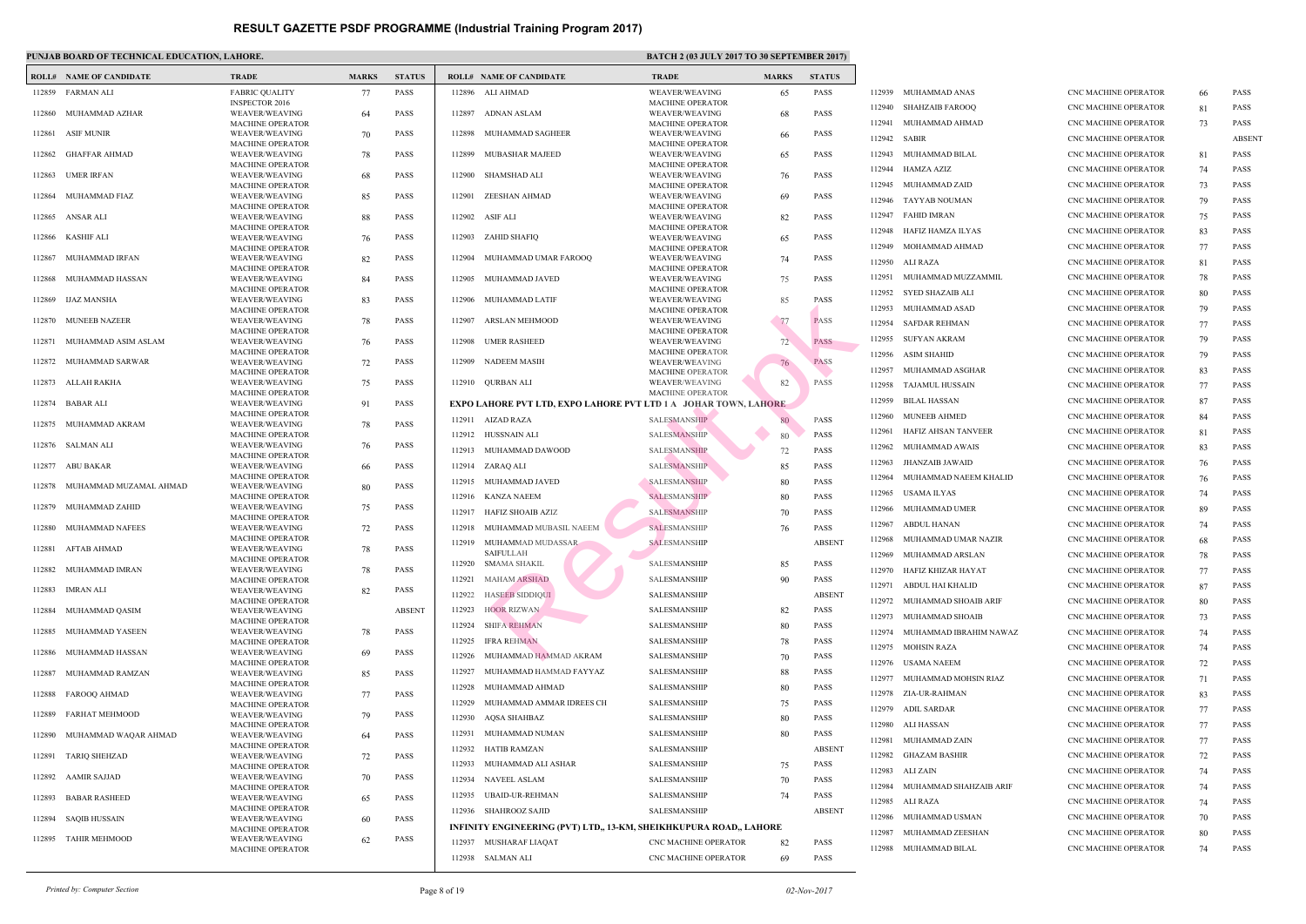# RESULT GAZETTE PSDF PROGRAMME (Industrial Training Program 2017)

**PUNJAB BOARD OF TECHNICAL EDUCATION, LAHORE.**

**BATCH 2 (03 JULY 2017 TO 30 SEPTEMBER 2017)**

| ROLL# | NAME OF CANDIDATE | TRADE | MARKS | STATUS |
|---|---|---|---|---|
| 112859 | FARMAN ALI | FABRIC QUALITY INSPECTOR 2016 | 77 | PASS |
| 112860 | MUHAMMAD AZHAR | WEAVER/WEAVING MACHINE OPERATOR | 64 | PASS |
| 112861 | ASIF MUNIR | WEAVER/WEAVING MACHINE OPERATOR | 70 | PASS |
| 112862 | GHAFFAR AHMAD | WEAVER/WEAVING MACHINE OPERATOR | 78 | PASS |
| 112863 | UMER IRFAN | WEAVER/WEAVING MACHINE OPERATOR | 68 | PASS |
| 112864 | MUHAMMAD FIAZ | WEAVER/WEAVING MACHINE OPERATOR | 85 | PASS |
| 112865 | ANSAR ALI | WEAVER/WEAVING MACHINE OPERATOR | 88 | PASS |
| 112866 | KASHIF ALI | WEAVER/WEAVING MACHINE OPERATOR | 76 | PASS |
| 112867 | MUHAMMAD IRFAN | WEAVER/WEAVING MACHINE OPERATOR | 82 | PASS |
| 112868 | MUHAMMAD HASSAN | WEAVER/WEAVING MACHINE OPERATOR | 84 | PASS |
| 112869 | IJAZ MANSHA | WEAVER/WEAVING MACHINE OPERATOR | 83 | PASS |
| 112870 | MUNEEB NAZEER | WEAVER/WEAVING MACHINE OPERATOR | 78 | PASS |
| 112871 | MUHAMMAD ASIM ASLAM | WEAVER/WEAVING MACHINE OPERATOR | 76 | PASS |
| 112872 | MUHAMMAD SARWAR | WEAVER/WEAVING MACHINE OPERATOR | 72 | PASS |
| 112873 | ALLAH RAKHA | WEAVER/WEAVING MACHINE OPERATOR | 75 | PASS |
| 112874 | BABAR ALI | WEAVER/WEAVING MACHINE OPERATOR | 91 | PASS |
| 112875 | MUHAMMAD AKRAM | WEAVER/WEAVING MACHINE OPERATOR | 78 | PASS |
| 112876 | SALMAN ALI | WEAVER/WEAVING MACHINE OPERATOR | 76 | PASS |
| 112877 | ABU BAKAR | WEAVER/WEAVING MACHINE OPERATOR | 66 | PASS |
| 112878 | MUHAMMAD MUZAMAL AHMAD | WEAVER/WEAVING MACHINE OPERATOR | 80 | PASS |
| 112879 | MUHAMMAD ZAHID | WEAVER/WEAVING MACHINE OPERATOR | 75 | PASS |
| 112880 | MUHAMMAD NAFEES | WEAVER/WEAVING MACHINE OPERATOR | 72 | PASS |
| 112881 | AFTAB AHMAD | WEAVER/WEAVING MACHINE OPERATOR | 78 | PASS |
| 112882 | MUHAMMAD IMRAN | WEAVER/WEAVING MACHINE OPERATOR | 78 | PASS |
| 112883 | IMRAN ALI | WEAVER/WEAVING MACHINE OPERATOR | 82 | PASS |
| 112884 | MUHAMMAD QASIM | WEAVER/WEAVING MACHINE OPERATOR | | ABSENT |
| 112885 | MUHAMMAD YASEEN | WEAVER/WEAVING MACHINE OPERATOR | 78 | PASS |
| 112886 | MUHAMMAD HASSAN | WEAVER/WEAVING MACHINE OPERATOR | 69 | PASS |
| 112887 | MUHAMMAD RAMZAN | WEAVER/WEAVING MACHINE OPERATOR | 85 | PASS |
| 112888 | FAROOQ AHMAD | WEAVER/WEAVING MACHINE OPERATOR | 77 | PASS |
| 112889 | FARHAT MEHMOOD | WEAVER/WEAVING MACHINE OPERATOR | 79 | PASS |
| 112890 | MUHAMMAD WAQAR AHMAD | WEAVER/WEAVING MACHINE OPERATOR | 64 | PASS |
| 112891 | TARIQ SHEHZAD | WEAVER/WEAVING MACHINE OPERATOR | 72 | PASS |
| 112892 | AAMIR SAJJAD | WEAVER/WEAVING MACHINE OPERATOR | 70 | PASS |
| 112893 | BABAR RASHEED | WEAVER/WEAVING MACHINE OPERATOR | 65 | PASS |
| 112894 | SAQIB HUSSAIN | WEAVER/WEAVING MACHINE OPERATOR | 60 | PASS |
| 112895 | TAHIR MEHMOOD | WEAVER/WEAVING MACHINE OPERATOR | 62 | PASS |
| 112896 | ALI AHMAD | WEAVER/WEAVING MACHINE OPERATOR | 65 | PASS |
| 112897 | ADNAN ASLAM | WEAVER/WEAVING MACHINE OPERATOR | 68 | PASS |
| 112898 | MUHAMMAD SAGHEER | WEAVER/WEAVING MACHINE OPERATOR | 66 | PASS |
| 112899 | MUBASHAR MAJEED | WEAVER/WEAVING MACHINE OPERATOR | 65 | PASS |
| 112900 | SHAMSHAD ALI | WEAVER/WEAVING MACHINE OPERATOR | 76 | PASS |
| 112901 | ZEESHAN AHMAD | WEAVER/WEAVING MACHINE OPERATOR | 69 | PASS |
| 112902 | ASIF ALI | WEAVER/WEAVING MACHINE OPERATOR | 82 | PASS |
| 112903 | ZAHID SHAFIQ | WEAVER/WEAVING MACHINE OPERATOR | 65 | PASS |
| 112904 | MUHAMMAD UMAR FAROOQ | WEAVER/WEAVING MACHINE OPERATOR | 74 | PASS |
| 112905 | MUHAMMAD JAVED | WEAVER/WEAVING MACHINE OPERATOR | 75 | PASS |
| 112906 | MUHAMMAD LATIF | WEAVER/WEAVING MACHINE OPERATOR | 85 | PASS |
| 112907 | ARSLAN MEHMOOD | WEAVER/WEAVING MACHINE OPERATOR | 77 | PASS |
| 112908 | UMER RASHEED | WEAVER/WEAVING MACHINE OPERATOR | 72 | PASS |
| 112909 | NADEEM MASIH | WEAVER/WEAVING MACHINE OPERATOR | 76 | PASS |
| 112910 | QURBAN ALI | WEAVER/WEAVING MACHINE OPERATOR | 82 | PASS |

**EXPO LAHORE PVT LTD, EXPO LAHORE PVT LTD 1 A JOHAR TOWN, LAHORE**

| ROLL# | NAME OF CANDIDATE | TRADE | MARKS | STATUS |
|---|---|---|---|---|
| 112911 | AIZAD RAZA | SALESMANSHIP | 80 | PASS |
| 112912 | HUSSNAIN ALI | SALESMANSHIP | 80 | PASS |
| 112913 | MUHAMMAD DAWOOD | SALESMANSHIP | 72 | PASS |
| 112914 | ZARAQ ALI | SALESMANSHIP | 85 | PASS |
| 112915 | MUHAMMAD JAVED | SALESMANSHIP | 80 | PASS |
| 112916 | KANZA NAEEM | SALESMANSHIP | 80 | PASS |
| 112917 | HAFIZ SHOAIB AZIZ | SALESMANSHIP | 70 | PASS |
| 112918 | MUHAMMAD MUBASIL NAEEM | SALESMANSHIP | 76 | PASS |
| 112919 | MUHAMMAD MUDASSAR SAIFULLAH | SALESMANSHIP | | ABSENT |
| 112920 | SMAMA SHAKIL | SALESMANSHIP | 85 | PASS |
| 112921 | MAHAM ARSHAD | SALESMANSHIP | 90 | PASS |
| 112922 | HASEEB SIDDIQUI | SALESMANSHIP | | ABSENT |
| 112923 | HOOR RIZWAN | SALESMANSHIP | 82 | PASS |
| 112924 | SHIFA REHMAN | SALESMANSHIP | 80 | PASS |
| 112925 | IFRA REHMAN | SALESMANSHIP | 78 | PASS |
| 112926 | MUHAMMAD HAMMAD AKRAM | SALESMANSHIP | 70 | PASS |
| 112927 | MUHAMMAD HAMMAD FAYYAZ | SALESMANSHIP | 88 | PASS |
| 112928 | MUHAMMAD AHMAD | SALESMANSHIP | 80 | PASS |
| 112929 | MUHAMMAD AMMAR IDREES CH | SALESMANSHIP | 75 | PASS |
| 112930 | AQSA SHAHBAZ | SALESMANSHIP | 80 | PASS |
| 112931 | MUHAMMAD NUMAN | SALESMANSHIP | 80 | PASS |
| 112932 | HATIB RAMZAN | SALESMANSHIP | | ABSENT |
| 112933 | MUHAMMAD ALI ASHAR | SALESMANSHIP | 75 | PASS |
| 112934 | NAVEEL ASLAM | SALESMANSHIP | 70 | PASS |
| 112935 | UBAID-UR-REHMAN | SALESMANSHIP | 74 | PASS |
| 112936 | SHAHROOZ SAJID | SALESMANSHIP | | ABSENT |

**INFINITY ENGINEERING (PVT) LTD,, 13-KM, SHEIKHKUPURA ROAD,, LAHORE**

| ROLL# | NAME OF CANDIDATE | TRADE | MARKS | STATUS |
|---|---|---|---|---|
| 112937 | MUSHARAF LIAQAT | CNC MACHINE OPERATOR | 82 | PASS |
| 112938 | SALMAN ALI | CNC MACHINE OPERATOR | 69 | PASS |
| 112939 | MUHAMMAD ANAS | CNC MACHINE OPERATOR | 66 | PASS |
| 112940 | SHAHZAIB FAROOQ | CNC MACHINE OPERATOR | 81 | PASS |
| 112941 | MUHAMMAD AHMAD | CNC MACHINE OPERATOR | 73 | PASS |
| 112942 | SABIR | CNC MACHINE OPERATOR | | ABSENT |
| 112943 | MUHAMMAD BILAL | CNC MACHINE OPERATOR | 81 | PASS |
| 112944 | HAMZA AZIZ | CNC MACHINE OPERATOR | 74 | PASS |
| 112945 | MUHAMMAD ZAID | CNC MACHINE OPERATOR | 73 | PASS |
| 112946 | TAYYAB NOUMAN | CNC MACHINE OPERATOR | 79 | PASS |
| 112947 | FAHID IMRAN | CNC MACHINE OPERATOR | 75 | PASS |
| 112948 | HAFIZ HAMZA ILYAS | CNC MACHINE OPERATOR | 83 | PASS |
| 112949 | MOHAMMAD AHMAD | CNC MACHINE OPERATOR | 77 | PASS |
| 112950 | ALI RAZA | CNC MACHINE OPERATOR | 81 | PASS |
| 112951 | MUHAMMAD MUZZAMMIL | CNC MACHINE OPERATOR | 78 | PASS |
| 112952 | SYED SHAZAIB ALI | CNC MACHINE OPERATOR | 80 | PASS |
| 112953 | MUHAMMAD ASAD | CNC MACHINE OPERATOR | 79 | PASS |
| 112954 | SAFDAR REHMAN | CNC MACHINE OPERATOR | 77 | PASS |
| 112955 | SUFYAN AKRAM | CNC MACHINE OPERATOR | 79 | PASS |
| 112956 | ASIM SHAHID | CNC MACHINE OPERATOR | 79 | PASS |
| 112957 | MUHAMMAD ASGHAR | CNC MACHINE OPERATOR | 83 | PASS |
| 112958 | TAJAMUL HUSSAIN | CNC MACHINE OPERATOR | 77 | PASS |
| 112959 | BILAL HASSAN | CNC MACHINE OPERATOR | 87 | PASS |
| 112960 | MUNEEB AHMED | CNC MACHINE OPERATOR | 84 | PASS |
| 112961 | HAFIZ AHSAN TANVEER | CNC MACHINE OPERATOR | 81 | PASS |
| 112962 | MUHAMMAD AWAIS | CNC MACHINE OPERATOR | 83 | PASS |
| 112963 | JHANZAIB JAWAID | CNC MACHINE OPERATOR | 76 | PASS |
| 112964 | MUHAMMAD NAEEM KHALID | CNC MACHINE OPERATOR | 76 | PASS |
| 112965 | USAMA ILYAS | CNC MACHINE OPERATOR | 74 | PASS |
| 112966 | MUHAMMAD UMER | CNC MACHINE OPERATOR | 89 | PASS |
| 112967 | ABDUL HANAN | CNC MACHINE OPERATOR | 74 | PASS |
| 112968 | MUHAMMAD UMAR NAZIR | CNC MACHINE OPERATOR | 68 | PASS |
| 112969 | MUHAMMAD ARSLAN | CNC MACHINE OPERATOR | 78 | PASS |
| 112970 | HAFIZ KHIZAR HAYAT | CNC MACHINE OPERATOR | 77 | PASS |
| 112971 | ABDUL HAI KHALID | CNC MACHINE OPERATOR | 87 | PASS |
| 112972 | MUHAMMAD SHOAIB ARIF | CNC MACHINE OPERATOR | 80 | PASS |
| 112973 | MUHAMMAD SHOAIB | CNC MACHINE OPERATOR | 73 | PASS |
| 112974 | MUHAMMAD IBRAHIM NAWAZ | CNC MACHINE OPERATOR | 74 | PASS |
| 112975 | MOHSIN RAZA | CNC MACHINE OPERATOR | 74 | PASS |
| 112976 | USAMA NAEEM | CNC MACHINE OPERATOR | 72 | PASS |
| 112977 | MUHAMMAD MOHSIN RIAZ | CNC MACHINE OPERATOR | 71 | PASS |
| 112978 | ZIA-UR-RAHMAN | CNC MACHINE OPERATOR | 83 | PASS |
| 112979 | ADIL SARDAR | CNC MACHINE OPERATOR | 77 | PASS |
| 112980 | ALI HASSAN | CNC MACHINE OPERATOR | 77 | PASS |
| 112981 | MUHAMMAD ZAIN | CNC MACHINE OPERATOR | 77 | PASS |
| 112982 | GHAZAM BASHIR | CNC MACHINE OPERATOR | 72 | PASS |
| 112983 | ALI ZAIN | CNC MACHINE OPERATOR | 74 | PASS |
| 112984 | MUHAMMAD SHAHZAIB ARIF | CNC MACHINE OPERATOR | 74 | PASS |
| 112985 | ALI RAZA | CNC MACHINE OPERATOR | 74 | PASS |
| 112986 | MUHAMMAD USMAN | CNC MACHINE OPERATOR | 70 | PASS |
| 112987 | MUHAMMAD ZEESHAN | CNC MACHINE OPERATOR | 80 | PASS |
| 112988 | MUHAMMAD BILAL | CNC MACHINE OPERATOR | 74 | PASS |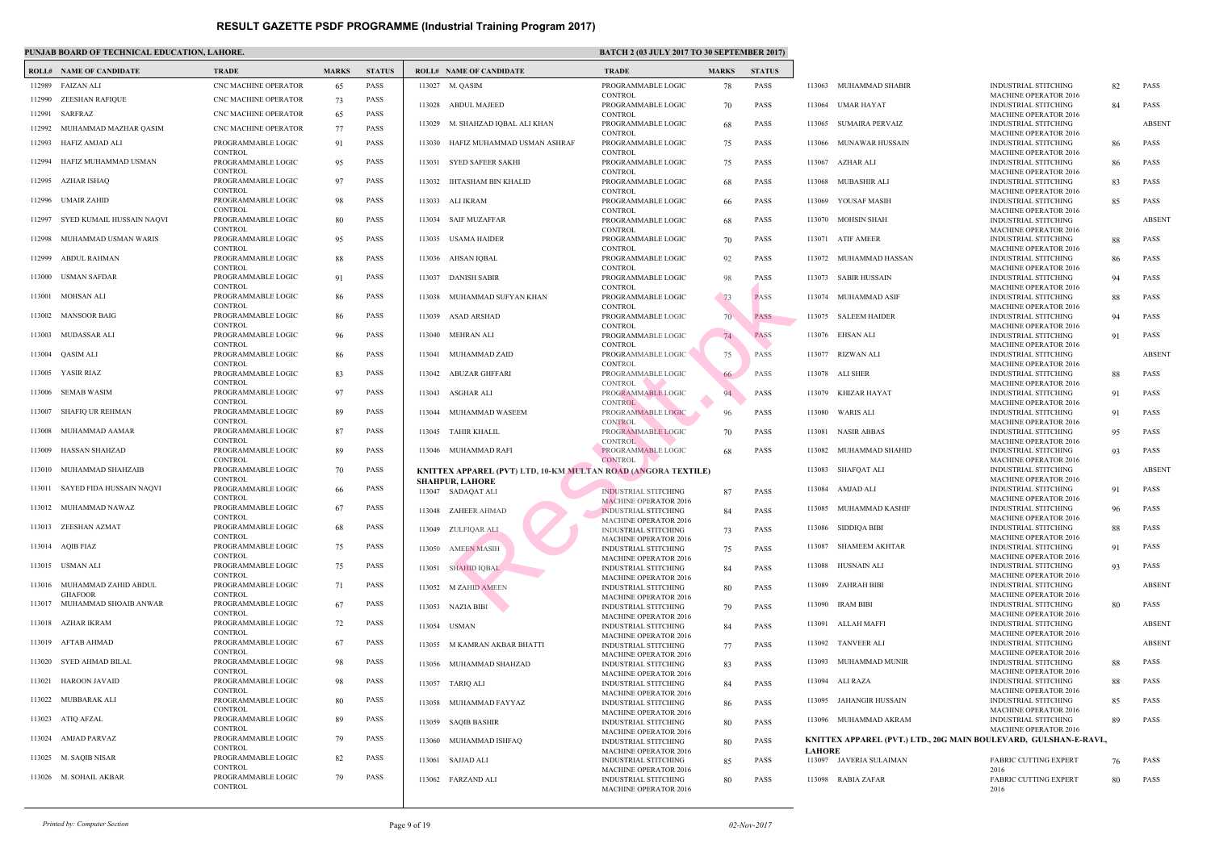# RESULT GAZETTE PSDF PROGRAMME (Industrial Training Program 2017)

**PUNJAB BOARD OF TECHNICAL EDUCATION, LAHORE.** **BATCH 2 (03 JULY 2017 TO 30 SEPTEMBER 2017)**

| ROLL# | NAME OF CANDIDATE | TRADE | MARKS | STATUS |
|---|---|---|---|---|
| 112989 | FAIZAN ALI | CNC MACHINE OPERATOR | 65 | PASS |
| 112990 | ZEESHAN RAFIQUE | CNC MACHINE OPERATOR | 73 | PASS |
| 112991 | SARFRAZ | CNC MACHINE OPERATOR | 65 | PASS |
| 112992 | MUHAMMAD MAZHAR QASIM | CNC MACHINE OPERATOR | 77 | PASS |
| 112993 | HAFIZ AMJAD ALI | PROGRAMMABLE LOGIC CONTROL | 91 | PASS |
| 112994 | HAFIZ MUHAMMAD USMAN | PROGRAMMABLE LOGIC CONTROL | 95 | PASS |
| 112995 | AZHAR ISHAQ | PROGRAMMABLE LOGIC CONTROL | 97 | PASS |
| 112996 | UMAIR ZAHID | PROGRAMMABLE LOGIC CONTROL | 98 | PASS |
| 112997 | SYED KUMAIL HUSSAIN NAQVI | PROGRAMMABLE LOGIC CONTROL | 80 | PASS |
| 112998 | MUHAMMAD USMAN WARIS | PROGRAMMABLE LOGIC CONTROL | 95 | PASS |
| 112999 | ABDUL RAHMAN | PROGRAMMABLE LOGIC CONTROL | 88 | PASS |
| 113000 | USMAN SAFDAR | PROGRAMMABLE LOGIC CONTROL | 91 | PASS |
| 113001 | MOHSAN ALI | PROGRAMMABLE LOGIC CONTROL | 86 | PASS |
| 113002 | MANSOOR BAIG | PROGRAMMABLE LOGIC CONTROL | 86 | PASS |
| 113003 | MUDASSAR ALI | PROGRAMMABLE LOGIC CONTROL | 96 | PASS |
| 113004 | QASIM ALI | PROGRAMMABLE LOGIC CONTROL | 86 | PASS |
| 113005 | YASIR RIAZ | PROGRAMMABLE LOGIC CONTROL | 83 | PASS |
| 113006 | SEMAB WASIM | PROGRAMMABLE LOGIC CONTROL | 97 | PASS |
| 113007 | SHAFIQ UR REHMAN | PROGRAMMABLE LOGIC CONTROL | 89 | PASS |
| 113008 | MUHAMMAD AAMAR | PROGRAMMABLE LOGIC CONTROL | 87 | PASS |
| 113009 | HASSAN SHAHZAD | PROGRAMMABLE LOGIC CONTROL | 89 | PASS |
| 113010 | MUHAMMAD SHAHZAIB | PROGRAMMABLE LOGIC CONTROL | 70 | PASS |
| 113011 | SAYED FIDA HUSSAIN NAQVI | PROGRAMMABLE LOGIC CONTROL | 66 | PASS |
| 113012 | MUHAMMAD NAWAZ | PROGRAMMABLE LOGIC CONTROL | 67 | PASS |
| 113013 | ZEESHAN AZMAT | PROGRAMMABLE LOGIC CONTROL | 68 | PASS |
| 113014 | AQIB FIAZ | PROGRAMMABLE LOGIC CONTROL | 75 | PASS |
| 113015 | USMAN ALI | PROGRAMMABLE LOGIC CONTROL | 75 | PASS |
| 113016 | MUHAMMAD ZAHID ABDUL GHAFOOR | PROGRAMMABLE LOGIC CONTROL | 71 | PASS |
| 113017 | MUHAMMAD SHOAIB ANWAR | PROGRAMMABLE LOGIC CONTROL | 67 | PASS |
| 113018 | AZHAR IKRAM | PROGRAMMABLE LOGIC CONTROL | 72 | PASS |
| 113019 | AFTAB AHMAD | PROGRAMMABLE LOGIC CONTROL | 67 | PASS |
| 113020 | SYED AHMAD BILAL | PROGRAMMABLE LOGIC CONTROL | 98 | PASS |
| 113021 | HAROON JAVAID | PROGRAMMABLE LOGIC CONTROL | 98 | PASS |
| 113022 | MUBBARAK ALI | PROGRAMMABLE LOGIC CONTROL | 80 | PASS |
| 113023 | ATIQ AFZAL | PROGRAMMABLE LOGIC CONTROL | 89 | PASS |
| 113024 | AMJAD PARVAZ | PROGRAMMABLE LOGIC CONTROL | 79 | PASS |
| 113025 | M. SAQIB NISAR | PROGRAMMABLE LOGIC CONTROL | 82 | PASS |
| 113026 | M. SOHAIL AKBAR | PROGRAMMABLE LOGIC CONTROL | 79 | PASS |
| 113027 | M. QASIM | PROGRAMMABLE LOGIC CONTROL | 78 | PASS |
| 113028 | ABDUL MAJEED | PROGRAMMABLE LOGIC CONTROL | 70 | PASS |
| 113029 | M. SHAHZAD IQBAL ALI KHAN | PROGRAMMABLE LOGIC CONTROL | 68 | PASS |
| 113030 | HAFIZ MUHAMMAD USMAN ASHRAF | PROGRAMMABLE LOGIC CONTROL | 75 | PASS |
| 113031 | SYED SAFEER SAKHI | PROGRAMMABLE LOGIC CONTROL | 75 | PASS |
| 113032 | IHTASHAM BIN KHALID | PROGRAMMABLE LOGIC CONTROL | 68 | PASS |
| 113033 | ALI IKRAM | PROGRAMMABLE LOGIC CONTROL | 66 | PASS |
| 113034 | SAIF MUZAFFAR | PROGRAMMABLE LOGIC CONTROL | 68 | PASS |
| 113035 | USAMA HAIDER | PROGRAMMABLE LOGIC CONTROL | 70 | PASS |
| 113036 | AHSAN IQBAL | PROGRAMMABLE LOGIC CONTROL | 92 | PASS |
| 113037 | DANISH SABIR | PROGRAMMABLE LOGIC CONTROL | 98 | PASS |
| 113038 | MUHAMMAD SUFYAN KHAN | PROGRAMMABLE LOGIC CONTROL | 73 | PASS |
| 113039 | ASAD ARSHAD | PROGRAMMABLE LOGIC CONTROL | 70 | PASS |
| 113040 | MEHRAN ALI | PROGRAMMABLE LOGIC CONTROL | 74 | PASS |
| 113041 | MUHAMMAD ZAID | PROGRAMMABLE LOGIC CONTROL | 75 | PASS |
| 113042 | ABUZAR GHFFARI | PROGRAMMABLE LOGIC CONTROL | 66 | PASS |
| 113043 | ASGHAR ALI | PROGRAMMABLE LOGIC CONTROL | 94 | PASS |
| 113044 | MUHAMMAD WASEEM | PROGRAMMABLE LOGIC CONTROL | 96 | PASS |
| 113045 | TAHIR KHALIL | PROGRAMMABLE LOGIC CONTROL | 70 | PASS |
| 113046 | MUHAMMAD RAFI | PROGRAMMABLE LOGIC CONTROL | 68 | PASS |

**KNITTEX APPAREL (PVT) LTD, 10-KM MULTAN ROAD (ANGORA TEXTILE) SHAHPUR, LAHORE**

| ROLL# | NAME OF CANDIDATE | TRADE | MARKS | STATUS |
|---|---|---|---|---|
| 113047 | SADAQAT ALI | INDUSTRIAL STITCHING MACHINE OPERATOR 2016 | 87 | PASS |
| 113048 | ZAHEER AHMAD | INDUSTRIAL STITCHING MACHINE OPERATOR 2016 | 84 | PASS |
| 113049 | ZULFIQAR ALI | INDUSTRIAL STITCHING MACHINE OPERATOR 2016 | 73 | PASS |
| 113050 | AMEEN MASIH | INDUSTRIAL STITCHING MACHINE OPERATOR 2016 | 75 | PASS |
| 113051 | SHAHID IQBAL | INDUSTRIAL STITCHING MACHINE OPERATOR 2016 | 84 | PASS |
| 113052 | M ZAHID AMEEN | INDUSTRIAL STITCHING MACHINE OPERATOR 2016 | 80 | PASS |
| 113053 | NAZIA BIBI | INDUSTRIAL STITCHING MACHINE OPERATOR 2016 | 79 | PASS |
| 113054 | USMAN | INDUSTRIAL STITCHING MACHINE OPERATOR 2016 | 84 | PASS |
| 113055 | M KAMRAN AKBAR BHATTI | INDUSTRIAL STITCHING MACHINE OPERATOR 2016 | 77 | PASS |
| 113056 | MUHAMMAD SHAHZAD | INDUSTRIAL STITCHING MACHINE OPERATOR 2016 | 83 | PASS |
| 113057 | TARIQ ALI | INDUSTRIAL STITCHING MACHINE OPERATOR 2016 | 84 | PASS |
| 113058 | MUHAMMAD FAYYAZ | INDUSTRIAL STITCHING MACHINE OPERATOR 2016 | 86 | PASS |
| 113059 | SAQIB BASHIR | INDUSTRIAL STITCHING MACHINE OPERATOR 2016 | 80 | PASS |
| 113060 | MUHAMMAD ISHFAQ | INDUSTRIAL STITCHING MACHINE OPERATOR 2016 | 80 | PASS |
| 113061 | SAJJAD ALI | INDUSTRIAL STITCHING MACHINE OPERATOR 2016 | 85 | PASS |
| 113062 | FARZAND ALI | INDUSTRIAL STITCHING MACHINE OPERATOR 2016 | 80 | PASS |
| 113063 | MUHAMMAD SHABIR | INDUSTRIAL STITCHING MACHINE OPERATOR 2016 | 82 | PASS |
| 113064 | UMAR HAYAT | INDUSTRIAL STITCHING MACHINE OPERATOR 2016 | 84 | PASS |
| 113065 | SUMAIRA PERVAIZ | INDUSTRIAL STITCHING MACHINE OPERATOR 2016 | | ABSENT |
| 113066 | MUNAWAR HUSSAIN | INDUSTRIAL STITCHING MACHINE OPERATOR 2016 | 86 | PASS |
| 113067 | AZHAR ALI | INDUSTRIAL STITCHING MACHINE OPERATOR 2016 | 86 | PASS |
| 113068 | MUBASHIR ALI | INDUSTRIAL STITCHING MACHINE OPERATOR 2016 | 83 | PASS |
| 113069 | YOUSAF MASIH | INDUSTRIAL STITCHING MACHINE OPERATOR 2016 | 85 | PASS |
| 113070 | MOHSIN SHAH | INDUSTRIAL STITCHING MACHINE OPERATOR 2016 | | ABSENT |
| 113071 | ATIF AMEER | INDUSTRIAL STITCHING MACHINE OPERATOR 2016 | 88 | PASS |
| 113072 | MUHAMMAD HASSAN | INDUSTRIAL STITCHING MACHINE OPERATOR 2016 | 86 | PASS |
| 113073 | SABIR HUSSAIN | INDUSTRIAL STITCHING MACHINE OPERATOR 2016 | 94 | PASS |
| 113074 | MUHAMMAD ASIF | INDUSTRIAL STITCHING MACHINE OPERATOR 2016 | 88 | PASS |
| 113075 | SALEEM HAIDER | INDUSTRIAL STITCHING MACHINE OPERATOR 2016 | 94 | PASS |
| 113076 | EHSAN ALI | INDUSTRIAL STITCHING MACHINE OPERATOR 2016 | 91 | PASS |
| 113077 | RIZWAN ALI | INDUSTRIAL STITCHING MACHINE OPERATOR 2016 | | ABSENT |
| 113078 | ALI SHER | INDUSTRIAL STITCHING MACHINE OPERATOR 2016 | 88 | PASS |
| 113079 | KHIZAR HAYAT | INDUSTRIAL STITCHING MACHINE OPERATOR 2016 | 91 | PASS |
| 113080 | WARIS ALI | INDUSTRIAL STITCHING MACHINE OPERATOR 2016 | 91 | PASS |
| 113081 | NASIR ABBAS | INDUSTRIAL STITCHING MACHINE OPERATOR 2016 | 95 | PASS |
| 113082 | MUHAMMAD SHAHID | INDUSTRIAL STITCHING MACHINE OPERATOR 2016 | 93 | PASS |
| 113083 | SHAFQAT ALI | INDUSTRIAL STITCHING MACHINE OPERATOR 2016 | | ABSENT |
| 113084 | AMJAD ALI | INDUSTRIAL STITCHING MACHINE OPERATOR 2016 | 91 | PASS |
| 113085 | MUHAMMAD KASHIF | INDUSTRIAL STITCHING MACHINE OPERATOR 2016 | 96 | PASS |
| 113086 | SIDDIQA BIBI | INDUSTRIAL STITCHING MACHINE OPERATOR 2016 | 88 | PASS |
| 113087 | SHAMEEM AKHTAR | INDUSTRIAL STITCHING MACHINE OPERATOR 2016 | 91 | PASS |
| 113088 | HUSNAIN ALI | INDUSTRIAL STITCHING MACHINE OPERATOR 2016 | 93 | PASS |
| 113089 | ZAHRAH BIBI | INDUSTRIAL STITCHING MACHINE OPERATOR 2016 | | ABSENT |
| 113090 | IRAM BIBI | INDUSTRIAL STITCHING MACHINE OPERATOR 2016 | 80 | PASS |
| 113091 | ALLAH MAFFI | INDUSTRIAL STITCHING MACHINE OPERATOR 2016 | | ABSENT |
| 113092 | TANVEER ALI | INDUSTRIAL STITCHING MACHINE OPERATOR 2016 | | ABSENT |
| 113093 | MUHAMMAD MUNIR | INDUSTRIAL STITCHING MACHINE OPERATOR 2016 | 88 | PASS |
| 113094 | ALI RAZA | INDUSTRIAL STITCHING MACHINE OPERATOR 2016 | 88 | PASS |
| 113095 | JAHANGIR HUSSAIN | INDUSTRIAL STITCHING MACHINE OPERATOR 2016 | 85 | PASS |
| 113096 | MUHAMMAD AKRAM | INDUSTRIAL STITCHING MACHINE OPERATOR 2016 | 89 | PASS |

**KNITTEX APPAREL (PVT.) LTD., 20G MAIN BOULEVARD, GULSHAN-E-RAVI, LAHORE**

| ROLL# | NAME OF CANDIDATE | TRADE | MARKS | STATUS |
|---|---|---|---|---|
| 113097 | JAVERIA SULAIMAN | FABRIC CUTTING EXPERT 2016 | 76 | PASS |
| 113098 | RABIA ZAFAR | FABRIC CUTTING EXPERT 2016 | 80 | PASS |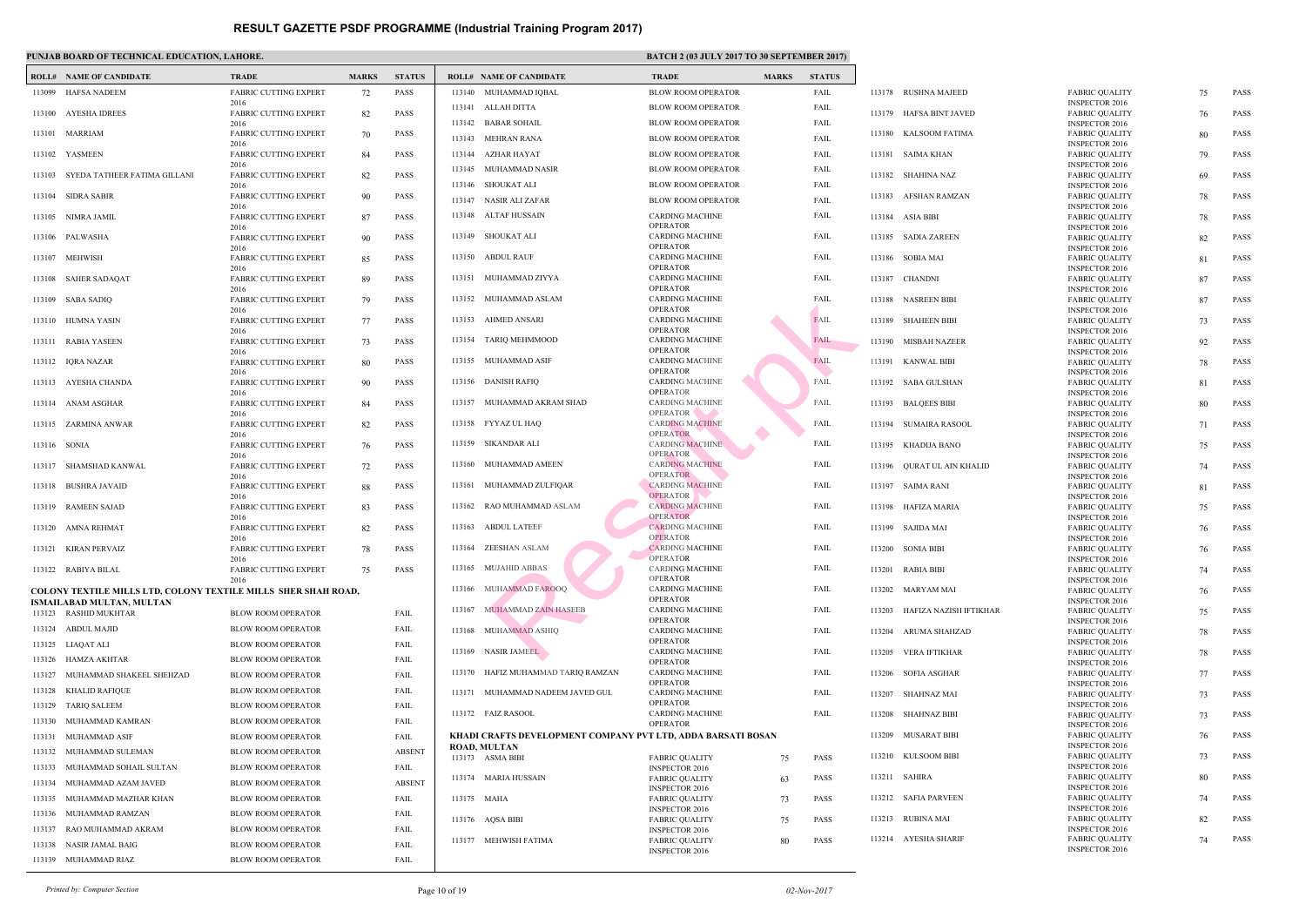# RESULT GAZETTE PSDF PROGRAMME (Industrial Training Program 2017)

**PUNJAB BOARD OF TECHNICAL EDUCATION, LAHORE.** | **BATCH 2 (03 JULY 2017 TO 30 SEPTEMBER 2017)**

| ROLL# | NAME OF CANDIDATE | TRADE | MARKS | STATUS |
|---|---|---|---|---|
| 113099 | HAFSA NADEEM | FABRIC CUTTING EXPERT 2016 | 72 | PASS |
| 113100 | AYESHA IDREES | FABRIC CUTTING EXPERT 2016 | 82 | PASS |
| 113101 | MARRIAM | FABRIC CUTTING EXPERT 2016 | 70 | PASS |
| 113102 | YASMEEN | FABRIC CUTTING EXPERT 2016 | 84 | PASS |
| 113103 | SYEDA TATHEER FATIMA GILLANI | FABRIC CUTTING EXPERT 2016 | 82 | PASS |
| 113104 | SIDRA SABIR | FABRIC CUTTING EXPERT 2016 | 90 | PASS |
| 113105 | NIMRA JAMIL | FABRIC CUTTING EXPERT 2016 | 87 | PASS |
| 113106 | PALWASHA | FABRIC CUTTING EXPERT 2016 | 90 | PASS |
| 113107 | MEHWISH | FABRIC CUTTING EXPERT 2016 | 85 | PASS |
| 113108 | SAHER SADAQAT | FABRIC CUTTING EXPERT 2016 | 89 | PASS |
| 113109 | SABA SADIQ | FABRIC CUTTING EXPERT 2016 | 79 | PASS |
| 113110 | HUMNA YASIN | FABRIC CUTTING EXPERT 2016 | 77 | PASS |
| 113111 | RABIA YASEEN | FABRIC CUTTING EXPERT 2016 | 73 | PASS |
| 113112 | IQRA NAZAR | FABRIC CUTTING EXPERT 2016 | 80 | PASS |
| 113113 | AYESHA CHANDA | FABRIC CUTTING EXPERT 2016 | 90 | PASS |
| 113114 | ANAM ASGHAR | FABRIC CUTTING EXPERT 2016 | 84 | PASS |
| 113115 | ZARMINA ANWAR | FABRIC CUTTING EXPERT 2016 | 82 | PASS |
| 113116 | SONIA | FABRIC CUTTING EXPERT 2016 | 76 | PASS |
| 113117 | SHAMSHAD KANWAL | FABRIC CUTTING EXPERT 2016 | 72 | PASS |
| 113118 | BUSHRA JAVAID | FABRIC CUTTING EXPERT 2016 | 88 | PASS |
| 113119 | RAMEEN SAJAD | FABRIC CUTTING EXPERT 2016 | 83 | PASS |
| 113120 | AMNA REHMAT | FABRIC CUTTING EXPERT 2016 | 82 | PASS |
| 113121 | KIRAN PERVAIZ | FABRIC CUTTING EXPERT 2016 | 78 | PASS |
| 113122 | RABIYA BILAL | FABRIC CUTTING EXPERT 2016 | 75 | PASS |

**COLONY TEXTILE MILLS LTD, COLONY TEXTILE MILLS SHER SHAH ROAD, ISMAILABAD MULTAN, MULTAN**

| ROLL# | NAME OF CANDIDATE | TRADE | MARKS | STATUS |
|---|---|---|---|---|
| 113123 | RASHID MUKHTAR | BLOW ROOM OPERATOR | | FAIL |
| 113124 | ABDUL MAJID | BLOW ROOM OPERATOR | | FAIL |
| 113125 | LIAQAT ALI | BLOW ROOM OPERATOR | | FAIL |
| 113126 | HAMZA AKHTAR | BLOW ROOM OPERATOR | | FAIL |
| 113127 | MUHAMMAD SHAKEEL SHEHZAD | BLOW ROOM OPERATOR | | FAIL |
| 113128 | KHALID RAFIQUE | BLOW ROOM OPERATOR | | FAIL |
| 113129 | TARIQ SALEEM | BLOW ROOM OPERATOR | | FAIL |
| 113130 | MUHAMMAD KAMRAN | BLOW ROOM OPERATOR | | FAIL |
| 113131 | MUHAMMAD ASIF | BLOW ROOM OPERATOR | | FAIL |
| 113132 | MUHAMMAD SULEMAN | BLOW ROOM OPERATOR | | ABSENT |
| 113133 | MUHAMMAD SOHAIL SULTAN | BLOW ROOM OPERATOR | | FAIL |
| 113134 | MUHAMMAD AZAM JAVED | BLOW ROOM OPERATOR | | ABSENT |
| 113135 | MUHAMMAD MAZHAR KHAN | BLOW ROOM OPERATOR | | FAIL |
| 113136 | MUHAMMAD RAMZAN | BLOW ROOM OPERATOR | | FAIL |
| 113137 | RAO MUHAMMAD AKRAM | BLOW ROOM OPERATOR | | FAIL |
| 113138 | NASIR JAMAL BAIG | BLOW ROOM OPERATOR | | FAIL |
| 113139 | MUHAMMAD RIAZ | BLOW ROOM OPERATOR | | FAIL |
| 113140 | MUHAMMAD IQBAL | BLOW ROOM OPERATOR | | FAIL |
| 113141 | ALLAH DITTA | BLOW ROOM OPERATOR | | FAIL |
| 113142 | BABAR SOHAIL | BLOW ROOM OPERATOR | | FAIL |
| 113143 | MEHRAN RANA | BLOW ROOM OPERATOR | | FAIL |
| 113144 | AZHAR HAYAT | BLOW ROOM OPERATOR | | FAIL |
| 113145 | MUHAMMAD NASIR | BLOW ROOM OPERATOR | | FAIL |
| 113146 | SHOUKAT ALI | BLOW ROOM OPERATOR | | FAIL |
| 113147 | NASIR ALI ZAFAR | BLOW ROOM OPERATOR | | FAIL |
| 113148 | ALTAF HUSSAIN | CARDING MACHINE OPERATOR | | FAIL |
| 113149 | SHOUKAT ALI | CARDING MACHINE OPERATOR | | FAIL |
| 113150 | ABDUL RAUF | CARDING MACHINE OPERATOR | | FAIL |
| 113151 | MUHAMMAD ZIYYA | CARDING MACHINE OPERATOR | | FAIL |
| 113152 | MUHAMMAD ASLAM | CARDING MACHINE OPERATOR | | FAIL |
| 113153 | AHMED ANSARI | CARDING MACHINE OPERATOR | | FAIL |
| 113154 | TARIQ MEHMMOOD | CARDING MACHINE OPERATOR | | FAIL |
| 113155 | MUHAMMAD ASIF | CARDING MACHINE OPERATOR | | FAIL |
| 113156 | DANISH RAFIQ | CARDING MACHINE OPERATOR | | FAIL |
| 113157 | MUHAMMAD AKRAM SHAD | CARDING MACHINE OPERATOR | | FAIL |
| 113158 | FYYAZ UL HAQ | CARDING MACHINE OPERATOR | | FAIL |
| 113159 | SIKANDAR ALI | CARDING MACHINE OPERATOR | | FAIL |
| 113160 | MUHAMMAD AMEEN | CARDING MACHINE OPERATOR | | FAIL |
| 113161 | MUHAMMAD ZULFIQAR | CARDING MACHINE OPERATOR | | FAIL |
| 113162 | RAO MUHAMMAD ASLAM | CARDING MACHINE OPERATOR | | FAIL |
| 113163 | ABDUL LATEEF | CARDING MACHINE OPERATOR | | FAIL |
| 113164 | ZEESHAN ASLAM | CARDING MACHINE OPERATOR | | FAIL |
| 113165 | MUJAHID ABBAS | CARDING MACHINE OPERATOR | | FAIL |
| 113166 | MUHAMMAD FAROOQ | CARDING MACHINE OPERATOR | | FAIL |
| 113167 | MUHAMMAD ZAIN HASEEB | CARDING MACHINE OPERATOR | | FAIL |
| 113168 | MUHAMMAD ASHIQ | CARDING MACHINE OPERATOR | | FAIL |
| 113169 | NASIR JAMEEL | CARDING MACHINE OPERATOR | | FAIL |
| 113170 | HAFIZ MUHAMMAD TARIQ RAMZAN | CARDING MACHINE OPERATOR | | FAIL |
| 113171 | MUHAMMAD NADEEM JAVED GUL | CARDING MACHINE OPERATOR | | FAIL |
| 113172 | FAIZ RASOOL | CARDING MACHINE OPERATOR | | FAIL |

**KHADI CRAFTS DEVELOPMENT COMPANY PVT LTD, ADDA BARSATI BOSAN ROAD, MULTAN**

| ROLL# | NAME OF CANDIDATE | TRADE | MARKS | STATUS |
|---|---|---|---|---|
| 113173 | ASMA BIBI | FABRIC QUALITY INSPECTOR 2016 | 75 | PASS |
| 113174 | MARIA HUSSAIN | FABRIC QUALITY INSPECTOR 2016 | 63 | PASS |
| 113175 | MAHA | FABRIC QUALITY INSPECTOR 2016 | 73 | PASS |
| 113176 | AQSA BIBI | FABRIC QUALITY INSPECTOR 2016 | 75 | PASS |
| 113177 | MEHWISH FATIMA | FABRIC QUALITY INSPECTOR 2016 | 80 | PASS |
| 113178 | RUSHNA MAJEED | FABRIC QUALITY INSPECTOR 2016 | 75 | PASS |
| 113179 | HAFSA BINT JAVED | FABRIC QUALITY INSPECTOR 2016 | 76 | PASS |
| 113180 | KALSOOM FATIMA | FABRIC QUALITY INSPECTOR 2016 | 80 | PASS |
| 113181 | SAIMA KHAN | FABRIC QUALITY INSPECTOR 2016 | 79 | PASS |
| 113182 | SHAHINA NAZ | FABRIC QUALITY INSPECTOR 2016 | 69 | PASS |
| 113183 | AFSHAN RAMZAN | FABRIC QUALITY INSPECTOR 2016 | 78 | PASS |
| 113184 | ASIA BIBI | FABRIC QUALITY INSPECTOR 2016 | 78 | PASS |
| 113185 | SADIA ZAREEN | FABRIC QUALITY INSPECTOR 2016 | 82 | PASS |
| 113186 | SOBIA MAI | FABRIC QUALITY INSPECTOR 2016 | 81 | PASS |
| 113187 | CHANDNI | FABRIC QUALITY INSPECTOR 2016 | 87 | PASS |
| 113188 | NASREEN BIBI | FABRIC QUALITY INSPECTOR 2016 | 87 | PASS |
| 113189 | SHAHEEN BIBI | FABRIC QUALITY INSPECTOR 2016 | 73 | PASS |
| 113190 | MISBAH NAZEER | FABRIC QUALITY INSPECTOR 2016 | 92 | PASS |
| 113191 | KANWAL BIBI | FABRIC QUALITY INSPECTOR 2016 | 78 | PASS |
| 113192 | SABA GULSHAN | FABRIC QUALITY INSPECTOR 2016 | 81 | PASS |
| 113193 | BALQEES BIBI | FABRIC QUALITY INSPECTOR 2016 | 80 | PASS |
| 113194 | SUMAIRA RASOOL | FABRIC QUALITY INSPECTOR 2016 | 71 | PASS |
| 113195 | KHADIJA BANO | FABRIC QUALITY INSPECTOR 2016 | 75 | PASS |
| 113196 | QURAT UL AIN KHALID | FABRIC QUALITY INSPECTOR 2016 | 74 | PASS |
| 113197 | SAIMA RANI | FABRIC QUALITY INSPECTOR 2016 | 81 | PASS |
| 113198 | HAFIZA MARIA | FABRIC QUALITY INSPECTOR 2016 | 75 | PASS |
| 113199 | SAJIDA MAI | FABRIC QUALITY INSPECTOR 2016 | 76 | PASS |
| 113200 | SONIA BIBI | FABRIC QUALITY INSPECTOR 2016 | 76 | PASS |
| 113201 | RABIA BIBI | FABRIC QUALITY INSPECTOR 2016 | 74 | PASS |
| 113202 | MARYAM MAI | FABRIC QUALITY INSPECTOR 2016 | 76 | PASS |
| 113203 | HAFIZA NAZISH IFTIKHAR | FABRIC QUALITY INSPECTOR 2016 | 75 | PASS |
| 113204 | ARUMA SHAHZAD | FABRIC QUALITY INSPECTOR 2016 | 78 | PASS |
| 113205 | VERA IFTIKHAR | FABRIC QUALITY INSPECTOR 2016 | 78 | PASS |
| 113206 | SOFIA ASGHAR | FABRIC QUALITY INSPECTOR 2016 | 77 | PASS |
| 113207 | SHAHNAZ MAI | FABRIC QUALITY INSPECTOR 2016 | 73 | PASS |
| 113208 | SHAHNAZ BIBI | FABRIC QUALITY INSPECTOR 2016 | 73 | PASS |
| 113209 | MUSARAT BIBI | FABRIC QUALITY INSPECTOR 2016 | 76 | PASS |
| 113210 | KULSOOM BIBI | FABRIC QUALITY INSPECTOR 2016 | 73 | PASS |
| 113211 | SAHIRA | FABRIC QUALITY INSPECTOR 2016 | 80 | PASS |
| 113212 | SAFIA PARVEEN | FABRIC QUALITY INSPECTOR 2016 | 74 | PASS |
| 113213 | RUBINA MAI | FABRIC QUALITY INSPECTOR 2016 | 82 | PASS |
| 113214 | AYESHA SHARIF | FABRIC QUALITY INSPECTOR 2016 | 74 | PASS |

*Printed by: Computer Section* | *02-Nov-2017*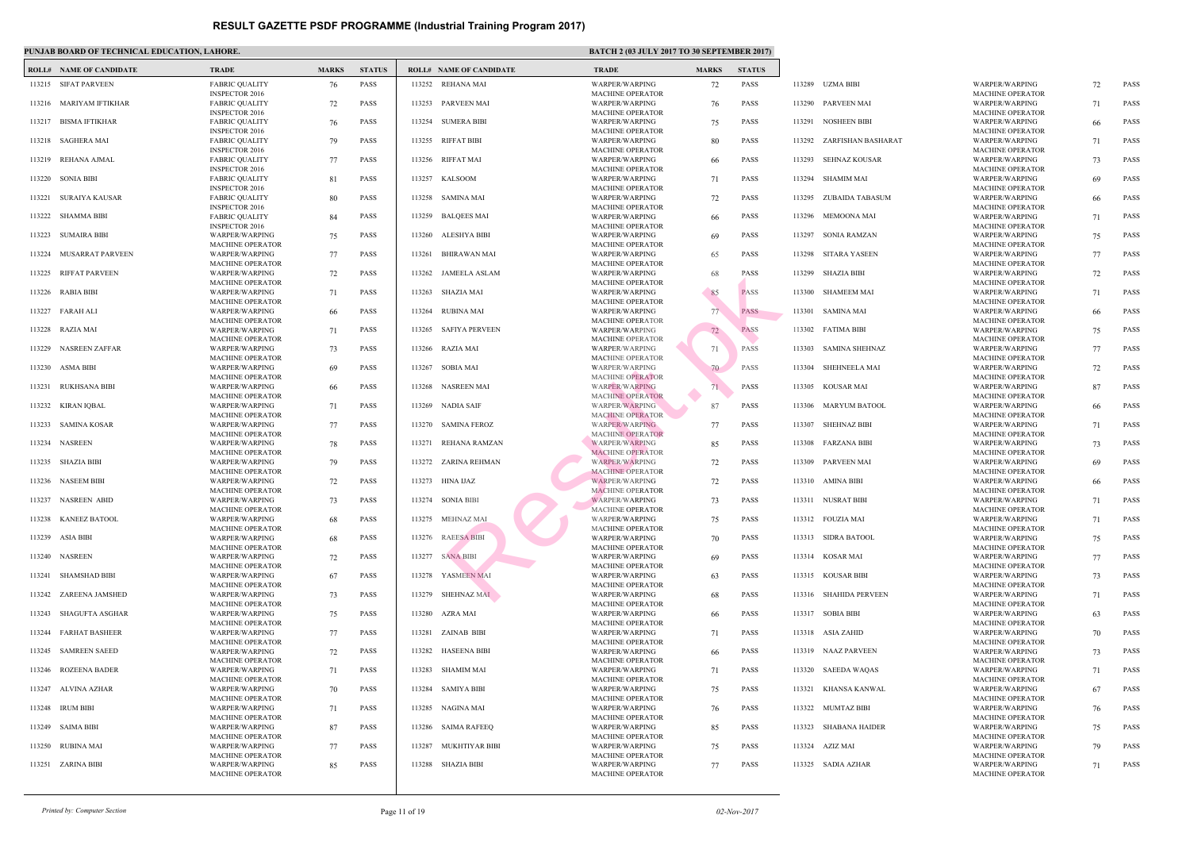# RESULT GAZETTE PSDF PROGRAMME (Industrial Training Program 2017)

**PUNJAB BOARD OF TECHNICAL EDUCATION, LAHORE.**

**BATCH 2 (03 JULY 2017 TO 30 SEPTEMBER 2017)**

| ROLL# | NAME OF CANDIDATE | TRADE | MARKS | STATUS |
|---|---|---|---|---|
| 113215 | SIFAT PARVEEN | FABRIC QUALITY INSPECTOR 2016 | 76 | PASS |
| 113216 | MARIYAM IFTIKHAR | FABRIC QUALITY INSPECTOR 2016 | 72 | PASS |
| 113217 | BISMA IFTIKHAR | FABRIC QUALITY INSPECTOR 2016 | 76 | PASS |
| 113218 | SAGHERA MAI | FABRIC QUALITY INSPECTOR 2016 | 79 | PASS |
| 113219 | REHANA AJMAL | FABRIC QUALITY INSPECTOR 2016 | 77 | PASS |
| 113220 | SONIA BIBI | FABRIC QUALITY INSPECTOR 2016 | 81 | PASS |
| 113221 | SURAIYA KAUSAR | FABRIC QUALITY INSPECTOR 2016 | 80 | PASS |
| 113222 | SHAMMA BIBI | FABRIC QUALITY INSPECTOR 2016 | 84 | PASS |
| 113223 | SUMAIRA BIBI | WARPER/WARPING MACHINE OPERATOR | 75 | PASS |
| 113224 | MUSARRAT PARVEEN | WARPER/WARPING MACHINE OPERATOR | 77 | PASS |
| 113225 | RIFFAT PARVEEN | WARPER/WARPING MACHINE OPERATOR | 72 | PASS |
| 113226 | RABIA BIBI | WARPER/WARPING MACHINE OPERATOR | 71 | PASS |
| 113227 | FARAH ALI | WARPER/WARPING MACHINE OPERATOR | 66 | PASS |
| 113228 | RAZIA MAI | WARPER/WARPING MACHINE OPERATOR | 71 | PASS |
| 113229 | NASREEN ZAFFAR | WARPER/WARPING MACHINE OPERATOR | 73 | PASS |
| 113230 | ASMA BIBI | WARPER/WARPING MACHINE OPERATOR | 69 | PASS |
| 113231 | RUKHSANA BIBI | WARPER/WARPING MACHINE OPERATOR | 66 | PASS |
| 113232 | KIRAN IQBAL | WARPER/WARPING MACHINE OPERATOR | 71 | PASS |
| 113233 | SAMINA KOSAR | WARPER/WARPING MACHINE OPERATOR | 77 | PASS |
| 113234 | NASREEN | WARPER/WARPING MACHINE OPERATOR | 78 | PASS |
| 113235 | SHAZIA BIBI | WARPER/WARPING MACHINE OPERATOR | 79 | PASS |
| 113236 | NASEEM BIBI | WARPER/WARPING MACHINE OPERATOR | 72 | PASS |
| 113237 | NASREEN ABID | WARPER/WARPING MACHINE OPERATOR | 73 | PASS |
| 113238 | KANEEZ BATOOL | WARPER/WARPING MACHINE OPERATOR | 68 | PASS |
| 113239 | ASIA BIBI | WARPER/WARPING MACHINE OPERATOR | 68 | PASS |
| 113240 | NASREEN | WARPER/WARPING MACHINE OPERATOR | 72 | PASS |
| 113241 | SHAMSHAD BIBI | WARPER/WARPING MACHINE OPERATOR | 67 | PASS |
| 113242 | ZAREENA JAMSHED | WARPER/WARPING MACHINE OPERATOR | 73 | PASS |
| 113243 | SHAGUFTA ASGHAR | WARPER/WARPING MACHINE OPERATOR | 75 | PASS |
| 113244 | FARHAT BASHEER | WARPER/WARPING MACHINE OPERATOR | 77 | PASS |
| 113245 | SAMREEN SAEED | WARPER/WARPING MACHINE OPERATOR | 72 | PASS |
| 113246 | ROZEENA BADER | WARPER/WARPING MACHINE OPERATOR | 71 | PASS |
| 113247 | ALVINA AZHAR | WARPER/WARPING MACHINE OPERATOR | 70 | PASS |
| 113248 | IRUM BIBI | WARPER/WARPING MACHINE OPERATOR | 71 | PASS |
| 113249 | SAIMA BIBI | WARPER/WARPING MACHINE OPERATOR | 87 | PASS |
| 113250 | RUBINA MAI | WARPER/WARPING MACHINE OPERATOR | 77 | PASS |
| 113251 | ZARINA BIBI | WARPER/WARPING MACHINE OPERATOR | 85 | PASS |
| 113252 | REHANA MAI | WARPER/WARPING MACHINE OPERATOR | 72 | PASS |
| 113253 | PARVEEN MAI | WARPER/WARPING MACHINE OPERATOR | 76 | PASS |
| 113254 | SUMERA BIBI | WARPER/WARPING MACHINE OPERATOR | 75 | PASS |
| 113255 | RIFFAT BIBI | WARPER/WARPING MACHINE OPERATOR | 80 | PASS |
| 113256 | RIFFAT MAI | WARPER/WARPING MACHINE OPERATOR | 66 | PASS |
| 113257 | KALSOOM | WARPER/WARPING MACHINE OPERATOR | 71 | PASS |
| 113258 | SAMINA MAI | WARPER/WARPING MACHINE OPERATOR | 72 | PASS |
| 113259 | BALQEES MAI | WARPER/WARPING MACHINE OPERATOR | 66 | PASS |
| 113260 | ALESHYA BIBI | WARPER/WARPING MACHINE OPERATOR | 69 | PASS |
| 113261 | BHIRAWAN MAI | WARPER/WARPING MACHINE OPERATOR | 65 | PASS |
| 113262 | JAMEELA ASLAM | WARPER/WARPING MACHINE OPERATOR | 68 | PASS |
| 113263 | SHAZIA MAI | WARPER/WARPING MACHINE OPERATOR | 85 | PASS |
| 113264 | RUBINA MAI | WARPER/WARPING MACHINE OPERATOR | 77 | PASS |
| 113265 | SAFIYA PERVEEN | WARPER/WARPING MACHINE OPERATOR | 72 | PASS |
| 113266 | RAZIA MAI | WARPER/WARPING MACHINE OPERATOR | 71 | PASS |
| 113267 | SOBIA MAI | WARPER/WARPING MACHINE OPERATOR | 70 | PASS |
| 113268 | NASREEN MAI | WARPER/WARPING MACHINE OPERATOR | 71 | PASS |
| 113269 | NADIA SAIF | WARPER/WARPING MACHINE OPERATOR | 87 | PASS |
| 113270 | SAMINA FEROZ | WARPER/WARPING MACHINE OPERATOR | 77 | PASS |
| 113271 | REHANA RAMZAN | WARPER/WARPING MACHINE OPERATOR | 85 | PASS |
| 113272 | ZARINA REHMAN | WARPER/WARPING MACHINE OPERATOR | 72 | PASS |
| 113273 | HINA IJAZ | WARPER/WARPING MACHINE OPERATOR | 72 | PASS |
| 113274 | SONIA BIBI | WARPER/WARPING MACHINE OPERATOR | 73 | PASS |
| 113275 | MEHNAZ MAI | WARPER/WARPING MACHINE OPERATOR | 75 | PASS |
| 113276 | RAEESA BIBI | WARPER/WARPING MACHINE OPERATOR | 70 | PASS |
| 113277 | SANA BIBI | WARPER/WARPING MACHINE OPERATOR | 69 | PASS |
| 113278 | YASMEEN MAI | WARPER/WARPING MACHINE OPERATOR | 63 | PASS |
| 113279 | SHEHNAZ MAI | WARPER/WARPING MACHINE OPERATOR | 68 | PASS |
| 113280 | AZRA MAI | WARPER/WARPING MACHINE OPERATOR | 66 | PASS |
| 113281 | ZAINAB BIBI | WARPER/WARPING MACHINE OPERATOR | 71 | PASS |
| 113282 | HASEENA BIBI | WARPER/WARPING MACHINE OPERATOR | 66 | PASS |
| 113283 | SHAMIM MAI | WARPER/WARPING MACHINE OPERATOR | 71 | PASS |
| 113284 | SAMIYA BIBI | WARPER/WARPING MACHINE OPERATOR | 75 | PASS |
| 113285 | NAGINA MAI | WARPER/WARPING MACHINE OPERATOR | 76 | PASS |
| 113286 | SAIMA RAFEEQ | WARPER/WARPING MACHINE OPERATOR | 85 | PASS |
| 113287 | MUKHTIYAR BIBI | WARPER/WARPING MACHINE OPERATOR | 75 | PASS |
| 113288 | SHAZIA BIBI | WARPER/WARPING MACHINE OPERATOR | 77 | PASS |
| 113289 | UZMA BIBI | WARPER/WARPING MACHINE OPERATOR | 72 | PASS |
| 113290 | PARVEEN MAI | WARPER/WARPING MACHINE OPERATOR | 71 | PASS |
| 113291 | NOSHEEN BIBI | WARPER/WARPING MACHINE OPERATOR | 66 | PASS |
| 113292 | ZARFISHAN BASHARAT | WARPER/WARPING MACHINE OPERATOR | 71 | PASS |
| 113293 | SEHNAZ KOUSAR | WARPER/WARPING MACHINE OPERATOR | 73 | PASS |
| 113294 | SHAMIM MAI | WARPER/WARPING MACHINE OPERATOR | 69 | PASS |
| 113295 | ZUBAIDA TABASUM | WARPER/WARPING MACHINE OPERATOR | 66 | PASS |
| 113296 | MEMOONA MAI | WARPER/WARPING MACHINE OPERATOR | 71 | PASS |
| 113297 | SONIA RAMZAN | WARPER/WARPING MACHINE OPERATOR | 75 | PASS |
| 113298 | SITARA YASEEN | WARPER/WARPING MACHINE OPERATOR | 77 | PASS |
| 113299 | SHAZIA BIBI | WARPER/WARPING MACHINE OPERATOR | 72 | PASS |
| 113300 | SHAMEEM MAI | WARPER/WARPING MACHINE OPERATOR | 71 | PASS |
| 113301 | SAMINA MAI | WARPER/WARPING MACHINE OPERATOR | 66 | PASS |
| 113302 | FATIMA BIBI | WARPER/WARPING MACHINE OPERATOR | 75 | PASS |
| 113303 | SAMINA SHEHNAZ | WARPER/WARPING MACHINE OPERATOR | 77 | PASS |
| 113304 | SHEHNEELA MAI | WARPER/WARPING MACHINE OPERATOR | 72 | PASS |
| 113305 | KOUSAR MAI | WARPER/WARPING MACHINE OPERATOR | 87 | PASS |
| 113306 | MARYUM BATOOL | WARPER/WARPING MACHINE OPERATOR | 66 | PASS |
| 113307 | SHEHNAZ BIBI | WARPER/WARPING MACHINE OPERATOR | 71 | PASS |
| 113308 | FARZANA BIBI | WARPER/WARPING MACHINE OPERATOR | 73 | PASS |
| 113309 | PARVEEN MAI | WARPER/WARPING MACHINE OPERATOR | 69 | PASS |
| 113310 | AMINA BIBI | WARPER/WARPING MACHINE OPERATOR | 66 | PASS |
| 113311 | NUSRAT BIBI | WARPER/WARPING MACHINE OPERATOR | 71 | PASS |
| 113312 | FOUZIA MAI | WARPER/WARPING MACHINE OPERATOR | 71 | PASS |
| 113313 | SIDRA BATOOL | WARPER/WARPING MACHINE OPERATOR | 75 | PASS |
| 113314 | KOSAR MAI | WARPER/WARPING MACHINE OPERATOR | 77 | PASS |
| 113315 | KOUSAR BIBI | WARPER/WARPING MACHINE OPERATOR | 73 | PASS |
| 113316 | SHAHIDA PERVEEN | WARPER/WARPING MACHINE OPERATOR | 71 | PASS |
| 113317 | SOBIA BIBI | WARPER/WARPING MACHINE OPERATOR | 63 | PASS |
| 113318 | ASIA ZAHID | WARPER/WARPING MACHINE OPERATOR | 70 | PASS |
| 113319 | NAAZ PARVEEN | WARPER/WARPING MACHINE OPERATOR | 73 | PASS |
| 113320 | SAEEDA WAQAS | WARPER/WARPING MACHINE OPERATOR | 71 | PASS |
| 113321 | KHANSA KANWAL | WARPER/WARPING MACHINE OPERATOR | 67 | PASS |
| 113322 | MUMTAZ BIBI | WARPER/WARPING MACHINE OPERATOR | 76 | PASS |
| 113323 | SHABANA HAIDER | WARPER/WARPING MACHINE OPERATOR | 75 | PASS |
| 113324 | AZIZ MAI | WARPER/WARPING MACHINE OPERATOR | 79 | PASS |
| 113325 | SADIA AZHAR | WARPER/WARPING MACHINE OPERATOR | 71 | PASS |

*Printed by: Computer Section* — *02-Nov-2017*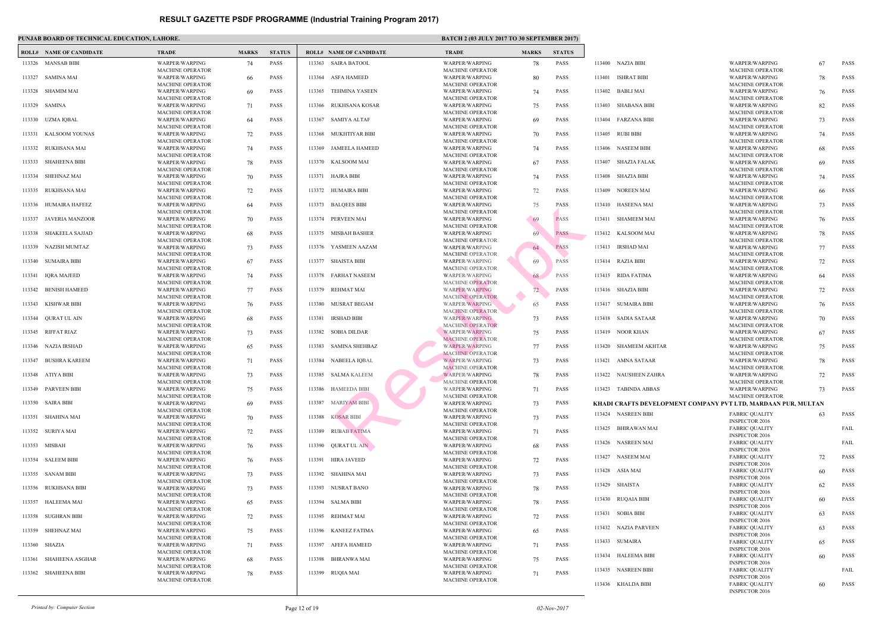# RESULT GAZETTE PSDF PROGRAMME (Industrial Training Program 2017)

**PUNJAB BOARD OF TECHNICAL EDUCATION, LAHORE.**

**BATCH 2 (03 JULY 2017 TO 30 SEPTEMBER 2017)**

| ROLL# | NAME OF CANDIDATE | TRADE | MARKS | STATUS |
|---|---|---|---|---|
| 113326 | MANSAB BIBI | WARPER/WARPING MACHINE OPERATOR | 74 | PASS |
| 113327 | SAMINA MAI | WARPER/WARPING MACHINE OPERATOR | 66 | PASS |
| 113328 | SHAMIM MAI | WARPER/WARPING MACHINE OPERATOR | 69 | PASS |
| 113329 | SAMINA | WARPER/WARPING MACHINE OPERATOR | 71 | PASS |
| 113330 | UZMA IQBAL | WARPER/WARPING MACHINE OPERATOR | 64 | PASS |
| 113331 | KALSOOM YOUNAS | WARPER/WARPING MACHINE OPERATOR | 72 | PASS |
| 113332 | RUKHSANA MAI | WARPER/WARPING MACHINE OPERATOR | 74 | PASS |
| 113333 | SHAHEENA BIBI | WARPER/WARPING MACHINE OPERATOR | 78 | PASS |
| 113334 | SHEHNAZ MAI | WARPER/WARPING MACHINE OPERATOR | 70 | PASS |
| 113335 | RUKHSANA MAI | WARPER/WARPING MACHINE OPERATOR | 72 | PASS |
| 113336 | HUMAIRA HAFEEZ | WARPER/WARPING MACHINE OPERATOR | 64 | PASS |
| 113337 | JAVERIA MANZOOR | WARPER/WARPING MACHINE OPERATOR | 70 | PASS |
| 113338 | SHAKEELA SAJJAD | WARPER/WARPING MACHINE OPERATOR | 68 | PASS |
| 113339 | NAZISH MUMTAZ | WARPER/WARPING MACHINE OPERATOR | 73 | PASS |
| 113340 | SUMAIRA BIBI | WARPER/WARPING MACHINE OPERATOR | 67 | PASS |
| 113341 | IQRA MAJEED | WARPER/WARPING MACHINE OPERATOR | 74 | PASS |
| 113342 | BENISH HAMEED | WARPER/WARPING MACHINE OPERATOR | 77 | PASS |
| 113343 | KISHWAR BIBI | WARPER/WARPING MACHINE OPERATOR | 76 | PASS |
| 113344 | QURAT UL AIN | WARPER/WARPING MACHINE OPERATOR | 68 | PASS |
| 113345 | RIFFAT RIAZ | WARPER/WARPING MACHINE OPERATOR | 73 | PASS |
| 113346 | NAZIA IRSHAD | WARPER/WARPING MACHINE OPERATOR | 65 | PASS |
| 113347 | BUSHRA KAREEM | WARPER/WARPING MACHINE OPERATOR | 71 | PASS |
| 113348 | ATIYA BIBI | WARPER/WARPING MACHINE OPERATOR | 73 | PASS |
| 113349 | PARVEEN BIBI | WARPER/WARPING MACHINE OPERATOR | 75 | PASS |
| 113350 | SAIRA BIBI | WARPER/WARPING MACHINE OPERATOR | 69 | PASS |
| 113351 | SHAHINA MAI | WARPER/WARPING MACHINE OPERATOR | 70 | PASS |
| 113352 | SURIYA MAI | WARPER/WARPING MACHINE OPERATOR | 72 | PASS |
| 113353 | MISBAH | WARPER/WARPING MACHINE OPERATOR | 76 | PASS |
| 113354 | SALEEM BIBI | WARPER/WARPING MACHINE OPERATOR | 76 | PASS |
| 113355 | SANAM BIBI | WARPER/WARPING MACHINE OPERATOR | 73 | PASS |
| 113356 | RUKHSANA BIBI | WARPER/WARPING MACHINE OPERATOR | 73 | PASS |
| 113357 | HALEEMA MAI | WARPER/WARPING MACHINE OPERATOR | 65 | PASS |
| 113358 | SUGHRAN BIBI | WARPER/WARPING MACHINE OPERATOR | 72 | PASS |
| 113359 | SHEHNAZ MAI | WARPER/WARPING MACHINE OPERATOR | 75 | PASS |
| 113360 | SHAZIA | WARPER/WARPING MACHINE OPERATOR | 71 | PASS |
| 113361 | SHAHEENA ASGHAR | WARPER/WARPING MACHINE OPERATOR | 68 | PASS |
| 113362 | SHAHEENA BIBI | WARPER/WARPING MACHINE OPERATOR | 78 | PASS |
| 113363 | SAIRA BATOOL | WARPER/WARPING MACHINE OPERATOR | 78 | PASS |
| 113364 | ASFA HAMEED | WARPER/WARPING MACHINE OPERATOR | 80 | PASS |
| 113365 | TEHMINA YASEEN | WARPER/WARPING MACHINE OPERATOR | 74 | PASS |
| 113366 | RUKHSANA KOSAR | WARPER/WARPING MACHINE OPERATOR | 75 | PASS |
| 113367 | SAMIYA ALTAF | WARPER/WARPING MACHINE OPERATOR | 69 | PASS |
| 113368 | MUKHTIYAR BIBI | WARPER/WARPING MACHINE OPERATOR | 70 | PASS |
| 113369 | JAMEELA HAMEED | WARPER/WARPING MACHINE OPERATOR | 74 | PASS |
| 113370 | KALSOOM MAI | WARPER/WARPING MACHINE OPERATOR | 67 | PASS |
| 113371 | HAJRA BIBI | WARPER/WARPING MACHINE OPERATOR | 74 | PASS |
| 113372 | HUMAIRA BIBI | WARPER/WARPING MACHINE OPERATOR | 72 | PASS |
| 113373 | BALQEES BIBI | WARPER/WARPING MACHINE OPERATOR | 75 | PASS |
| 113374 | PERVEEN MAI | WARPER/WARPING MACHINE OPERATOR | 69 | PASS |
| 113375 | MISBAH BASHER | WARPER/WARPING MACHINE OPERATOR | 69 | PASS |
| 113376 | YASMEEN AAZAM | WARPER/WARPING MACHINE OPERATOR | 64 | PASS |
| 113377 | SHAISTA BIBI | WARPER/WARPING MACHINE OPERATOR | 69 | PASS |
| 113378 | FARHAT NASEEM | WARPER/WARPING MACHINE OPERATOR | 68 | PASS |
| 113379 | REHMAT MAI | WARPER/WARPING MACHINE OPERATOR | 72 | PASS |
| 113380 | MUSRAT BEGAM | WARPER/WARPING MACHINE OPERATOR | 65 | PASS |
| 113381 | IRSHAD BIBI | WARPER/WARPING MACHINE OPERATOR | 73 | PASS |
| 113382 | SOBIA DILDAR | WARPER/WARPING MACHINE OPERATOR | 75 | PASS |
| 113383 | SAMINA SHEHBAZ | WARPER/WARPING MACHINE OPERATOR | 77 | PASS |
| 113384 | NABEELA IQBAL | WARPER/WARPING MACHINE OPERATOR | 73 | PASS |
| 113385 | SALMA KALEEM | WARPER/WARPING MACHINE OPERATOR | 78 | PASS |
| 113386 | HAMEEDA BIBI | WARPER/WARPING MACHINE OPERATOR | 71 | PASS |
| 113387 | MARIYAM BIBI | WARPER/WARPING MACHINE OPERATOR | 73 | PASS |
| 113388 | KOSAR BIBI | WARPER/WARPING MACHINE OPERATOR | 73 | PASS |
| 113389 | RUBAB FATIMA | WARPER/WARPING MACHINE OPERATOR | 71 | PASS |
| 113390 | QURAT UL AIN | WARPER/WARPING MACHINE OPERATOR | 68 | PASS |
| 113391 | HIRA JAVEED | WARPER/WARPING MACHINE OPERATOR | 72 | PASS |
| 113392 | SHAHINA MAI | WARPER/WARPING MACHINE OPERATOR | 73 | PASS |
| 113393 | NUSRAT BANO | WARPER/WARPING MACHINE OPERATOR | 78 | PASS |
| 113394 | SALMA BIBI | WARPER/WARPING MACHINE OPERATOR | 78 | PASS |
| 113395 | REHMAT MAI | WARPER/WARPING MACHINE OPERATOR | 72 | PASS |
| 113396 | KANEEZ FATIMA | WARPER/WARPING MACHINE OPERATOR | 65 | PASS |
| 113397 | AFEFA HAMEED | WARPER/WARPING MACHINE OPERATOR | 71 | PASS |
| 113398 | BHRANWA MAI | WARPER/WARPING MACHINE OPERATOR | 75 | PASS |
| 113399 | RUQIA MAI | WARPER/WARPING MACHINE OPERATOR | 71 | PASS |
| 113400 | NAZIA BIBI | WARPER/WARPING MACHINE OPERATOR | 67 | PASS |
| 113401 | ISHRAT BIBI | WARPER/WARPING MACHINE OPERATOR | 78 | PASS |
| 113402 | BABLI MAI | WARPER/WARPING MACHINE OPERATOR | 76 | PASS |
| 113403 | SHABANA BIBI | WARPER/WARPING MACHINE OPERATOR | 82 | PASS |
| 113404 | FARZANA BIBI | WARPER/WARPING MACHINE OPERATOR | 73 | PASS |
| 113405 | RUBI BIBI | WARPER/WARPING MACHINE OPERATOR | 74 | PASS |
| 113406 | NASEEM BIBI | WARPER/WARPING MACHINE OPERATOR | 68 | PASS |
| 113407 | SHAZIA FALAK | WARPER/WARPING MACHINE OPERATOR | 69 | PASS |
| 113408 | SHAZIA BIBI | WARPER/WARPING MACHINE OPERATOR | 74 | PASS |
| 113409 | NOREEN MAI | WARPER/WARPING MACHINE OPERATOR | 66 | PASS |
| 113410 | HASEENA MAI | WARPER/WARPING MACHINE OPERATOR | 73 | PASS |
| 113411 | SHAMEEM MAI | WARPER/WARPING MACHINE OPERATOR | 76 | PASS |
| 113412 | KALSOOM MAI | WARPER/WARPING MACHINE OPERATOR | 78 | PASS |
| 113413 | IRSHAD MAI | WARPER/WARPING MACHINE OPERATOR | 77 | PASS |
| 113414 | RAZIA BIBI | WARPER/WARPING MACHINE OPERATOR | 72 | PASS |
| 113415 | RIDA FATIMA | WARPER/WARPING MACHINE OPERATOR | 64 | PASS |
| 113416 | SHAZIA BIBI | WARPER/WARPING MACHINE OPERATOR | 72 | PASS |
| 113417 | SUMAIRA BIBI | WARPER/WARPING MACHINE OPERATOR | 76 | PASS |
| 113418 | SADIA SATAAR | WARPER/WARPING MACHINE OPERATOR | 70 | PASS |
| 113419 | NOOR KHAN | WARPER/WARPING MACHINE OPERATOR | 67 | PASS |
| 113420 | SHAMEEM AKHTAR | WARPER/WARPING MACHINE OPERATOR | 75 | PASS |
| 113421 | AMNA SATAAR | WARPER/WARPING MACHINE OPERATOR | 78 | PASS |
| 113422 | NAUSHEEN ZAHRA | WARPER/WARPING MACHINE OPERATOR | 72 | PASS |
| 113423 | TABINDA ABBAS | WARPER/WARPING MACHINE OPERATOR | 73 | PASS |

**KHADI CRAFTS DEVELOPMENT COMPANY PVT LTD, MARDAAN PUR, MULTAN**

| ROLL# | NAME OF CANDIDATE | TRADE | MARKS | STATUS |
|---|---|---|---|---|
| 113424 | NASREEN BIBI | FABRIC QUALITY INSPECTOR 2016 | 63 | PASS |
| 113425 | BHIRAWAN MAI | FABRIC QUALITY INSPECTOR 2016 | | FAIL |
| 113426 | NASREEN MAI | FABRIC QUALITY INSPECTOR 2016 | | FAIL |
| 113427 | NASEEM MAI | FABRIC QUALITY INSPECTOR 2016 | 72 | PASS |
| 113428 | ASIA MAI | FABRIC QUALITY INSPECTOR 2016 | 60 | PASS |
| 113429 | SHAISTA | FABRIC QUALITY INSPECTOR 2016 | 62 | PASS |
| 113430 | RUQAIA BIBI | FABRIC QUALITY INSPECTOR 2016 | 60 | PASS |
| 113431 | SOBIA BIBI | FABRIC QUALITY INSPECTOR 2016 | 63 | PASS |
| 113432 | NAZIA PARVEEN | FABRIC QUALITY INSPECTOR 2016 | 63 | PASS |
| 113433 | SUMAIRA | FABRIC QUALITY INSPECTOR 2016 | 65 | PASS |
| 113434 | HALEEMA BIBI | FABRIC QUALITY INSPECTOR 2016 | 60 | PASS |
| 113435 | NASREEN BIBI | FABRIC QUALITY INSPECTOR 2016 | | FAIL |
| 113436 | KHALDA BIBI | FABRIC QUALITY INSPECTOR 2016 | 60 | PASS |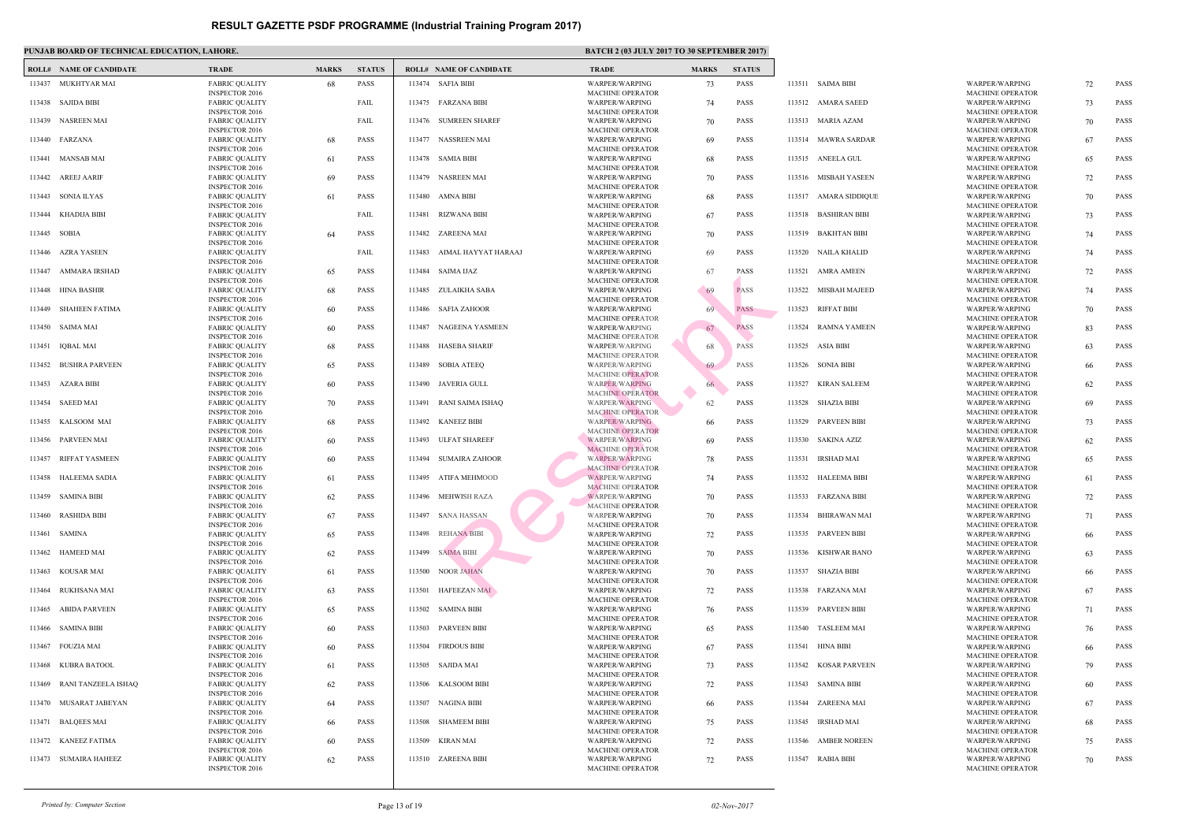# RESULT GAZETTE PSDF PROGRAMME (Industrial Training Program 2017)

**PUNJAB BOARD OF TECHNICAL EDUCATION, LAHORE.**

**BATCH 2 (03 JULY 2017 TO 30 SEPTEMBER 2017)**

| ROLL# | NAME OF CANDIDATE | TRADE | MARKS | STATUS |
|---|---|---|---|---|
| 113437 | MUKHTYAR MAI | FABRIC QUALITY INSPECTOR 2016 | 68 | PASS |
| 113438 | SAJIDA BIBI | FABRIC QUALITY INSPECTOR 2016 | | FAIL |
| 113439 | NASREEN MAI | FABRIC QUALITY INSPECTOR 2016 | | FAIL |
| 113440 | FARZANA | FABRIC QUALITY INSPECTOR 2016 | 68 | PASS |
| 113441 | MANSAB MAI | FABRIC QUALITY INSPECTOR 2016 | 61 | PASS |
| 113442 | AREEJ AARIF | FABRIC QUALITY INSPECTOR 2016 | 69 | PASS |
| 113443 | SONIA ILYAS | FABRIC QUALITY INSPECTOR 2016 | 61 | PASS |
| 113444 | KHADIJA BIBI | FABRIC QUALITY INSPECTOR 2016 | | FAIL |
| 113445 | SOBIA | FABRIC QUALITY INSPECTOR 2016 | 64 | PASS |
| 113446 | AZRA YASEEN | FABRIC QUALITY INSPECTOR 2016 | | FAIL |
| 113447 | AMMARA IRSHAD | FABRIC QUALITY INSPECTOR 2016 | 65 | PASS |
| 113448 | HINA BASHIR | FABRIC QUALITY INSPECTOR 2016 | 68 | PASS |
| 113449 | SHAHEEN FATIMA | FABRIC QUALITY INSPECTOR 2016 | 60 | PASS |
| 113450 | SAIMA MAI | FABRIC QUALITY INSPECTOR 2016 | 60 | PASS |
| 113451 | IQBAL MAI | FABRIC QUALITY INSPECTOR 2016 | 68 | PASS |
| 113452 | BUSHRA PARVEEN | FABRIC QUALITY INSPECTOR 2016 | 65 | PASS |
| 113453 | AZARA BIBI | FABRIC QUALITY INSPECTOR 2016 | 60 | PASS |
| 113454 | SAEED MAI | FABRIC QUALITY INSPECTOR 2016 | 70 | PASS |
| 113455 | KALSOOM MAI | FABRIC QUALITY INSPECTOR 2016 | 68 | PASS |
| 113456 | PARVEEN MAI | FABRIC QUALITY INSPECTOR 2016 | 60 | PASS |
| 113457 | RIFFAT YASMEEN | FABRIC QUALITY INSPECTOR 2016 | 60 | PASS |
| 113458 | HALEEMA SADIA | FABRIC QUALITY INSPECTOR 2016 | 61 | PASS |
| 113459 | SAMINA BIBI | FABRIC QUALITY INSPECTOR 2016 | 62 | PASS |
| 113460 | RASHIDA BIBI | FABRIC QUALITY INSPECTOR 2016 | 67 | PASS |
| 113461 | SAMINA | FABRIC QUALITY INSPECTOR 2016 | 65 | PASS |
| 113462 | HAMEED MAI | FABRIC QUALITY INSPECTOR 2016 | 62 | PASS |
| 113463 | KOUSAR MAI | FABRIC QUALITY INSPECTOR 2016 | 61 | PASS |
| 113464 | RUKHSANA MAI | FABRIC QUALITY INSPECTOR 2016 | 63 | PASS |
| 113465 | ABIDA PARVEEN | FABRIC QUALITY INSPECTOR 2016 | 65 | PASS |
| 113466 | SAMINA BIBI | FABRIC QUALITY INSPECTOR 2016 | 60 | PASS |
| 113467 | FOUZIA MAI | FABRIC QUALITY INSPECTOR 2016 | 60 | PASS |
| 113468 | KUBRA BATOOL | FABRIC QUALITY INSPECTOR 2016 | 61 | PASS |
| 113469 | RANI TANZEELA ISHAQ | FABRIC QUALITY INSPECTOR 2016 | 62 | PASS |
| 113470 | MUSARAT JABEYAN | FABRIC QUALITY INSPECTOR 2016 | 64 | PASS |
| 113471 | BALQEES MAI | FABRIC QUALITY INSPECTOR 2016 | 66 | PASS |
| 113472 | KANEEZ FATIMA | FABRIC QUALITY INSPECTOR 2016 | 60 | PASS |
| 113473 | SUMAIRA HAHEEZ | FABRIC QUALITY INSPECTOR 2016 | 62 | PASS |
| 113474 | SAFIA BIBI | WARPER/WARPING MACHINE OPERATOR | 73 | PASS |
| 113475 | FARZANA BIBI | WARPER/WARPING MACHINE OPERATOR | 74 | PASS |
| 113476 | SUMREEN SHAREF | WARPER/WARPING MACHINE OPERATOR | 70 | PASS |
| 113477 | NASSREEN MAI | WARPER/WARPING MACHINE OPERATOR | 69 | PASS |
| 113478 | SAMIA BIBI | WARPER/WARPING MACHINE OPERATOR | 68 | PASS |
| 113479 | NASREEN MAI | WARPER/WARPING MACHINE OPERATOR | 70 | PASS |
| 113480 | AMNA BIBI | WARPER/WARPING MACHINE OPERATOR | 68 | PASS |
| 113481 | RIZWANA BIBI | WARPER/WARPING MACHINE OPERATOR | 67 | PASS |
| 113482 | ZAREENA MAI | WARPER/WARPING MACHINE OPERATOR | 70 | PASS |
| 113483 | AIMAL HAYYAT HARAAJ | WARPER/WARPING MACHINE OPERATOR | 69 | PASS |
| 113484 | SAIMA IJAZ | WARPER/WARPING MACHINE OPERATOR | 67 | PASS |
| 113485 | ZULAIKHA SABA | WARPER/WARPING MACHINE OPERATOR | 69 | PASS |
| 113486 | SAFIA ZAHOOR | WARPER/WARPING MACHINE OPERATOR | 69 | PASS |
| 113487 | NAGEENA YASMEEN | WARPER/WARPING MACHINE OPERATOR | 67 | PASS |
| 113488 | HASEBA SHARIF | WARPER/WARPING MACHINE OPERATOR | 68 | PASS |
| 113489 | SOBIA ATEEQ | WARPER/WARPING MACHINE OPERATOR | 69 | PASS |
| 113490 | JAVERIA GULL | WARPER/WARPING MACHINE OPERATOR | 66 | PASS |
| 113491 | RANI SAIMA ISHAQ | WARPER/WARPING MACHINE OPERATOR | 62 | PASS |
| 113492 | KANEEZ BIBI | WARPER/WARPING MACHINE OPERATOR | 66 | PASS |
| 113493 | ULFAT SHAREEF | WARPER/WARPING MACHINE OPERATOR | 69 | PASS |
| 113494 | SUMAIRA ZAHOOR | WARPER/WARPING MACHINE OPERATOR | 78 | PASS |
| 113495 | ATIFA MEHMOOD | WARPER/WARPING MACHINE OPERATOR | 74 | PASS |
| 113496 | MEHWISH RAZA | WARPER/WARPING MACHINE OPERATOR | 70 | PASS |
| 113497 | SANA HASSAN | WARPER/WARPING MACHINE OPERATOR | 70 | PASS |
| 113498 | REHANA BIBI | WARPER/WARPING MACHINE OPERATOR | 72 | PASS |
| 113499 | SAIMA BIBI | WARPER/WARPING MACHINE OPERATOR | 70 | PASS |
| 113500 | NOOR JAHAN | WARPER/WARPING MACHINE OPERATOR | 70 | PASS |
| 113501 | HAFEEZAN MAI | WARPER/WARPING MACHINE OPERATOR | 72 | PASS |
| 113502 | SAMINA BIBI | WARPER/WARPING MACHINE OPERATOR | 76 | PASS |
| 113503 | PARVEEN BIBI | WARPER/WARPING MACHINE OPERATOR | 65 | PASS |
| 113504 | FIRDOUS BIBI | WARPER/WARPING MACHINE OPERATOR | 67 | PASS |
| 113505 | SAJIDA MAI | WARPER/WARPING MACHINE OPERATOR | 73 | PASS |
| 113506 | KALSOOM BIBI | WARPER/WARPING MACHINE OPERATOR | 72 | PASS |
| 113507 | NAGINA BIBI | WARPER/WARPING MACHINE OPERATOR | 66 | PASS |
| 113508 | SHAMEEM BIBI | WARPER/WARPING MACHINE OPERATOR | 75 | PASS |
| 113509 | KIRAN MAI | WARPER/WARPING MACHINE OPERATOR | 72 | PASS |
| 113510 | ZAREENA BIBI | WARPER/WARPING MACHINE OPERATOR | 72 | PASS |
| 113511 | SAIMA BIBI | WARPER/WARPING MACHINE OPERATOR | 72 | PASS |
| 113512 | AMARA SAEED | WARPER/WARPING MACHINE OPERATOR | 73 | PASS |
| 113513 | MARIA AZAM | WARPER/WARPING MACHINE OPERATOR | 70 | PASS |
| 113514 | MAWRA SARDAR | WARPER/WARPING MACHINE OPERATOR | 67 | PASS |
| 113515 | ANEELA GUL | WARPER/WARPING MACHINE OPERATOR | 65 | PASS |
| 113516 | MISBAH YASEEN | WARPER/WARPING MACHINE OPERATOR | 72 | PASS |
| 113517 | AMARA SIDDIQUE | WARPER/WARPING MACHINE OPERATOR | 70 | PASS |
| 113518 | BASHIRAN BIBI | WARPER/WARPING MACHINE OPERATOR | 73 | PASS |
| 113519 | BAKHTAN BIBI | WARPER/WARPING MACHINE OPERATOR | 74 | PASS |
| 113520 | NAILA KHALID | WARPER/WARPING MACHINE OPERATOR | 74 | PASS |
| 113521 | AMRA AMEEN | WARPER/WARPING MACHINE OPERATOR | 72 | PASS |
| 113522 | MISBAH MAJEED | WARPER/WARPING MACHINE OPERATOR | 74 | PASS |
| 113523 | RIFFAT BIBI | WARPER/WARPING MACHINE OPERATOR | 70 | PASS |
| 113524 | RAMNA YAMEEN | WARPER/WARPING MACHINE OPERATOR | 83 | PASS |
| 113525 | ASIA BIBI | WARPER/WARPING MACHINE OPERATOR | 63 | PASS |
| 113526 | SONIA BIBI | WARPER/WARPING MACHINE OPERATOR | 66 | PASS |
| 113527 | KIRAN SALEEM | WARPER/WARPING MACHINE OPERATOR | 62 | PASS |
| 113528 | SHAZIA BIBI | WARPER/WARPING MACHINE OPERATOR | 69 | PASS |
| 113529 | PARVEEN BIBI | WARPER/WARPING MACHINE OPERATOR | 73 | PASS |
| 113530 | SAKINA AZIZ | WARPER/WARPING MACHINE OPERATOR | 62 | PASS |
| 113531 | IRSHAD MAI | WARPER/WARPING MACHINE OPERATOR | 65 | PASS |
| 113532 | HALEEMA BIBI | WARPER/WARPING MACHINE OPERATOR | 61 | PASS |
| 113533 | FARZANA BIBI | WARPER/WARPING MACHINE OPERATOR | 72 | PASS |
| 113534 | BHIRAWAN MAI | WARPER/WARPING MACHINE OPERATOR | 71 | PASS |
| 113535 | PARVEEN BIBI | WARPER/WARPING MACHINE OPERATOR | 66 | PASS |
| 113536 | KISHWAR BANO | WARPER/WARPING MACHINE OPERATOR | 63 | PASS |
| 113537 | SHAZIA BIBI | WARPER/WARPING MACHINE OPERATOR | 66 | PASS |
| 113538 | FARZANA MAI | WARPER/WARPING MACHINE OPERATOR | 67 | PASS |
| 113539 | PARVEEN BIBI | WARPER/WARPING MACHINE OPERATOR | 71 | PASS |
| 113540 | TASLEEM MAI | WARPER/WARPING MACHINE OPERATOR | 76 | PASS |
| 113541 | HINA BIBI | WARPER/WARPING MACHINE OPERATOR | 66 | PASS |
| 113542 | KOSAR PARVEEN | WARPER/WARPING MACHINE OPERATOR | 79 | PASS |
| 113543 | SAMINA BIBI | WARPER/WARPING MACHINE OPERATOR | 60 | PASS |
| 113544 | ZAREENA MAI | WARPER/WARPING MACHINE OPERATOR | 67 | PASS |
| 113545 | IRSHAD MAI | WARPER/WARPING MACHINE OPERATOR | 68 | PASS |
| 113546 | AMBER NOREEN | WARPER/WARPING MACHINE OPERATOR | 75 | PASS |
| 113547 | RABIA BIBI | WARPER/WARPING MACHINE OPERATOR | 70 | PASS |

*Printed by: Computer Section*

*02-Nov-2017*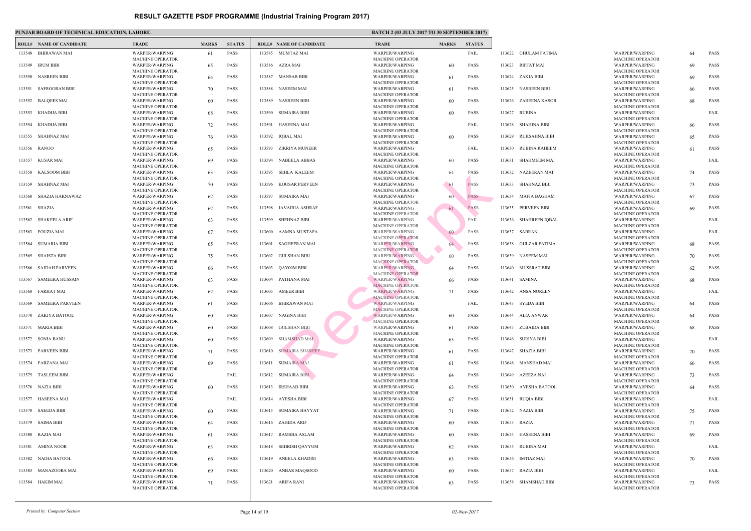# RESULT GAZETTE PSDF PROGRAMME (Industrial Training Program 2017)

**PUNJAB BOARD OF TECHNICAL EDUCATION, LAHORE.** **BATCH 2 (03 JULY 2017 TO 30 SEPTEMBER 2017)**

| ROLL# | NAME OF CANDIDATE | TRADE | MARKS | STATUS |
|---|---|---|---|---|
| 113548 | BHIRAWAN MAI | WARPER/WARPING MACHINE OPERATOR | 61 | PASS |
| 113549 | IRUM BIBI | WARPER/WARPING MACHINE OPERATOR | 65 | PASS |
| 113550 | NASREEN BIBI | WARPER/WARPING MACHINE OPERATOR | 64 | PASS |
| 113551 | SAFROORAN BIBI | WARPER/WARPING MACHINE OPERATOR | 70 | PASS |
| 113552 | BALQEES MAI | WARPER/WARPING MACHINE OPERATOR | 60 | PASS |
| 113553 | KHADIJA BIBI | WARPER/WARPING MACHINE OPERATOR | 68 | PASS |
| 113554 | KHADIJA BIBI | WARPER/WARPING MACHINE OPERATOR | 72 | PASS |
| 113555 | SHAHNAZ MAI | WARPER/WARPING MACHINE OPERATOR | 76 | PASS |
| 113556 | RANOO | WARPER/WARPING MACHINE OPERATOR | 65 | PASS |
| 113557 | KUSAR MAI | WARPER/WARPING MACHINE OPERATOR | 69 | PASS |
| 113558 | KALSOOM BIBI | WARPER/WARPING MACHINE OPERATOR | 63 | PASS |
| 113559 | SHAHNAZ MAI | WARPER/WARPING MACHINE OPERATOR | 70 | PASS |
| 113560 | SHAZIA HAKNAWAZ | WARPER/WARPING MACHINE OPERATOR | 62 | PASS |
| 113561 | SHAZIA | WARPER/WARPING MACHINE OPERATOR | 62 | PASS |
| 113562 | SHAKEELA ARIF | WARPER/WARPING MACHINE OPERATOR | 63 | PASS |
| 113563 | FOUZIA MAI | WARPER/WARPING MACHINE OPERATOR | 67 | PASS |
| 113564 | SUMARIA BIBI | WARPER/WARPING MACHINE OPERATOR | 65 | PASS |
| 113565 | SHAISTA BIBI | WARPER/WARPING MACHINE OPERATOR | 75 | PASS |
| 113566 | SAJDAH PARVEEN | WARPER/WARPING MACHINE OPERATOR | 66 | PASS |
| 113567 | SAMEERA HUSSAIN | WARPER/WARPING MACHINE OPERATOR | 63 | PASS |
| 113568 | FARHAT MAI | WARPER/WARPING MACHINE OPERATOR | 62 | PASS |
| 113569 | SAMEERA PARVEEN | WARPER/WARPING MACHINE OPERATOR | 61 | PASS |
| 113570 | ZAKIYA BATOOL | WARPER/WARPING MACHINE OPERATOR | 60 | PASS |
| 113571 | MARIA BIBI | WARPER/WARPING MACHINE OPERATOR | 60 | PASS |
| 113572 | SONIA BANU | WARPER/WARPING MACHINE OPERATOR | 60 | PASS |
| 113573 | PARVEEN BIBI | WARPER/WARPING MACHINE OPERATOR | 71 | PASS |
| 113574 | FARZANA MAI | WARPER/WARPING MACHINE OPERATOR | 69 | PASS |
| 113575 | TASLEEM BIBI | WARPER/WARPING MACHINE OPERATOR | | FAIL |
| 113576 | NAZIA BIBI | WARPER/WARPING MACHINE OPERATOR | 60 | PASS |
| 113577 | HASEENA MAI | WARPER/WARPING MACHINE OPERATOR | | FAIL |
| 113578 | SAEEDA BIBI | WARPER/WARPING MACHINE OPERATOR | 60 | PASS |
| 113579 | SAIMA BIBI | WARPER/WARPING MACHINE OPERATOR | 64 | PASS |
| 113580 | RAZIA MAI | WARPER/WARPING MACHINE OPERATOR | 61 | PASS |
| 113581 | AMINA NOOR | WARPER/WARPING MACHINE OPERATOR | 63 | PASS |
| 113582 | NADIA BATOOL | WARPER/WARPING MACHINE OPERATOR | 66 | PASS |
| 113583 | MANAZOORA MAI | WARPER/WARPING MACHINE OPERATOR | 69 | PASS |
| 113584 | HAKIM MAI | WARPER/WARPING MACHINE OPERATOR | 71 | PASS |
| 113585 | MUMTAZ MAI | WARPER/WARPING MACHINE OPERATOR | | FAIL |
| 113586 | AZRA MAI | WARPER/WARPING MACHINE OPERATOR | 60 | PASS |
| 113587 | MANSAB BIBI | WARPER/WARPING MACHINE OPERATOR | 61 | PASS |
| 113588 | NASEEM MAI | WARPER/WARPING MACHINE OPERATOR | 61 | PASS |
| 113589 | NASREEN BIBI | WARPER/WARPING MACHINE OPERATOR | 60 | PASS |
| 113590 | SUMAIRA BIBI | WARPER/WARPING MACHINE OPERATOR | 60 | PASS |
| 113591 | HASEENA MAI | WARPER/WARPING MACHINE OPERATOR | | FAIL |
| 113592 | IQBAL MAI | WARPER/WARPING MACHINE OPERATOR | 60 | PASS |
| 113593 | ZIKRIYA MUNEER | WARPER/WARPING MACHINE OPERATOR | | FAIL |
| 113594 | NABEELA ABBAS | WARPER/WARPING MACHINE OPERATOR | 60 | PASS |
| 113595 | SEHLA KALEEM | WARPER/WARPING MACHINE OPERATOR | 64 | PASS |
| 113596 | KOUSAR PERVEEN | WARPER/WARPING MACHINE OPERATOR | 61 | PASS |
| 113597 | SUMAIRA MAI | WARPER/WARPING MACHINE OPERATOR | 60 | PASS |
| 113598 | JAVAIRIA ASHRAF | WARPER/WARPING MACHINE OPERATOR | 61 | PASS |
| 113599 | SHEHNAZ BIBI | WARPER/WARPING MACHINE OPERATOR | | FAIL |
| 113600 | AAMNA MUSTAFA | WARPER/WARPING MACHINE OPERATOR | 60 | PASS |
| 113601 | SAGHEERAN MAI | WARPER/WARPING MACHINE OPERATOR | 64 | PASS |
| 113602 | GULSHAN BIBI | WARPER/WARPING MACHINE OPERATOR | 60 | PASS |
| 113603 | QAY00M BIBI | WARPER/WARPING MACHINE OPERATOR | 64 | PASS |
| 113604 | PATHANA MAI | WARPER/WARPING MACHINE OPERATOR | 66 | PASS |
| 113605 | AMEER BIBI | WARPER/WARPING MACHINE OPERATOR | 71 | PASS |
| 113606 | BHIRAWAN MAI | WARPER/WARPING MACHINE OPERATOR | | FAIL |
| 113607 | NAGINA BIBI | WARPER/WARPING MACHINE OPERATOR | 60 | PASS |
| 113608 | GULSHAN BIBI | WARPER/WARPING MACHINE OPERATOR | 61 | PASS |
| 113609 | SHAMSHAD MAI | WARPER/WARPING MACHINE OPERATOR | 63 | PASS |
| 113610 | SUMAIRA SHAREEF | WARPER/WARPING MACHINE OPERATOR | 61 | PASS |
| 113611 | SUMAIRA MAI | WARPER/WARPING MACHINE OPERATOR | 61 | PASS |
| 113612 | SUMAIRA BIBI | WARPER/WARPING MACHINE OPERATOR | 64 | PASS |
| 113613 | IRSHAAD BIBI | WARPER/WARPING MACHINE OPERATOR | 63 | PASS |
| 113614 | AYESHA BIBI | WARPER/WARPING MACHINE OPERATOR | 67 | PASS |
| 113615 | SUMAIRA HAYYAT | WARPER/WARPING MACHINE OPERATOR | 71 | PASS |
| 113616 | ZAHIDA ARIF | WARPER/WARPING MACHINE OPERATOR | 60 | PASS |
| 113617 | RAMSHA ASLAM | WARPER/WARPING MACHINE OPERATOR | 60 | PASS |
| 113618 | SEHRISH QAYYUM | WARPER/WARPING MACHINE OPERATOR | 62 | PASS |
| 113619 | ANEELA KHADIM | WARPER/WARPING MACHINE OPERATOR | 63 | PASS |
| 113620 | ANBAR MAQSOOD | WARPER/WARPING MACHINE OPERATOR | 60 | PASS |
| 113621 | ARIFA RANI | WARPER/WARPING MACHINE OPERATOR | 63 | PASS |
| 113622 | GHULAM FATIMA | WARPER/WARPING MACHINE OPERATOR | 64 | PASS |
| 113623 | RIFFAT MAI | WARPER/WARPING MACHINE OPERATOR | 69 | PASS |
| 113624 | ZAKIA BIBI | WARPER/WARPING MACHINE OPERATOR | 69 | PASS |
| 113625 | NASREEN BIBI | WARPER/WARPING MACHINE OPERATOR | 66 | PASS |
| 113626 | ZAREENA KASOR | WARPER/WARPING MACHINE OPERATOR | 68 | PASS |
| 113627 | RUBINA | WARPER/WARPING MACHINE OPERATOR | | FAIL |
| 113628 | SHAHINA BIBI | WARPER/WARPING MACHINE OPERATOR | 66 | PASS |
| 113629 | RUKSAHNA BIBI | WARPER/WARPING MACHINE OPERATOR | 65 | PASS |
| 113630 | RUBINA RAHEEM | WARPER/WARPING MACHINE OPERATOR | 61 | PASS |
| 113631 | SHAHMEEM MAI | WARPER/WARPING MACHINE OPERATOR | | FAIL |
| 113632 | NAZEERAN MAI | WARPER/WARPING MACHINE OPERATOR | 74 | PASS |
| 113633 | SHAHNAZ BIBI | WARPER/WARPING MACHINE OPERATOR | 73 | PASS |
| 113634 | MAFIA BAGHAM | WARPER/WARPING MACHINE OPERATOR | 67 | PASS |
| 113635 | PERVEEN BIBI | WARPER/WARPING MACHINE OPERATOR | 69 | PASS |
| 113636 | SHAHREEN IQBAL | WARPER/WARPING MACHINE OPERATOR | | FAIL |
| 113637 | SABRAN | WARPER/WARPING MACHINE OPERATOR | | FAIL |
| 113638 | GULZAR FATIMA | WARPER/WARPING MACHINE OPERATOR | 68 | PASS |
| 113639 | NASEEM MAI | WARPER/WARPING MACHINE OPERATOR | 70 | PASS |
| 113640 | MUSSRAT BIBI | WARPER/WARPING MACHINE OPERATOR | 62 | PASS |
| 113641 | SAMINA | WARPER/WARPING MACHINE OPERATOR | 68 | PASS |
| 113642 | ANSA NOREEN | WARPER/WARPING MACHINE OPERATOR | | FAIL |
| 113643 | SYEDA BIBI | WARPER/WARPING MACHINE OPERATOR | 64 | PASS |
| 113644 | ALIA ANWAR | WARPER/WARPING MACHINE OPERATOR | 64 | PASS |
| 113645 | ZUBAIDA BIBI | WARPER/WARPING MACHINE OPERATOR | 68 | PASS |
| 113646 | SURIYA BIBI | WARPER/WARPING MACHINE OPERATOR | | FAIL |
| 113647 | SHAZIA BIBI | WARPER/WARPING MACHINE OPERATOR | 70 | PASS |
| 113648 | MANSHAD MAI | WARPER/WARPING MACHINE OPERATOR | 66 | PASS |
| 113649 | AZEEZA NAI | WARPER/WARPING MACHINE OPERATOR | 73 | PASS |
| 113650 | AYESHA BATOOL | WARPER/WARPING MACHINE OPERATOR | 64 | PASS |
| 113651 | RUQIA BIBI | WARPER/WARPING MACHINE OPERATOR | | FAIL |
| 113652 | NAZIA BIBI | WARPER/WARPING MACHINE OPERATOR | 75 | PASS |
| 113653 | RAZIA | WARPER/WARPING MACHINE OPERATOR | 71 | PASS |
| 113654 | HASEENA BIBI | WARPER/WARPING MACHINE OPERATOR | 69 | PASS |
| 113655 | RUBINA MAI | WARPER/WARPING MACHINE OPERATOR | | FAIL |
| 113656 | IMTIAZ MAI | WARPER/WARPING MACHINE OPERATOR | 70 | PASS |
| 113657 | RAZIA BIBI | WARPER/WARPING MACHINE OPERATOR | | FAIL |
| 113658 | SHAMSHAD BIBI | WARPER/WARPING MACHINE OPERATOR | 73 | PASS |

*Printed by: Computer Section* *02-Nov-2017*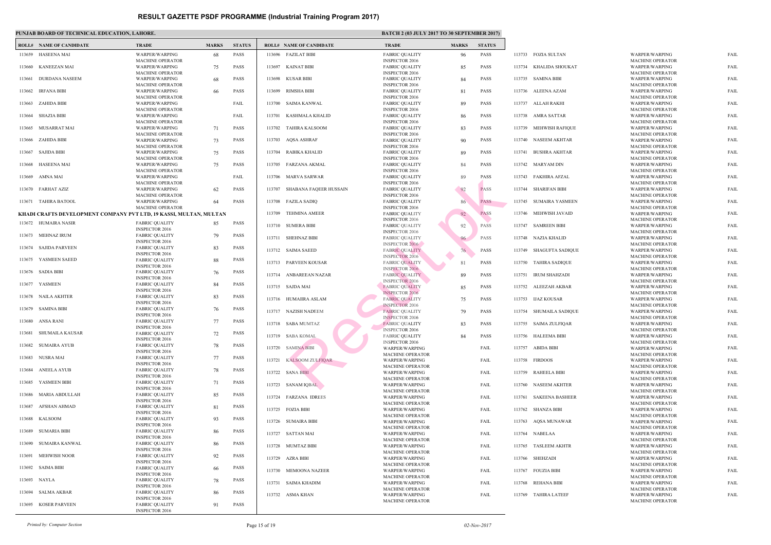# RESULT GAZETTE PSDF PROGRAMME (Industrial Training Program 2017)

**PUNJAB BOARD OF TECHNICAL EDUCATION, LAHORE.**

**BATCH 2 (03 JULY 2017 TO 30 SEPTEMBER 2017)**

| ROLL# | NAME OF CANDIDATE | TRADE | MARKS | STATUS |
|---|---|---|---|---|
| 113659 | HASEENA MAI | WARPER/WARPING MACHINE OPERATOR | 68 | PASS |
| 113660 | KANEEZAN MAI | WARPER/WARPING MACHINE OPERATOR | 75 | PASS |
| 113661 | DURDANA NASEEM | WARPER/WARPING MACHINE OPERATOR | 68 | PASS |
| 113662 | IRFANA BIBI | WARPER/WARPING MACHINE OPERATOR | 66 | PASS |
| 113663 | ZAHIDA BIBI | WARPER/WARPING MACHINE OPERATOR | | FAIL |
| 113664 | SHAZIA BIBI | WARPER/WARPING MACHINE OPERATOR | | FAIL |
| 113665 | MUSARRAT MAI | WARPER/WARPING MACHINE OPERATOR | 71 | PASS |
| 113666 | ZAHIDA BIBI | WARPER/WARPING MACHINE OPERATOR | 73 | PASS |
| 113667 | SAJIDA BIBI | WARPER/WARPING MACHINE OPERATOR | 75 | PASS |
| 113668 | HASEENA MAI | WARPER/WARPING MACHINE OPERATOR | 75 | PASS |
| 113669 | AMNA MAI | WARPER/WARPING MACHINE OPERATOR | | FAIL |
| 113670 | FARHAT AZIZ | WARPER/WARPING MACHINE OPERATOR | 62 | PASS |
| 113671 | TAHIRA BATOOL | WARPER/WARPING MACHINE OPERATOR | 64 | PASS |

**KHADI CRAFTS DEVELOPMENT COMPANY PVT LTD, 19 KASSI, MULTAN, MULTAN**

| ROLL# | NAME OF CANDIDATE | TRADE | MARKS | STATUS |
|---|---|---|---|---|
| 113672 | HUMAIRA NASIR | FABRIC QUALITY INSPECTOR 2016 | 85 | PASS |
| 113673 | MEHNAZ IRUM | FABRIC QUALITY INSPECTOR 2016 | 79 | PASS |
| 113674 | SAJIDA PARVEEN | FABRIC QUALITY INSPECTOR 2016 | 83 | PASS |
| 113675 | YASMEEN SAEED | FABRIC QUALITY INSPECTOR 2016 | 88 | PASS |
| 113676 | SADIA BIBI | FABRIC QUALITY INSPECTOR 2016 | 76 | PASS |
| 113677 | YASMEEN | FABRIC QUALITY INSPECTOR 2016 | 84 | PASS |
| 113678 | NAILA AKHTER | FABRIC QUALITY INSPECTOR 2016 | 83 | PASS |
| 113679 | SAMINA BIBI | FABRIC QUALITY INSPECTOR 2016 | 76 | PASS |
| 113680 | ANSA RANI | FABRIC QUALITY INSPECTOR 2016 | 77 | PASS |
| 113681 | SHUMAILA KAUSAR | FABRIC QUALITY INSPECTOR 2016 | 72 | PASS |
| 113682 | SUMAIRA AYUB | FABRIC QUALITY INSPECTOR 2016 | 78 | PASS |
| 113683 | NUSRA MAI | FABRIC QUALITY INSPECTOR 2016 | 77 | PASS |
| 113684 | ANEELA AYUB | FABRIC QUALITY INSPECTOR 2016 | 78 | PASS |
| 113685 | YASMEEN BIBI | FABRIC QUALITY INSPECTOR 2016 | 71 | PASS |
| 113686 | MARIA ABDULLAH | FABRIC QUALITY INSPECTOR 2016 | 85 | PASS |
| 113687 | AFSHAN AHMAD | FABRIC QUALITY INSPECTOR 2016 | 81 | PASS |
| 113688 | KALSOOM | FABRIC QUALITY INSPECTOR 2016 | 93 | PASS |
| 113689 | SUMARIA BIBI | FABRIC QUALITY INSPECTOR 2016 | 86 | PASS |
| 113690 | SUMAIRA KANWAL | FABRIC QUALITY INSPECTOR 2016 | 86 | PASS |
| 113691 | MEHWISH NOOR | FABRIC QUALITY INSPECTOR 2016 | 92 | PASS |
| 113692 | SAIMA BIBI | FABRIC QUALITY INSPECTOR 2016 | 66 | PASS |
| 113693 | NAYLA | FABRIC QUALITY INSPECTOR 2016 | 78 | PASS |
| 113694 | SALMA AKBAR | FABRIC QUALITY INSPECTOR 2016 | 86 | PASS |
| 113695 | KOSER PARVEEN | FABRIC QUALITY INSPECTOR 2016 | 91 | PASS |
| 113696 | FAZILAT BIBI | FABRIC QUALITY INSPECTOR 2016 | 96 | PASS |
| 113697 | KAINAT BIBI | FABRIC QUALITY INSPECTOR 2016 | 85 | PASS |
| 113698 | KUSAR BIBI | FABRIC QUALITY INSPECTOR 2016 | 84 | PASS |
| 113699 | RIMSHA BIBI | FABRIC QUALITY INSPECTOR 2016 | 81 | PASS |
| 113700 | SAIMA KANWAL | FABRIC QUALITY INSPECTOR 2016 | 89 | PASS |
| 113701 | KASHMALA KHALID | FABRIC QUALITY INSPECTOR 2016 | 86 | PASS |
| 113702 | TAHIRA KALSOOM | FABRIC QUALITY INSPECTOR 2016 | 83 | PASS |
| 113703 | AQSA ASHRAF | FABRIC QUALITY INSPECTOR 2016 | 90 | PASS |
| 113704 | RABIKA KHALID | FABRIC QUALITY INSPECTOR 2016 | 89 | PASS |
| 113705 | FARZANA AKMAL | FABRIC QUALITY INSPECTOR 2016 | 84 | PASS |
| 113706 | MARVA SARWAR | FABRIC QUALITY INSPECTOR 2016 | 89 | PASS |
| 113707 | SHABANA FAQEER HUSSAIN | FABRIC QUALITY INSPECTOR 2016 | 92 | PASS |
| 113708 | FAZILA SADIQ | FABRIC QUALITY INSPECTOR 2016 | 86 | PASS |
| 113709 | TEHMINA AMEER | FABRIC QUALITY INSPECTOR 2016 | 92 | PASS |
| 113710 | SUMERA BIBI | FABRIC QUALITY INSPECTOR 2016 | 92 | PASS |
| 113711 | SHEHNAZ BIBI | FABRIC QUALITY INSPECTOR 2016 | 96 | PASS |
| 113712 | SAIMA SAEED | FABRIC QUALITY INSPECTOR 2016 | 76 | PASS |
| 113713 | PARVEEN KOUSAR | FABRIC QUALITY INSPECTOR 2016 | 81 | PASS |
| 113714 | ANBAREEAN NAZAR | FABRIC QUALITY INSPECTOR 2016 | 89 | PASS |
| 113715 | SAJDA MAI | FABRIC QUALITY INSPECTOR 2016 | 85 | PASS |
| 113716 | HUMAIIRA ASLAM | FABRIC QUALITY INSPECTOR 2016 | 75 | PASS |
| 113717 | NAZISH NADEEM | FABRIC QUALITY INSPECTOR 2016 | 79 | PASS |
| 113718 | SABA MUMTAZ | FABRIC QUALITY INSPECTOR 2016 | 83 | PASS |
| 113719 | SABA KOMAL | FABRIC QUALITY INSPECTOR 2016 | 84 | PASS |
| 113720 | SAMINA BIBI | WARPER/WARPING MACHINE OPERATOR | | FAIL |
| 113721 | KALSOOM ZULFIQAR | WARPER/WARPING MACHINE OPERATOR | | FAIL |
| 113722 | SANA BIBI | WARPER/WARPING MACHINE OPERATOR | | FAIL |
| 113723 | SANAM IQBAL | WARPER/WARPING MACHINE OPERATOR | | FAIL |
| 113724 | FARZANA IDREES | WARPER/WARPING MACHINE OPERATOR | | FAIL |
| 113725 | FOZIA BIBI | WARPER/WARPING MACHINE OPERATOR | | FAIL |
| 113726 | SUMAIRA BIBI | WARPER/WARPING MACHINE OPERATOR | | FAIL |
| 113727 | SATTAN MAI | WARPER/WARPING MACHINE OPERATOR | | FAIL |
| 113728 | MUMTAZ BIBI | WARPER/WARPING MACHINE OPERATOR | | FAIL |
| 113729 | AZRA BIBI | WARPER/WARPING MACHINE OPERATOR | | FAIL |
| 113730 | MEMOONA NAZEER | WARPER/WARPING MACHINE OPERATOR | | FAIL |
| 113731 | SAIMA KHADIM | WARPER/WARPING MACHINE OPERATOR | | FAIL |
| 113732 | ASMA KHAN | WARPER/WARPING MACHINE OPERATOR | | FAIL |
| 113733 | FOZIA SULTAN | WARPER/WARPING MACHINE OPERATOR | | FAIL |
| 113734 | KHALIDA SHOUKAT | WARPER/WARPING MACHINE OPERATOR | | FAIL |
| 113735 | SAMINA BIBI | WARPER/WARPING MACHINE OPERATOR | | FAIL |
| 113736 | ALEENA AZAM | WARPER/WARPING MACHINE OPERATOR | | FAIL |
| 113737 | ALLAH RAKHI | WARPER/WARPING MACHINE OPERATOR | | FAIL |
| 113738 | AMRA SATTAR | WARPER/WARPING MACHINE OPERATOR | | FAIL |
| 113739 | MEHWISH RAFIQUE | WARPER/WARPING MACHINE OPERATOR | | FAIL |
| 113740 | NASEEM AKHTAR | WARPER/WARPING MACHINE OPERATOR | | FAIL |
| 113741 | BUSHRA AKHTAR | WARPER/WARPING MACHINE OPERATOR | | FAIL |
| 113742 | MARYAM DIN | WARPER/WARPING MACHINE OPERATOR | | FAIL |
| 113743 | FAKHIRA AFZAL | WARPER/WARPING MACHINE OPERATOR | | FAIL |
| 113744 | SHARIFAN BIBI | WARPER/WARPING MACHINE OPERATOR | | FAIL |
| 113745 | SUMAIRA YASMEEN | WARPER/WARPING MACHINE OPERATOR | | FAIL |
| 113746 | MEHWISH JAVAID | WARPER/WARPING MACHINE OPERATOR | | FAIL |
| 113747 | SAMREEN BIBI | WARPER/WARPING MACHINE OPERATOR | | FAIL |
| 113748 | NAZIA KHALID | WARPER/WARPING MACHINE OPERATOR | | FAIL |
| 113749 | SHAGUFTA SADIQUE | WARPER/WARPING MACHINE OPERATOR | | FAIL |
| 113750 | TAHIRA SADIQUE | WARPER/WARPING MACHINE OPERATOR | | FAIL |
| 113751 | IRUM SHAHZADI | WARPER/WARPING MACHINE OPERATOR | | FAIL |
| 113752 | ALEEZAH AKBAR | WARPER/WARPING MACHINE OPERATOR | | FAIL |
| 113753 | IJAZ KOUSAR | WARPER/WARPING MACHINE OPERATOR | | FAIL |
| 113754 | SHUMAILA SADIQUE | WARPER/WARPING MACHINE OPERATOR | | FAIL |
| 113755 | SAIMA ZULFIQAR | WARPER/WARPING MACHINE OPERATOR | | FAIL |
| 113756 | HALEEMA BIBI | WARPER/WARPING MACHINE OPERATOR | | FAIL |
| 113757 | ABIDA BIBI | WARPER/WARPING MACHINE OPERATOR | | FAIL |
| 113758 | FIRDOOS | WARPER/WARPING MACHINE OPERATOR | | FAIL |
| 113759 | RAHEELA BIBI | WARPER/WARPING MACHINE OPERATOR | | FAIL |
| 113760 | NASEEM AKHTER | WARPER/WARPING MACHINE OPERATOR | | FAIL |
| 113761 | SAKEENA BASHEER | WARPER/WARPING MACHINE OPERATOR | | FAIL |
| 113762 | SHANZA BIBI | WARPER/WARPING MACHINE OPERATOR | | FAIL |
| 113763 | AQSA MUNAWAR | WARPER/WARPING MACHINE OPERATOR | | FAIL |
| 113764 | NABELAA | WARPER/WARPING MACHINE OPERATOR | | FAIL |
| 113765 | TASLEEM AKHTR | WARPER/WARPING MACHINE OPERATOR | | FAIL |
| 113766 | SHEHZADI | WARPER/WARPING MACHINE OPERATOR | | FAIL |
| 113767 | FOUZIA BIBI | WARPER/WARPING MACHINE OPERATOR | | FAIL |
| 113768 | REHANA BIBI | WARPER/WARPING MACHINE OPERATOR | | FAIL |
| 113769 | TAHIRA LATEEF | WARPER/WARPING MACHINE OPERATOR | | FAIL |

Printed by: Computer Section

02-Nov-2017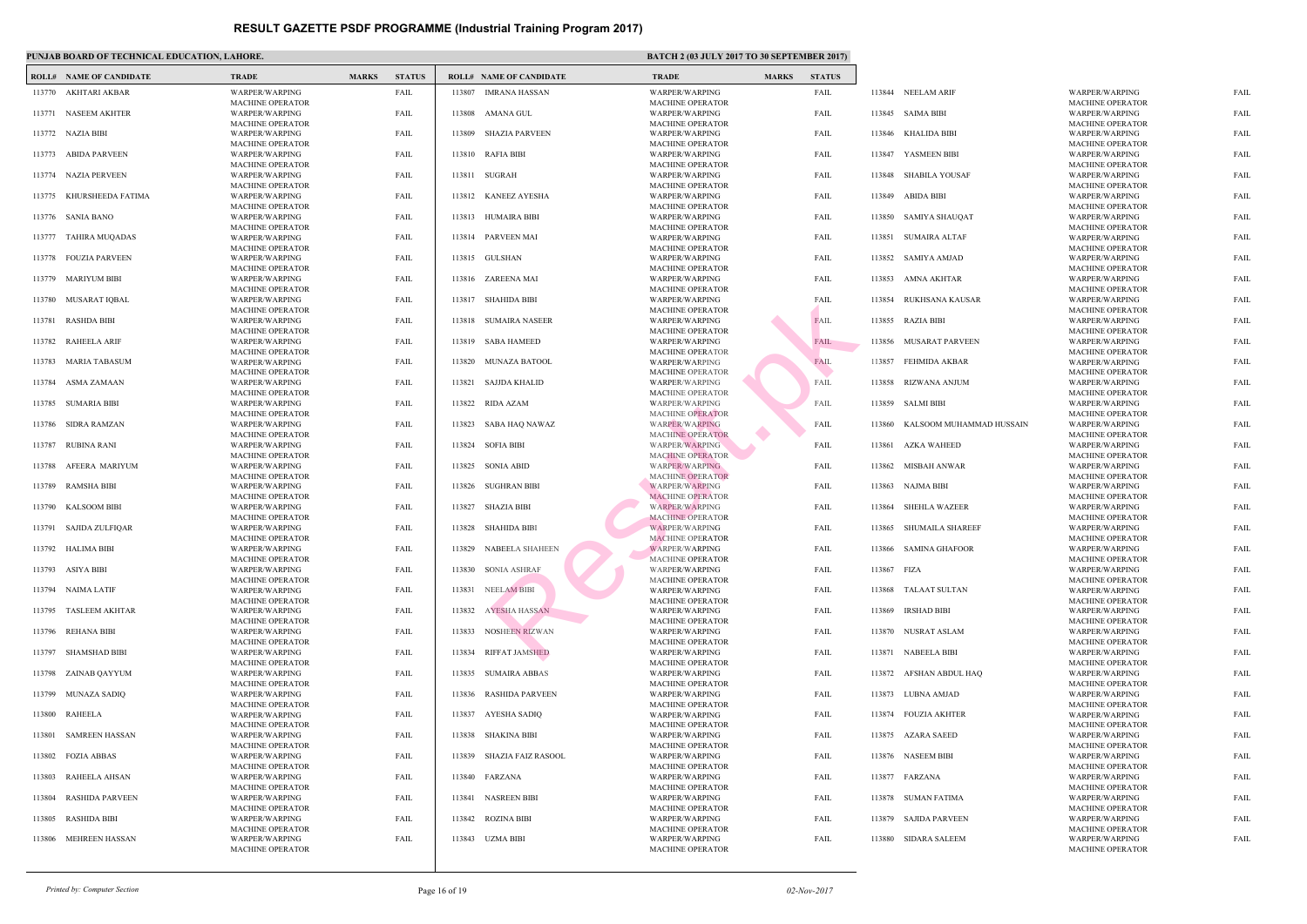# RESULT GAZETTE PSDF PROGRAMME (Industrial Training Program 2017)

**PUNJAB BOARD OF TECHNICAL EDUCATION, LAHORE.**

**BATCH 2 (03 JULY 2017 TO 30 SEPTEMBER 2017)**

| ROLL# | NAME OF CANDIDATE | TRADE | MARKS | STATUS |
|---|---|---|---|---|
| 113770 | AKHTARI AKBAR | WARPER/WARPING MACHINE OPERATOR | | FAIL |
| 113771 | NASEEM AKHTER | WARPER/WARPING MACHINE OPERATOR | | FAIL |
| 113772 | NAZIA BIBI | WARPER/WARPING MACHINE OPERATOR | | FAIL |
| 113773 | ABIDA PARVEEN | WARPER/WARPING MACHINE OPERATOR | | FAIL |
| 113774 | NAZIA PERVEEN | WARPER/WARPING MACHINE OPERATOR | | FAIL |
| 113775 | KHURSHEEDA FATIMA | WARPER/WARPING MACHINE OPERATOR | | FAIL |
| 113776 | SANIA BANO | WARPER/WARPING MACHINE OPERATOR | | FAIL |
| 113777 | TAHIRA MUQADAS | WARPER/WARPING MACHINE OPERATOR | | FAIL |
| 113778 | FOUZIA PARVEEN | WARPER/WARPING MACHINE OPERATOR | | FAIL |
| 113779 | MARIYUM BIBI | WARPER/WARPING MACHINE OPERATOR | | FAIL |
| 113780 | MUSARAT IQBAL | WARPER/WARPING MACHINE OPERATOR | | FAIL |
| 113781 | RASHDA BIBI | WARPER/WARPING MACHINE OPERATOR | | FAIL |
| 113782 | RAHEELA ARIF | WARPER/WARPING MACHINE OPERATOR | | FAIL |
| 113783 | MARIA TABASUM | WARPER/WARPING MACHINE OPERATOR | | FAIL |
| 113784 | ASMA ZAMAAN | WARPER/WARPING MACHINE OPERATOR | | FAIL |
| 113785 | SUMARIA BIBI | WARPER/WARPING MACHINE OPERATOR | | FAIL |
| 113786 | SIDRA RAMZAN | WARPER/WARPING MACHINE OPERATOR | | FAIL |
| 113787 | RUBINA RANI | WARPER/WARPING MACHINE OPERATOR | | FAIL |
| 113788 | AFEERA MARIYUM | WARPER/WARPING MACHINE OPERATOR | | FAIL |
| 113789 | RAMSHA BIBI | WARPER/WARPING MACHINE OPERATOR | | FAIL |
| 113790 | KALSOOM BIBI | WARPER/WARPING MACHINE OPERATOR | | FAIL |
| 113791 | SAJIDA ZULFIQAR | WARPER/WARPING MACHINE OPERATOR | | FAIL |
| 113792 | HALIMA BIBI | WARPER/WARPING MACHINE OPERATOR | | FAIL |
| 113793 | ASIYA BIBI | WARPER/WARPING MACHINE OPERATOR | | FAIL |
| 113794 | NAIMA LATIF | WARPER/WARPING MACHINE OPERATOR | | FAIL |
| 113795 | TASLEEM AKHTAR | WARPER/WARPING MACHINE OPERATOR | | FAIL |
| 113796 | REHANA BIBI | WARPER/WARPING MACHINE OPERATOR | | FAIL |
| 113797 | SHAMSHAD BIBI | WARPER/WARPING MACHINE OPERATOR | | FAIL |
| 113798 | ZAINAB QAYYUM | WARPER/WARPING MACHINE OPERATOR | | FAIL |
| 113799 | MUNAZA SADIQ | WARPER/WARPING MACHINE OPERATOR | | FAIL |
| 113800 | RAHEELA | WARPER/WARPING MACHINE OPERATOR | | FAIL |
| 113801 | SAMREEN HASSAN | WARPER/WARPING MACHINE OPERATOR | | FAIL |
| 113802 | FOZIA ABBAS | WARPER/WARPING MACHINE OPERATOR | | FAIL |
| 113803 | RAHEELA AHSAN | WARPER/WARPING MACHINE OPERATOR | | FAIL |
| 113804 | RASHIDA PARVEEN | WARPER/WARPING MACHINE OPERATOR | | FAIL |
| 113805 | RASHIDA BIBI | WARPER/WARPING MACHINE OPERATOR | | FAIL |
| 113806 | MEHREEN HASSAN | WARPER/WARPING MACHINE OPERATOR | | FAIL |
| 113807 | IMRANA HASSAN | WARPER/WARPING MACHINE OPERATOR | | FAIL |
| 113808 | AMANA GUL | WARPER/WARPING MACHINE OPERATOR | | FAIL |
| 113809 | SHAZIA PARVEEN | WARPER/WARPING MACHINE OPERATOR | | FAIL |
| 113810 | RAFIA BIBI | WARPER/WARPING MACHINE OPERATOR | | FAIL |
| 113811 | SUGRAH | WARPER/WARPING MACHINE OPERATOR | | FAIL |
| 113812 | KANEEZ AYESHA | WARPER/WARPING MACHINE OPERATOR | | FAIL |
| 113813 | HUMAIRA BIBI | WARPER/WARPING MACHINE OPERATOR | | FAIL |
| 113814 | PARVEEN MAI | WARPER/WARPING MACHINE OPERATOR | | FAIL |
| 113815 | GULSHAN | WARPER/WARPING MACHINE OPERATOR | | FAIL |
| 113816 | ZAREENA MAI | WARPER/WARPING MACHINE OPERATOR | | FAIL |
| 113817 | SHAHIDA BIBI | WARPER/WARPING MACHINE OPERATOR | | FAIL |
| 113818 | SUMAIRA NASEER | WARPER/WARPING MACHINE OPERATOR | | FAIL |
| 113819 | SABA HAMEED | WARPER/WARPING MACHINE OPERATOR | | FAIL |
| 113820 | MUNAZA BATOOL | WARPER/WARPING MACHINE OPERATOR | | FAIL |
| 113821 | SAJIDA KHALID | WARPER/WARPING MACHINE OPERATOR | | FAIL |
| 113822 | RIDA AZAM | WARPER/WARPING MACHINE OPERATOR | | FAIL |
| 113823 | SABA HAQ NAWAZ | WARPER/WARPING MACHINE OPERATOR | | FAIL |
| 113824 | SOFIA BIBI | WARPER/WARPING MACHINE OPERATOR | | FAIL |
| 113825 | SONIA ABID | WARPER/WARPING MACHINE OPERATOR | | FAIL |
| 113826 | SUGHRAN BIBI | WARPER/WARPING MACHINE OPERATOR | | FAIL |
| 113827 | SHAZIA BIBI | WARPER/WARPING MACHINE OPERATOR | | FAIL |
| 113828 | SHAHIDA BIBI | WARPER/WARPING MACHINE OPERATOR | | FAIL |
| 113829 | NABEELA SHAHEEN | WARPER/WARPING MACHINE OPERATOR | | FAIL |
| 113830 | SONIA ASHRAF | WARPER/WARPING MACHINE OPERATOR | | FAIL |
| 113831 | NEELAM BIBI | WARPER/WARPING MACHINE OPERATOR | | FAIL |
| 113832 | AYESHA HASSAN | WARPER/WARPING MACHINE OPERATOR | | FAIL |
| 113833 | NOSHEEN RIZWAN | WARPER/WARPING MACHINE OPERATOR | | FAIL |
| 113834 | RIFFAT JAMSHED | WARPER/WARPING MACHINE OPERATOR | | FAIL |
| 113835 | SUMAIRA ABBAS | WARPER/WARPING MACHINE OPERATOR | | FAIL |
| 113836 | RASHIDA PARVEEN | WARPER/WARPING MACHINE OPERATOR | | FAIL |
| 113837 | AYESHA SADIQ | WARPER/WARPING MACHINE OPERATOR | | FAIL |
| 113838 | SHAKINA BIBI | WARPER/WARPING MACHINE OPERATOR | | FAIL |
| 113839 | SHAZIA FAIZ RASOOL | WARPER/WARPING MACHINE OPERATOR | | FAIL |
| 113840 | FARZANA | WARPER/WARPING MACHINE OPERATOR | | FAIL |
| 113841 | NASREEN BIBI | WARPER/WARPING MACHINE OPERATOR | | FAIL |
| 113842 | ROZINA BIBI | WARPER/WARPING MACHINE OPERATOR | | FAIL |
| 113843 | UZMA BIBI | WARPER/WARPING MACHINE OPERATOR | | FAIL |
| 113844 | NEELAM ARIF | WARPER/WARPING MACHINE OPERATOR | | FAIL |
| 113845 | SAIMA BIBI | WARPER/WARPING MACHINE OPERATOR | | FAIL |
| 113846 | KHALIDA BIBI | WARPER/WARPING MACHINE OPERATOR | | FAIL |
| 113847 | YASMEEN BIBI | WARPER/WARPING MACHINE OPERATOR | | FAIL |
| 113848 | SHABILA YOUSAF | WARPER/WARPING MACHINE OPERATOR | | FAIL |
| 113849 | ABIDA BIBI | WARPER/WARPING MACHINE OPERATOR | | FAIL |
| 113850 | SAMIYA SHAUQAT | WARPER/WARPING MACHINE OPERATOR | | FAIL |
| 113851 | SUMAIRA ALTAF | WARPER/WARPING MACHINE OPERATOR | | FAIL |
| 113852 | SAMIYA AMJAD | WARPER/WARPING MACHINE OPERATOR | | FAIL |
| 113853 | AMNA AKHTAR | WARPER/WARPING MACHINE OPERATOR | | FAIL |
| 113854 | RUKHSANA KAUSAR | WARPER/WARPING MACHINE OPERATOR | | FAIL |
| 113855 | RAZIA BIBI | WARPER/WARPING MACHINE OPERATOR | | FAIL |
| 113856 | MUSARAT PARVEEN | WARPER/WARPING MACHINE OPERATOR | | FAIL |
| 113857 | FEHMIDA AKBAR | WARPER/WARPING MACHINE OPERATOR | | FAIL |
| 113858 | RIZWANA ANJUM | WARPER/WARPING MACHINE OPERATOR | | FAIL |
| 113859 | SALMI BIBI | WARPER/WARPING MACHINE OPERATOR | | FAIL |
| 113860 | KALSOOM MUHAMMAD HUSSAIN | WARPER/WARPING MACHINE OPERATOR | | FAIL |
| 113861 | AZKA WAHEED | WARPER/WARPING MACHINE OPERATOR | | FAIL |
| 113862 | MISBAH ANWAR | WARPER/WARPING MACHINE OPERATOR | | FAIL |
| 113863 | NAJMA BIBI | WARPER/WARPING MACHINE OPERATOR | | FAIL |
| 113864 | SHEHLA WAZEER | WARPER/WARPING MACHINE OPERATOR | | FAIL |
| 113865 | SHUMAILA SHAREEF | WARPER/WARPING MACHINE OPERATOR | | FAIL |
| 113866 | SAMINA GHAFOOR | WARPER/WARPING MACHINE OPERATOR | | FAIL |
| 113867 | FIZA | WARPER/WARPING MACHINE OPERATOR | | FAIL |
| 113868 | TALAAT SULTAN | WARPER/WARPING MACHINE OPERATOR | | FAIL |
| 113869 | IRSHAD BIBI | WARPER/WARPING MACHINE OPERATOR | | FAIL |
| 113870 | NUSRAT ASLAM | WARPER/WARPING MACHINE OPERATOR | | FAIL |
| 113871 | NABEELA BIBI | WARPER/WARPING MACHINE OPERATOR | | FAIL |
| 113872 | AFSHAN ABDUL HAQ | WARPER/WARPING MACHINE OPERATOR | | FAIL |
| 113873 | LUBNA AMJAD | WARPER/WARPING MACHINE OPERATOR | | FAIL |
| 113874 | FOUZIA AKHTER | WARPER/WARPING MACHINE OPERATOR | | FAIL |
| 113875 | AZARA SAEED | WARPER/WARPING MACHINE OPERATOR | | FAIL |
| 113876 | NASEEM BIBI | WARPER/WARPING MACHINE OPERATOR | | FAIL |
| 113877 | FARZANA | WARPER/WARPING MACHINE OPERATOR | | FAIL |
| 113878 | SUMAN FATIMA | WARPER/WARPING MACHINE OPERATOR | | FAIL |
| 113879 | SAJIDA PARVEEN | WARPER/WARPING MACHINE OPERATOR | | FAIL |
| 113880 | SIDARA SALEEM | WARPER/WARPING MACHINE OPERATOR | | FAIL |

*Printed by: Computer Section*

*02-Nov-2017*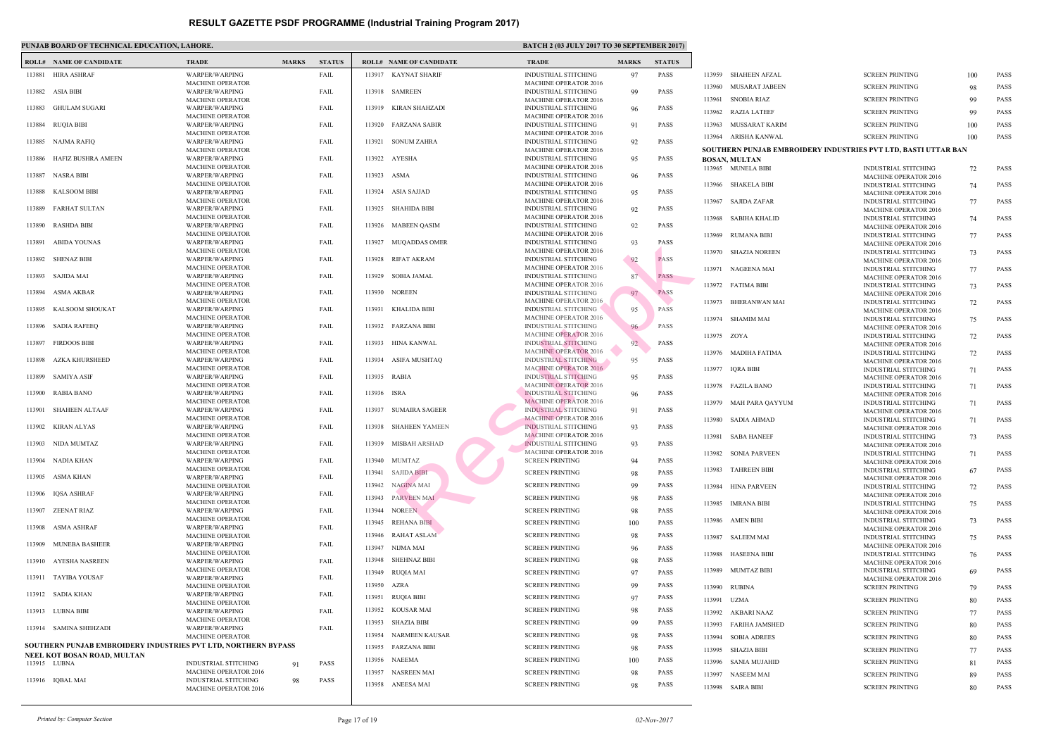# RESULT GAZETTE PSDF PROGRAMME (Industrial Training Program 2017)

**PUNJAB BOARD OF TECHNICAL EDUCATION, LAHORE.**

**BATCH 2 (03 JULY 2017 TO 30 SEPTEMBER 2017)**

| ROLL# | NAME OF CANDIDATE | TRADE | MARKS | STATUS |
|---|---|---|---|---|
| 113881 | HIRA ASHRAF | WARPER/WARPING MACHINE OPERATOR | | FAIL |
| 113882 | ASIA BIBI | WARPER/WARPING MACHINE OPERATOR | | FAIL |
| 113883 | GHULAM SUGARI | WARPER/WARPING MACHINE OPERATOR | | FAIL |
| 113884 | RUQIA BIBI | WARPER/WARPING MACHINE OPERATOR | | FAIL |
| 113885 | NAJMA RAFIQ | WARPER/WARPING MACHINE OPERATOR | | FAIL |
| 113886 | HAFIZ BUSHRA AMEEN | WARPER/WARPING MACHINE OPERATOR | | FAIL |
| 113887 | NASRA BIBI | WARPER/WARPING MACHINE OPERATOR | | FAIL |
| 113888 | KALSOOM BIBI | WARPER/WARPING MACHINE OPERATOR | | FAIL |
| 113889 | FARHAT SULTAN | WARPER/WARPING MACHINE OPERATOR | | FAIL |
| 113890 | RASHDA BIBI | WARPER/WARPING MACHINE OPERATOR | | FAIL |
| 113891 | ABIDA YOUNAS | WARPER/WARPING MACHINE OPERATOR | | FAIL |
| 113892 | SHENAZ BIBI | WARPER/WARPING MACHINE OPERATOR | | FAIL |
| 113893 | SAJIDA MAI | WARPER/WARPING MACHINE OPERATOR | | FAIL |
| 113894 | ASMA AKBAR | WARPER/WARPING MACHINE OPERATOR | | FAIL |
| 113895 | KALSOOM SHOUKAT | WARPER/WARPING MACHINE OPERATOR | | FAIL |
| 113896 | SADIA RAFEEQ | WARPER/WARPING MACHINE OPERATOR | | FAIL |
| 113897 | FIRDOOS BIBI | WARPER/WARPING MACHINE OPERATOR | | FAIL |
| 113898 | AZKA KHURSHEED | WARPER/WARPING MACHINE OPERATOR | | FAIL |
| 113899 | SAMIYA ASIF | WARPER/WARPING MACHINE OPERATOR | | FAIL |
| 113900 | RABIA BANO | WARPER/WARPING MACHINE OPERATOR | | FAIL |
| 113901 | SHAHEEN ALTAAF | WARPER/WARPING MACHINE OPERATOR | | FAIL |
| 113902 | KIRAN ALYAS | WARPER/WARPING MACHINE OPERATOR | | FAIL |
| 113903 | NIDA MUMTAZ | WARPER/WARPING MACHINE OPERATOR | | FAIL |
| 113904 | NADIA KHAN | WARPER/WARPING MACHINE OPERATOR | | FAIL |
| 113905 | ASMA KHAN | WARPER/WARPING MACHINE OPERATOR | | FAIL |
| 113906 | IQSA ASHRAF | WARPER/WARPING MACHINE OPERATOR | | FAIL |
| 113907 | ZEENAT RIAZ | WARPER/WARPING MACHINE OPERATOR | | FAIL |
| 113908 | ASMA ASHRAF | WARPER/WARPING MACHINE OPERATOR | | FAIL |
| 113909 | MUNEBA BASHEER | WARPER/WARPING MACHINE OPERATOR | | FAIL |
| 113910 | AYESHA NASREEN | WARPER/WARPING MACHINE OPERATOR | | FAIL |
| 113911 | TAYIBA YOUSAF | WARPER/WARPING MACHINE OPERATOR | | FAIL |
| 113912 | SADIA KHAN | WARPER/WARPING MACHINE OPERATOR | | FAIL |
| 113913 | LUBNA BIBI | WARPER/WARPING MACHINE OPERATOR | | FAIL |
| 113914 | SAMINA SHEHZADI | WARPER/WARPING MACHINE OPERATOR | | FAIL |

**SOUTHERN PUNJAB EMBROIDERY INDUSTRIES PVT LTD, NORTHERN BYPASS NEEL KOT BOSAN ROAD, MULTAN**

| ROLL# | NAME OF CANDIDATE | TRADE | MARKS | STATUS |
|---|---|---|---|---|
| 113915 | LUBNA | INDUSTRIAL STITCHING MACHINE OPERATOR 2016 | 91 | PASS |
| 113916 | IQBAL MAI | INDUSTRIAL STITCHING MACHINE OPERATOR 2016 | 98 | PASS |
| 113917 | KAYNAT SHARIF | INDUSTRIAL STITCHING MACHINE OPERATOR 2016 | 97 | PASS |
| 113918 | SAMREEN | INDUSTRIAL STITCHING MACHINE OPERATOR 2016 | 99 | PASS |
| 113919 | KIRAN SHAHZADI | INDUSTRIAL STITCHING MACHINE OPERATOR 2016 | 96 | PASS |
| 113920 | FARZANA SABIR | INDUSTRIAL STITCHING MACHINE OPERATOR 2016 | 91 | PASS |
| 113921 | SONUM ZAHRA | INDUSTRIAL STITCHING MACHINE OPERATOR 2016 | 92 | PASS |
| 113922 | AYESHA | INDUSTRIAL STITCHING MACHINE OPERATOR 2016 | 95 | PASS |
| 113923 | ASMA | INDUSTRIAL STITCHING MACHINE OPERATOR 2016 | 96 | PASS |
| 113924 | ASIA SAJJAD | INDUSTRIAL STITCHING MACHINE OPERATOR 2016 | 95 | PASS |
| 113925 | SHAHIDA BIBI | INDUSTRIAL STITCHING MACHINE OPERATOR 2016 | 92 | PASS |
| 113926 | MABEEN QASIM | INDUSTRIAL STITCHING MACHINE OPERATOR 2016 | 92 | PASS |
| 113927 | MUQADDAS OMER | INDUSTRIAL STITCHING MACHINE OPERATOR 2016 | 93 | PASS |
| 113928 | RIFAT AKRAM | INDUSTRIAL STITCHING MACHINE OPERATOR 2016 | 92 | PASS |
| 113929 | SOBIA JAMAL | INDUSTRIAL STITCHING MACHINE OPERATOR 2016 | 87 | PASS |
| 113930 | NOREEN | INDUSTRIAL STITCHING MACHINE OPERATOR 2016 | 97 | PASS |
| 113931 | KHALIDA BIBI | INDUSTRIAL STITCHING MACHINE OPERATOR 2016 | 95 | PASS |
| 113932 | FARZANA BIBI | INDUSTRIAL STITCHING MACHINE OPERATOR 2016 | 96 | PASS |
| 113933 | HINA KANWAL | INDUSTRIAL STITCHING MACHINE OPERATOR 2016 | 92 | PASS |
| 113934 | ASIFA MUSHTAQ | INDUSTRIAL STITCHING MACHINE OPERATOR 2016 | 95 | PASS |
| 113935 | RABIA | INDUSTRIAL STITCHING MACHINE OPERATOR 2016 | 95 | PASS |
| 113936 | ISRA | INDUSTRIAL STITCHING MACHINE OPERATOR 2016 | 96 | PASS |
| 113937 | SUMAIRA SAGEER | INDUSTRIAL STITCHING MACHINE OPERATOR 2016 | 91 | PASS |
| 113938 | SHAHEEN YAMEEN | INDUSTRIAL STITCHING MACHINE OPERATOR 2016 | 93 | PASS |
| 113939 | MISBAH ARSHAD | INDUSTRIAL STITCHING MACHINE OPERATOR 2016 | 93 | PASS |
| 113940 | MUMTAZ | SCREEN PRINTING | 94 | PASS |
| 113941 | SAJIDA BIBI | SCREEN PRINTING | 98 | PASS |
| 113942 | NAGINA MAI | SCREEN PRINTING | 99 | PASS |
| 113943 | PARVEEN MAI | SCREEN PRINTING | 98 | PASS |
| 113944 | NOREEN | SCREEN PRINTING | 98 | PASS |
| 113945 | REHANA BIBI | SCREEN PRINTING | 100 | PASS |
| 113946 | RAHAT ASLAM | SCREEN PRINTING | 98 | PASS |
| 113947 | NIJMA MAI | SCREEN PRINTING | 96 | PASS |
| 113948 | SHEHNAZ BIBI | SCREEN PRINTING | 98 | PASS |
| 113949 | RUQIA MAI | SCREEN PRINTING | 97 | PASS |
| 113950 | AZRA | SCREEN PRINTING | 99 | PASS |
| 113951 | RUQIA BIBI | SCREEN PRINTING | 97 | PASS |
| 113952 | KOUSAR MAI | SCREEN PRINTING | 98 | PASS |
| 113953 | SHAZIA BIBI | SCREEN PRINTING | 99 | PASS |
| 113954 | NARMEEN KAUSAR | SCREEN PRINTING | 98 | PASS |
| 113955 | FARZANA BIBI | SCREEN PRINTING | 98 | PASS |
| 113956 | NAEEMA | SCREEN PRINTING | 100 | PASS |
| 113957 | NASREEN MAI | SCREEN PRINTING | 98 | PASS |
| 113958 | ANEESA MAI | SCREEN PRINTING | 98 | PASS |
| 113959 | SHAHEEN AFZAL | SCREEN PRINTING | 100 | PASS |
| 113960 | MUSARAT JABEEN | SCREEN PRINTING | 98 | PASS |
| 113961 | SNOBIA RIAZ | SCREEN PRINTING | 99 | PASS |
| 113962 | RAZIA LATEEF | SCREEN PRINTING | 99 | PASS |
| 113963 | MUSSARAT KARIM | SCREEN PRINTING | 100 | PASS |
| 113964 | ARISHA KANWAL | SCREEN PRINTING | 100 | PASS |

**SOUTHERN PUNJAB EMBROIDERY INDUSTRIES PVT LTD, BASTI UTTAR BAN BOSAN, MULTAN**

| ROLL# | NAME OF CANDIDATE | TRADE | MARKS | STATUS |
|---|---|---|---|---|
| 113965 | MUNELA BIBI | INDUSTRIAL STITCHING MACHINE OPERATOR 2016 | 72 | PASS |
| 113966 | SHAKELA BIBI | INDUSTRIAL STITCHING MACHINE OPERATOR 2016 | 74 | PASS |
| 113967 | SAJIDA ZAFAR | INDUSTRIAL STITCHING MACHINE OPERATOR 2016 | 77 | PASS |
| 113968 | SABIHA KHALID | INDUSTRIAL STITCHING MACHINE OPERATOR 2016 | 74 | PASS |
| 113969 | RUMANA BIBI | INDUSTRIAL STITCHING MACHINE OPERATOR 2016 | 77 | PASS |
| 113970 | SHAZIA NOREEN | INDUSTRIAL STITCHING MACHINE OPERATOR 2016 | 73 | PASS |
| 113971 | NAGEENA MAI | INDUSTRIAL STITCHING MACHINE OPERATOR 2016 | 77 | PASS |
| 113972 | FATIMA BIBI | INDUSTRIAL STITCHING MACHINE OPERATOR 2016 | 73 | PASS |
| 113973 | BHERANWAN MAI | INDUSTRIAL STITCHING MACHINE OPERATOR 2016 | 72 | PASS |
| 113974 | SHAMIM MAI | INDUSTRIAL STITCHING MACHINE OPERATOR 2016 | 75 | PASS |
| 113975 | ZOYA | INDUSTRIAL STITCHING MACHINE OPERATOR 2016 | 72 | PASS |
| 113976 | MADIHA FATIMA | INDUSTRIAL STITCHING MACHINE OPERATOR 2016 | 72 | PASS |
| 113977 | IQRA BIBI | INDUSTRIAL STITCHING MACHINE OPERATOR 2016 | 71 | PASS |
| 113978 | FAZILA BANO | INDUSTRIAL STITCHING MACHINE OPERATOR 2016 | 71 | PASS |
| 113979 | MAH PARA QAYYUM | INDUSTRIAL STITCHING MACHINE OPERATOR 2016 | 71 | PASS |
| 113980 | SADIA AHMAD | INDUSTRIAL STITCHING MACHINE OPERATOR 2016 | 71 | PASS |
| 113981 | SABA HANEEF | INDUSTRIAL STITCHING MACHINE OPERATOR 2016 | 73 | PASS |
| 113982 | SONIA PARVEEN | INDUSTRIAL STITCHING MACHINE OPERATOR 2016 | 71 | PASS |
| 113983 | TAHREEN BIBI | INDUSTRIAL STITCHING MACHINE OPERATOR 2016 | 67 | PASS |
| 113984 | HINA PARVEEN | INDUSTRIAL STITCHING MACHINE OPERATOR 2016 | 72 | PASS |
| 113985 | IMRANA BIBI | INDUSTRIAL STITCHING MACHINE OPERATOR 2016 | 75 | PASS |
| 113986 | AMEN BIBI | INDUSTRIAL STITCHING MACHINE OPERATOR 2016 | 73 | PASS |
| 113987 | SALEEM MAI | INDUSTRIAL STITCHING MACHINE OPERATOR 2016 | 75 | PASS |
| 113988 | HASEENA BIBI | INDUSTRIAL STITCHING MACHINE OPERATOR 2016 | 76 | PASS |
| 113989 | MUMTAZ BIBI | INDUSTRIAL STITCHING MACHINE OPERATOR 2016 | 69 | PASS |
| 113990 | RUBINA | SCREEN PRINTING | 79 | PASS |
| 113991 | UZMA | SCREEN PRINTING | 80 | PASS |
| 113992 | AKBARI NAAZ | SCREEN PRINTING | 77 | PASS |
| 113993 | FARIHA JAMSHED | SCREEN PRINTING | 80 | PASS |
| 113994 | SOBIA ADREES | SCREEN PRINTING | 80 | PASS |
| 113995 | SHAZIA BIBI | SCREEN PRINTING | 77 | PASS |
| 113996 | SANIA MUJAHID | SCREEN PRINTING | 81 | PASS |
| 113997 | NASEEM MAI | SCREEN PRINTING | 89 | PASS |
| 113998 | SAIRA BIBI | SCREEN PRINTING | 80 | PASS |

*Printed by: Computer Section* — *02-Nov-2017*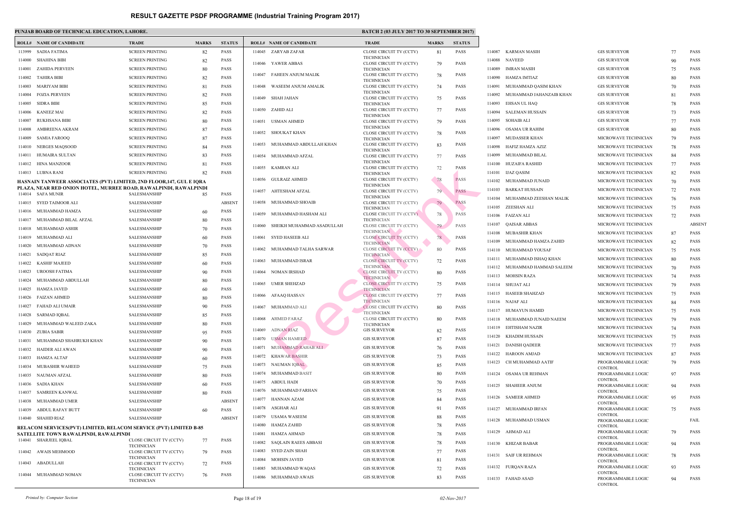# RESULT GAZETTE PSDF PROGRAMME (Industrial Training Program 2017)

**PUNJAB BOARD OF TECHNICAL EDUCATION, LAHORE.**

**BATCH 2 (03 JULY 2017 TO 30 SEPTEMBER 2017)**

| ROLL# | NAME OF CANDIDATE | TRADE | MARKS | STATUS |
|---|---|---|---|---|
| 113999 | SADIA FATIMA | SCREEN PRINTING | 82 | PASS |
| 114000 | SHAHINA BIBI | SCREEN PRINTING | 82 | PASS |
| 114001 | ZAHIDA PERVEEN | SCREEN PRINTING | 80 | PASS |
| 114002 | TAHIRA BIBI | SCREEN PRINTING | 82 | PASS |
| 114003 | MARIYAM BIBI | SCREEN PRINTING | 81 | PASS |
| 114004 | FOZIA PERVEEN | SCREEN PRINTING | 82 | PASS |
| 114005 | SIDRA BIBI | SCREEN PRINTING | 85 | PASS |
| 114006 | KANEEZ MAI | SCREEN PRINTING | 82 | PASS |
| 114007 | RUKHSANA BIBI | SCREEN PRINTING | 80 | PASS |
| 114008 | AMBREENA AKRAM | SCREEN PRINTING | 87 | PASS |
| 114009 | SAMIA FAROOQ | SCREEN PRINTING | 87 | PASS |
| 114010 | NERGES MAQSOOD | SCREEN PRINTING | 84 | PASS |
| 114011 | HUMAIRA SULTAN | SCREEN PRINTING | 83 | PASS |
| 114012 | HINA MANZOOR | SCREEN PRINTING | 81 | PASS |
| 114013 | LUBNA RANI | SCREEN PRINTING | 82 | PASS |

**HASNAIN TANWEER ASSOCIATES (PVT) LIMITED, 2ND FLOOR,147, GUL E IQRA PLAZA, NEAR RED ONION HOTEL, MURREE ROAD, RAWALPINDI, RAWALPINDI**

| ROLL# | NAME OF CANDIDATE | TRADE | MARKS | STATUS |
|---|---|---|---|---|
| 114014 | SAFA MUNIR | SALESMANSHIP | 85 | PASS |
| 114015 | SYED TAIMOOR ALI | SALESMANSHIP | | ABSENT |
| 114016 | MUHAMMAD HAMZA | SALESMANSHIP | 60 | PASS |
| 114017 | MUHAMMAD BILAL AFZAL | SALESMANSHIP | 80 | PASS |
| 114018 | MUHAMMAD ASHIR | SALESMANSHIP | 70 | PASS |
| 114019 | MUHAMMAD ALI | SALESMANSHIP | 60 | PASS |
| 114020 | MUHAMMAD ADNAN | SALESMANSHIP | 70 | PASS |
| 114021 | SADQAT RIAZ | SALESMANSHIP | 85 | PASS |
| 114022 | KASHIF MAJEED | SALESMANSHIP | 60 | PASS |
| 114023 | UROOSH FATIMA | SALESMANSHIP | 90 | PASS |
| 114024 | MUHAMMAD ABDULLAH | SALESMANSHIP | 80 | PASS |
| 114025 | HAMZA JAVED | SALESMANSHIP | 60 | PASS |
| 114026 | FAIZAN AHMED | SALESMANSHIP | 80 | PASS |
| 114027 | FAHAD ALI UMAIR | SALESMANSHIP | 90 | PASS |
| 114028 | SARMAD IQBAL | SALESMANSHIP | 85 | PASS |
| 114029 | MUHAMMAD WALEED ZAKA | SALESMANSHIP | 80 | PASS |
| 114030 | ZUBIA SABIR | SALESMANSHIP | 95 | PASS |
| 114031 | MUHAMMAD SHAHRUKH KHAN | SALESMANSHIP | 90 | PASS |
| 114032 | HAIDER ALI AWAN | SALESMANSHIP | 90 | PASS |
| 114033 | HAMZA ALTAF | SALESMANSHIP | 60 | PASS |
| 114034 | MUBASHIR WAHEED | SALESMANSHIP | 75 | PASS |
| 114035 | NAUMAN AFZAL | SALESMANSHIP | 80 | PASS |
| 114036 | SADIA KHAN | SALESMANSHIP | 60 | PASS |
| 114037 | SAMREEN KANWAL | SALESMANSHIP | 80 | PASS |
| 114038 | MUHAMMAD UMER | SALESMANSHIP | | ABSENT |
| 114039 | ABDUL RAFAY BUTT | SALESMANSHIP | 60 | PASS |
| 114040 | SHAHID RIAZ | SALESMANSHIP | | ABSENT |

**RELACOM SERVICES(PVT) LIMITED, RELACOM SERVICE (PVT) LIMITED B-85 SATELLITE TOWN RAWALPINDI, RAWALPINDI**

| ROLL# | NAME OF CANDIDATE | TRADE | MARKS | STATUS |
|---|---|---|---|---|
| 114041 | SHARJEEL IQBAL | CLOSE CIRCUIT TV (CCTV) TECHNICIAN | 77 | PASS |
| 114042 | AWAIS MEHMOOD | CLOSE CIRCUIT TV (CCTV) TECHNICIAN | 79 | PASS |
| 114043 | ABADULLAH | CLOSE CIRCUIT TV (CCTV) TECHNICIAN | 72 | PASS |
| 114044 | MUHAMMAD NOMAN | CLOSE CIRCUIT TV (CCTV) TECHNICIAN | 76 | PASS |
| 114045 | ZARYAB ZAFAR | CLOSE CIRCUIT TV (CCTV) TECHNICIAN | 81 | PASS |
| 114046 | YAWER ABBAS | CLOSE CIRCUIT TV (CCTV) TECHNICIAN | 79 | PASS |
| 114047 | FAHEEN ANJUM MALIK | CLOSE CIRCUIT TV (CCTV) TECHNICIAN | 78 | PASS |
| 114048 | WASEEM ANJUM AMALIK | CLOSE CIRCUIT TV (CCTV) TECHNICIAN | 74 | PASS |
| 114049 | SHAH JAHAN | CLOSE CIRCUIT TV (CCTV) TECHNICIAN | 75 | PASS |
| 114050 | ZAHID ALI | CLOSE CIRCUIT TV (CCTV) TECHNICIAN | 77 | PASS |
| 114051 | USMAN AHMED | CLOSE CIRCUIT TV (CCTV) TECHNICIAN | 79 | PASS |
| 114052 | SHOUKAT KHAN | CLOSE CIRCUIT TV (CCTV) TECHNICIAN | 78 | PASS |
| 114053 | MUHAMMAD ABDULLAH KHAN | CLOSE CIRCUIT TV (CCTV) TECHNICIAN | 83 | PASS |
| 114054 | MUHAMMAD AFZAL | CLOSE CIRCUIT TV (CCTV) TECHNICIAN | 77 | PASS |
| 114055 | KAMRAN ALI | CLOSE CIRCUIT TV (CCTV) TECHNICIAN | 72 | PASS |
| 114056 | GULRAIZ AHMED | CLOSE CIRCUIT TV (CCTV) TECHNICIAN | 78 | PASS |
| 114057 | AHTESHAM AFZAL | CLOSE CIRCUIT TV (CCTV) TECHNICIAN | 79 | PASS |
| 114058 | MUHAMMAD SHOAIB | CLOSE CIRCUIT TV (CCTV) TECHNICIAN | 79 | PASS |
| 114059 | MUHAMMAD HASHAM ALI | CLOSE CIRCUIT TV (CCTV) TECHNICIAN | 78 | PASS |
| 114060 | SHEIKH MUHAMMAD ASADULLAH | CLOSE CIRCUIT TV (CCTV) TECHNICIAN | 79 | PASS |
| 114061 | SYED HASEEB ALI | CLOSE CIRCUIT TV (CCTV) TECHNICIAN | 78 | PASS |
| 114062 | MUHAMMAD TALHA SARWAR | CLOSE CIRCUIT TV (CCTV) TECHNICIAN | 80 | PASS |
| 114063 | MUHAMMAD ISRAR | CLOSE CIRCUIT TV (CCTV) TECHNICIAN | 72 | PASS |
| 114064 | NOMAN IRSHAD | CLOSE CIRCUIT TV (CCTV) TECHNICIAN | 80 | PASS |
| 114065 | UMER SHEHZAD | CLOSE CIRCUIT TV (CCTV) TECHNICIAN | 75 | PASS |
| 114066 | AFAAQ HASSAN | CLOSE CIRCUIT TV (CCTV) TECHNICIAN | 77 | PASS |
| 114067 | MUHAMMAD ALI | CLOSE CIRCUIT TV (CCTV) TECHNICIAN | 80 | PASS |
| 114068 | AHMED FARAZ | CLOSE CIRCUIT TV (CCTV) TECHNICIAN | 80 | PASS |
| 114069 | ADNAN RIAZ | GIS SURVEYOR | 82 | PASS |
| 114070 | USMAN HAMEED | GIS SURVEYOR | 87 | PASS |
| 114071 | MUHAMMAD RAHAB ALI | GIS SURVEYOR | 76 | PASS |
| 114072 | KHAWAR BASHIR | GIS SURVEYOR | 73 | PASS |
| 114073 | NAUMAN IQBAL | GIS SURVEYOR | 85 | PASS |
| 114074 | MUHAMMAD BASIT | GIS SURVEYOR | 80 | PASS |
| 114075 | ABDUL HADI | GIS SURVEYOR | 70 | PASS |
| 114076 | MUHAMMAD FARHAN | GIS SURVEYOR | 75 | PASS |
| 114077 | HANNAN AZAM | GIS SURVEYOR | 84 | PASS |
| 114078 | ASGHAR ALI | GIS SURVEYOR | 91 | PASS |
| 114079 | USAMA WASEEM | GIS SURVEYOR | 88 | PASS |
| 114080 | HAMZA ZAHID | GIS SURVEYOR | 78 | PASS |
| 114081 | HAMZA AHMAD | GIS SURVEYOR | 78 | PASS |
| 114082 | SAQLAIN RAEES ABBASI | GIS SURVEYOR | 78 | PASS |
| 114083 | SYED ZAIN SHAH | GIS SURVEYOR | 77 | PASS |
| 114084 | MOHSIN JAVED | GIS SURVEYOR | 81 | PASS |
| 114085 | MUHAMMAD WAQAS | GIS SURVEYOR | 72 | PASS |
| 114086 | MUHAMMAD AWAIS | GIS SURVEYOR | 83 | PASS |
| 114087 | KARMAN MASIH | GIS SURVEYOR | 77 | PASS |
| 114088 | NAVEED | GIS SURVEYOR | 90 | PASS |
| 114089 | IMRAN MASIH | GIS SURVEYOR | 75 | PASS |
| 114090 | HAMZA IMTIAZ | GIS SURVEYOR | 80 | PASS |
| 114091 | MUHAMMAD QASIM KHAN | GIS SURVEYOR | 70 | PASS |
| 114092 | MUHAMMAD JAHANZAIB KHAN | GIS SURVEYOR | 81 | PASS |
| 114093 | EHSAN UL HAQ | GIS SURVEYOR | 78 | PASS |
| 114094 | SALEMAN HUSSAIN | GIS SURVEYOR | 73 | PASS |
| 114095 | SOHAIB ALI | GIS SURVEYOR | 77 | PASS |
| 114096 | OSAMA UR RAHIM | GIS SURVEYOR | 80 | PASS |
| 114097 | MUDASSER KHAN | MICROWAVE TECHNICIAN | 79 | PASS |
| 114098 | HAFIZ HAMZA AZIZ | MICROWAVE TECHNICIAN | 78 | PASS |
| 114099 | MUHAMMAD BILAL | MICROWAVE TECHNICIAN | 84 | PASS |
| 114100 | HUZAIFA RASHID | MICROWAVE TECHNICIAN | 77 | PASS |
| 114101 | IJAZ QASIM | MICROWAVE TECHNICIAN | 82 | PASS |
| 114102 | MUHAMMAD JUNAID | MICROWAVE TECHNICIAN | 70 | PASS |
| 114103 | BARKAT HUSSAIN | MICROWAVE TECHNICIAN | 72 | PASS |
| 114104 | MUHAMMAD ZEESHAN MALIK | MICROWAVE TECHNICIAN | 76 | PASS |
| 114105 | ZEESHAN ALI | MICROWAVE TECHNICIAN | 75 | PASS |
| 114106 | FAIZAN ALI | MICROWAVE TECHNICIAN | 72 | PASS |
| 114107 | QAISAR ABBAS | MICROWAVE TECHNICIAN | | ABSENT |
| 114108 | MUBASHIR KHAN | MICROWAVE TECHNICIAN | 87 | PASS |
| 114109 | MUHAMMAD HAMZA ZAHID | MICROWAVE TECHNICIAN | 82 | PASS |
| 114110 | MUHAMMAD YOUSAF | MICROWAVE TECHNICIAN | 75 | PASS |
| 114111 | MUHAMMAD ISHAQ KHAN | MICROWAVE TECHNICIAN | 80 | PASS |
| 114112 | MUHAMMAD HAMMAD SALEEM | MICROWAVE TECHNICIAN | 70 | PASS |
| 114113 | MOHSIN RAZA | MICROWAVE TECHNICIAN | 74 | PASS |
| 114114 | SHUJAT ALI | MICROWAVE TECHNICIAN | 79 | PASS |
| 114115 | HASEEB SHAHZAD | MICROWAVE TECHNICIAN | 75 | PASS |
| 114116 | NAJAF ALI | MICROWAVE TECHNICIAN | 84 | PASS |
| 114117 | HUMAYUN HAMID | MICROWAVE TECHNICIAN | 75 | PASS |
| 114118 | MUHAMMAD JUNAID NAEEM | MICROWAVE TECHNICIAN | 79 | PASS |
| 114119 | EHTISHAM NAZIR | MICROWAVE TECHNICIAN | 74 | PASS |
| 114120 | KHADIM HUSSAIN | MICROWAVE TECHNICIAN | 75 | PASS |
| 114121 | DANISH QADEER | MICROWAVE TECHNICIAN | 77 | PASS |
| 114122 | HAROON AMJAD | MICROWAVE TECHNICIAN | 87 | PASS |
| 114123 | CH MUHAMMAD AATIF | PROGRAMMABLE LOGIC CONTROL | 79 | PASS |
| 114124 | OSAMA UR REHMAN | PROGRAMMABLE LOGIC CONTROL | 97 | PASS |
| 114125 | SHAHEER ANJUM | PROGRAMMABLE LOGIC CONTROL | 94 | PASS |
| 114126 | SAMEER AHMED | PROGRAMMABLE LOGIC CONTROL | 95 | PASS |
| 114127 | MUHAMMAD IRFAN | PROGRAMMABLE LOGIC CONTROL | 75 | PASS |
| 114128 | MUHAMMAD USMAN | PROGRAMMABLE LOGIC CONTROL | | FAIL |
| 114129 | AHMAD ALI | PROGRAMMABLE LOGIC CONTROL | 79 | PASS |
| 114130 | KHIZAR BABAR | PROGRAMMABLE LOGIC CONTROL | 94 | PASS |
| 114131 | SAIF UR REHMAN | PROGRAMMABLE LOGIC CONTROL | 78 | PASS |
| 114132 | FURQAN RAZA | PROGRAMMABLE LOGIC CONTROL | 93 | PASS |
| 114133 | FAHAD ASAD | PROGRAMMABLE LOGIC CONTROL | 94 | PASS |

*Printed by: Computer Section* 02-Nov-2017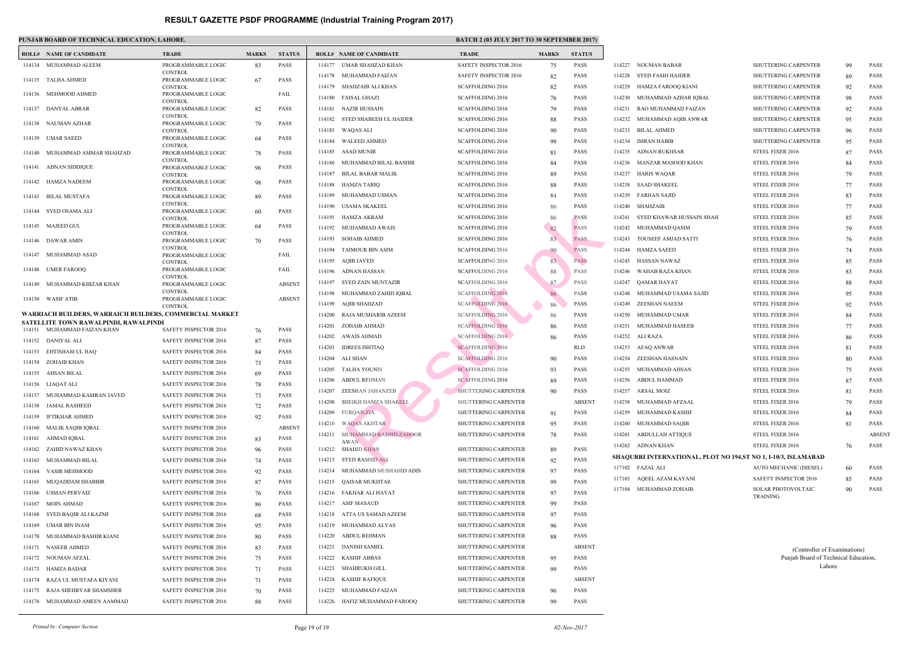# RESULT GAZETTE PSDF PROGRAMME (Industrial Training Program 2017)

**PUNJAB BOARD OF TECHNICAL EDUCATION, LAHORE.** **BATCH 2 (03 JULY 2017 TO 30 SEPTEMBER 2017)**

| ROLL# | NAME OF CANDIDATE | TRADE | MARKS | STATUS |
|---|---|---|---|---|
| 114134 | MUHAMMAD ALEEM | PROGRAMMABLE LOGIC CONTROL | 83 | PASS |
| 114135 | TALHA AHMED | PROGRAMMABLE LOGIC CONTROL | 67 | PASS |
| 114136 | MEHMOOD AHMED | PROGRAMMABLE LOGIC CONTROL | | FAIL |
| 114137 | DANYAL ABRAR | PROGRAMMABLE LOGIC CONTROL | 82 | PASS |
| 114138 | NAUMAN AZHAR | PROGRAMMABLE LOGIC CONTROL | 79 | PASS |
| 114139 | UMAR SAEED | PROGRAMMABLE LOGIC CONTROL | 64 | PASS |
| 114140 | MUHAMMAD AMMAR SHAHZAD | PROGRAMMABLE LOGIC CONTROL | 78 | PASS |
| 114141 | ADNAN SIDDIQUE | PROGRAMMABLE LOGIC CONTROL | 96 | PASS |
| 114142 | HAMZA NADEEM | PROGRAMMABLE LOGIC CONTROL | 98 | PASS |
| 114143 | BILAL MUSTAFA | PROGRAMMABLE LOGIC CONTROL | 89 | PASS |
| 114144 | SYED OSAMA ALI | PROGRAMMABLE LOGIC CONTROL | 60 | PASS |
| 114145 | MAJEED GUL | PROGRAMMABLE LOGIC CONTROL | 64 | PASS |
| 114146 | DAWAR AMIN | PROGRAMMABLE LOGIC CONTROL | 70 | PASS |
| 114147 | MUHAMMAD ASAD | PROGRAMMABLE LOGIC CONTROL | | FAIL |
| 114148 | UMER FAROOQ | PROGRAMMABLE LOGIC CONTROL | | FAIL |
| 114149 | MUHAMMAD KHIZAR KHAN | PROGRAMMABLE LOGIC CONTROL | | ABSENT |
| 114150 | WASIF ATIB | PROGRAMMABLE LOGIC CONTROL | | ABSENT |

**WARRIACH BUILDERS, WARRAICH BUILDERS, COMMERCIAL MARKET SATELLITE TOWN RAWALPINDI, RAWALPINDI**

| ROLL# | NAME OF CANDIDATE | TRADE | MARKS | STATUS |
|---|---|---|---|---|
| 114151 | MUHAMMAD FAIZAN KHAN | SAFETY INSPECTOR 2016 | 76 | PASS |
| 114152 | DANIYAL ALI | SAFETY INSPECTOR 2016 | 87 | PASS |
| 114153 | EHTISHAM UL HAQ | SAFETY INSPECTOR 2016 | 84 | PASS |
| 114154 | ZOHAIB KHAN | SAFETY INSPECTOR 2016 | 73 | PASS |
| 114155 | AHSAN BILAL | SAFETY INSPECTOR 2016 | 69 | PASS |
| 114156 | LIAQAT ALI | SAFETY INSPECTOR 2016 | 78 | PASS |
| 114157 | MUHAMMAD KAMRAN JAVED | SAFETY INSPECTOR 2016 | 73 | PASS |
| 114158 | JAMAL RASHEED | SAFETY INSPECTOR 2016 | 72 | PASS |
| 114159 | IFTIKHAR AHMED | SAFETY INSPECTOR 2016 | 92 | PASS |
| 114160 | MALIK SAQIB IQBAL | SAFETY INSPECTOR 2016 | | ABSENT |
| 114161 | AHMAD IQBAL | SAFETY INSPECTOR 2016 | 83 | PASS |
| 114162 | ZAHID NAWAZ KHAN | SAFETY INSPECTOR 2016 | 96 | PASS |
| 114163 | MUHAMMAD BILAL | SAFETY INSPECTOR 2016 | 74 | PASS |
| 114164 | YASIR MEHMOOD | SAFETY INSPECTOR 2016 | 92 | PASS |
| 114165 | MUQADDAM SHABBIR | SAFETY INSPECTOR 2016 | 87 | PASS |
| 114166 | USMAN PERVAIZ | SAFETY INSPECTOR 2016 | 76 | PASS |
| 114167 | MOIN AHMAD | SAFETY INSPECTOR 2016 | 86 | PASS |
| 114168 | SYED BAQIR ALI KAZMI | SAFETY INSPECTOR 2016 | 68 | PASS |
| 114169 | UMAR BIN INAM | SAFETY INSPECTOR 2016 | 95 | PASS |
| 114170 | MUHAMMAD BASHIR KIANI | SAFETY INSPECTOR 2016 | 80 | PASS |
| 114171 | NASEER AHMED | SAFETY INSPECTOR 2016 | 83 | PASS |
| 114172 | NOUMAN AFZAL | SAFETY INSPECTOR 2016 | 75 | PASS |
| 114173 | HAMZA BADAR | SAFETY INSPECTOR 2016 | 71 | PASS |
| 114174 | RAZA UL MUSTAFA KIYANI | SAFETY INSPECTOR 2016 | 71 | PASS |
| 114175 | RAJA SHEHRYAR SHAMSHER | SAFETY INSPECTOR 2016 | 70 | PASS |
| 114176 | MUHAMMAD AMEEN AAMMAD | SAFETY INSPECTOR 2016 | 88 | PASS |
| 114177 | UMAR SHAHZAD KHAN | SAFETY INSPECTOR 2016 | 75 | PASS |
| 114178 | MUHAMMAD FAIZAN | SAFETY INSPECTOR 2016 | 82 | PASS |
| 114179 | SHAHZAIB ALI KHAN | SCAFFOLDING 2016 | 82 | PASS |
| 114180 | FAISAL GHAZI | SCAFFOLDING 2016 | 76 | PASS |
| 114181 | NAZIR HUSSAIN | SCAFFOLDING 2016 | 79 | PASS |
| 114182 | SYED SHABEEH UL HAIDER | SCAFFOLDING 2016 | 88 | PASS |
| 114183 | WAQAS ALI | SCAFFOLDING 2016 | 90 | PASS |
| 114184 | WALEED AHMED | SCAFFOLDING 2016 | 99 | PASS |
| 114185 | ASAD MUNIR | SCAFFOLDING 2016 | 81 | PASS |
| 114186 | MUHAMMAD BILAL BASHIR | SCAFFOLDING 2016 | 84 | PASS |
| 114187 | BILAL BABAR MALIK | SCAFFOLDING 2016 | 89 | PASS |
| 114188 | HAMZA TARIQ | SCAFFOLDING 2016 | 88 | PASS |
| 114189 | MUHAMMAD USMAN | SCAFFOLDING 2016 | 84 | PASS |
| 114190 | USAMA SKAKEEL | SCAFFOLDING 2016 | 86 | PASS |
| 114191 | HAMZA AKRAM | SCAFFOLDING 2016 | 86 | PASS |
| 114192 | MUHAMMAD AWAIS | SCAFFOLDING 2016 | 82 | PASS |
| 114193 | SOHAIB AHMED | SCAFFOLDING 2016 | 83 | PASS |
| 114194 | TAIMOUR BIN ASIM | SCAFFOLDING 2016 | 90 | PASS |
| 114195 | AQIB JAVED | SCAFFOLDING 2016 | 83 | PASS |
| 114196 | ADNAN HASSAN | SCAFFOLDING 2016 | 88 | PASS |
| 114197 | SYED ZAIN MUNTAZIR | SCAFFOLDING 2016 | 87 | PASS |
| 114198 | MUHAMMAD ZAHID IQBAL | SCAFFOLDING 2016 | 86 | PASS |
| 114199 | AQIB SHAHZAD | SCAFFOLDING 2016 | 86 | PASS |
| 114200 | RAJA MUSHARIB AZEEM | SCAFFOLDING 2016 | 86 | PASS |
| 114201 | ZOHAIB AHMAD | SCAFFOLDING 2016 | 86 | PASS |
| 114202 | AWAIS AHMAD | SCAFFOLDING 2016 | 86 | PASS |
| 114203 | IDREES ISHTIAQ | SCAFFOLDING 2016 | | RLD |
| 114204 | ALI SHAN | SCAFFOLDING 2016 | 90 | PASS |
| 114205 | TALHA YOUNIS | SCAFFOLDING 2016 | 93 | PASS |
| 114206 | ABDUL REHMAN | SCAFFOLDING 2016 | 89 | PASS |
| 114207 | ZEESHAN JAHANZEB | SHUTTERING CARPENTER | 90 | PASS |
| 114208 | SHEIKH HAMZA SHAKEEL | SHUTTERING CARPENTER | | ABSENT |
| 114209 | FURQAN ZIA | SHUTTERING CARPENTER | 91 | PASS |
| 114210 | WAQAS AKHTAR | SHUTTERING CARPENTER | 95 | PASS |
| 114211 | MUHAMMAD RASHID ZAHOOR AWAN | SHUTTERING CARPENTER | 78 | PASS |
| 114212 | SHAHID KHAN | SHUTTERING CARPENTER | 89 | PASS |
| 114213 | SYED RASHID ALI | SHUTTERING CARPENTER | 92 | PASS |
| 114214 | MUHAMMAD MUSHAHID ADIS | SHUTTERING CARPENTER | 97 | PASS |
| 114215 | QAISAR MUKHTAR | SHUTTERING CARPENTER | 99 | PASS |
| 114216 | FAKHAR ALI HAYAT | SHUTTERING CARPENTER | 97 | PASS |
| 114217 | ASIF MASAUD | SHUTTERING CARPENTER | 99 | PASS |
| 114218 | ATTA US SAMAD AZEEM | SHUTTERING CARPENTER | 97 | PASS |
| 114219 | MUHAMMAD ALYAS | SHUTTERING CARPENTER | 96 | PASS |
| 114220 | ABDUL REHMAN | SHUTTERING CARPENTER | 88 | PASS |
| 114221 | DANISH SAMIEL | SHUTTERING CARPENTER | | ABSENT |
| 114222 | KASHIF ABBAS | SHUTTERING CARPENTER | 95 | PASS |
| 114223 | SHAHRUKH GILL | SHUTTERING CARPENTER | 99 | PASS |
| 114224 | KASHIF RAFIQUE | SHUTTERING CARPENTER | | ABSENT |
| 114225 | MUHAMMAD FAIZAN | SHUTTERING CARPENTER | 96 | PASS |
| 114226 | HAFIZ MUHAMMAD FAROOQ | SHUTTERING CARPENTER | 99 | PASS |
| 114227 | NOUMAN BABAR | SHUTTERING CARPENTER | 99 | PASS |
| 114228 | SYED FASIH HAIDER | SHUTTERING CARPENTER | 89 | PASS |
| 114229 | HAMZA FAROOQ KIANI | SHUTTERING CARPENTER | 92 | PASS |
| 114230 | MUHAMMAD AZHAR IQBAL | SHUTTERING CARPENTER | 98 | PASS |
| 114231 | RAO MUHAMMAD FAIZAN | SHUTTERING CARPENTER | 92 | PASS |
| 114232 | MUHAMMAD AQIB ANWAR | SHUTTERING CARPENTER | 95 | PASS |
| 114233 | BILAL AHMED | SHUTTERING CARPENTER | 96 | PASS |
| 114234 | IMRAN HABIB | SHUTTERING CARPENTER | 95 | PASS |
| 114235 | ADNAN RUKHSAR | STEEL FIXER 2016 | 87 | PASS |
| 114236 | MANZAR MASOOD KHAN | STEEL FIXER 2016 | 84 | PASS |
| 114237 | HARIS WAQAR | STEEL FIXER 2016 | 79 | PASS |
| 114238 | SAAD SHAKEEL | STEEL FIXER 2016 | 77 | PASS |
| 114239 | FARHAN SAJID | STEEL FIXER 2016 | 83 | PASS |
| 114240 | SHAHZAIB | STEEL FIXER 2016 | 77 | PASS |
| 114241 | SYED KHAWAR HUSSAIN SHAH | STEEL FIXER 2016 | 85 | PASS |
| 114242 | MUHAMMAD QASIM | STEEL FIXER 2016 | 79 | PASS |
| 114243 | TOUSEEF AMJAD SATTI | STEEL FIXER 2016 | 76 | PASS |
| 114244 | HAMZA SAEED | STEEL FIXER 2016 | 74 | PASS |
| 114245 | HASSAN NAWAZ | STEEL FIXER 2016 | 85 | PASS |
| 114246 | WAHAB RAZA KHAN | STEEL FIXER 2016 | 83 | PASS |
| 114247 | QAMAR HAYAT | STEEL FIXER 2016 | 88 | PASS |
| 114248 | MUHAMMAD USAMA SAJID | STEEL FIXER 2016 | 95 | PASS |
| 114249 | ZEESHAN NAEEM | STEEL FIXER 2016 | 92 | PASS |
| 114250 | MUHAMMAD UMAR | STEEL FIXER 2016 | 84 | PASS |
| 114251 | MUHAMMAD HASEEB | STEEL FIXER 2016 | 77 | PASS |
| 114252 | ALI RAZA | STEEL FIXER 2016 | 86 | PASS |
| 114253 | AFAQ ANWAR | STEEL FIXER 2016 | 81 | PASS |
| 114254 | ZEESHAN HASNAIN | STEEL FIXER 2016 | 80 | PASS |
| 114255 | MUHAMMAD AHSAN | STEEL FIXER 2016 | 75 | PASS |
| 114256 | ABDUL HAMMAD | STEEL FIXER 2016 | 87 | PASS |
| 114257 | ARSAL MOIZ | STEEL FIXER 2016 | 81 | PASS |
| 114258 | MUHAMMAD AFZAAL | STEEL FIXER 2016 | 79 | PASS |
| 114259 | MUHAMMAD KASHIF | STEEL FIXER 2016 | 84 | PASS |
| 114260 | MUHAMMAD SAQIB | STEEL FIXER 2016 | 81 | PASS |
| 114261 | ABDULLAH ATTIQUE | STEEL FIXER 2016 | | ABSENT |
| 114262 | ADNAN KHAN | STEEL FIXER 2016 | 76 | PASS |

**SHAQURRI INTERNATIONAL, PLOT NO 194,ST NO 1, I-10/3, ISLAMABAD**

| ROLL# | NAME OF CANDIDATE | TRADE | MARKS | STATUS |
|---|---|---|---|---|
| 117102 | FAZAL ALI | AUTO MECHANIC (DIESEL) | 60 | PASS |
| 117103 | AQEEL AZAM KAYANI | SAFETY INSPECTOR 2016 | 85 | PASS |
| 117104 | MUHAMMAD ZOHAIB | SOLAR PHOTOVOLTAIC TRAINING | 90 | PASS |

(Controller of Examinations)
Punjab Board of Technical Education,
Lahore

Printed by: Computer Section

02-Nov-2017